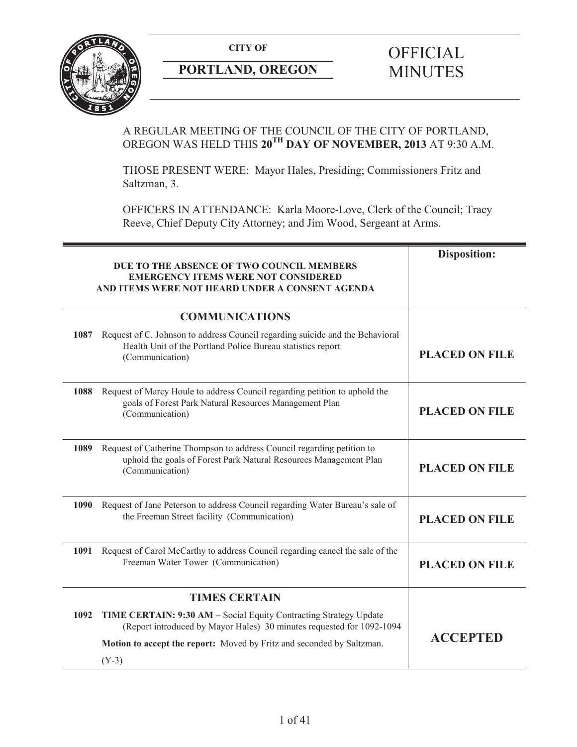**CITY OF**

**PORTLAND, OREGON**

# OFFICIAL MINUTES

A REGULAR MEETING OF THE COUNCIL OF THE CITY OF PORTLAND, OREGON WAS HELD THIS **20TH DAY OF NOVEMBER, 2013** AT 9:30 A.M.

THOSE PRESENT WERE: Mayor Hales, Presiding; Commissioners Fritz and Saltzman, 3.

OFFICERS IN ATTENDANCE: Karla Moore-Love, Clerk of the Council; Tracy Reeve, Chief Deputy City Attorney; and Jim Wood, Sergeant at Arms.

| **DUE TO THE ABSENCE OF TWO COUNCIL MEMBERS EMERGENCY ITEMS WERE NOT CONSIDERED AND ITEMS WERE NOT HEARD UNDER A CONSENT AGENDA** | **Disposition:** |
|---|---|
| **COMMUNICATIONS** | |
| **1087** Request of C. Johnson to address Council regarding suicide and the Behavioral Health Unit of the Portland Police Bureau statistics report (Communication) | **PLACED ON FILE** |
| **1088** Request of Marcy Houle to address Council regarding petition to uphold the goals of Forest Park Natural Resources Management Plan (Communication) | **PLACED ON FILE** |
| **1089** Request of Catherine Thompson to address Council regarding petition to uphold the goals of Forest Park Natural Resources Management Plan (Communication) | **PLACED ON FILE** |
| **1090** Request of Jane Peterson to address Council regarding Water Bureau's sale of the Freeman Street facility (Communication) | **PLACED ON FILE** |
| **1091** Request of Carol McCarthy to address Council regarding cancel the sale of the Freeman Water Tower (Communication) | **PLACED ON FILE** |
| **TIMES CERTAIN** | |
| **1092** **TIME CERTAIN: 9:30 AM –** Social Equity Contracting Strategy Update (Report introduced by Mayor Hales) 30 minutes requested for 1092-1094<br>**Motion to accept the report:** Moved by Fritz and seconded by Saltzman.<br>(Y-3) | **ACCEPTED** |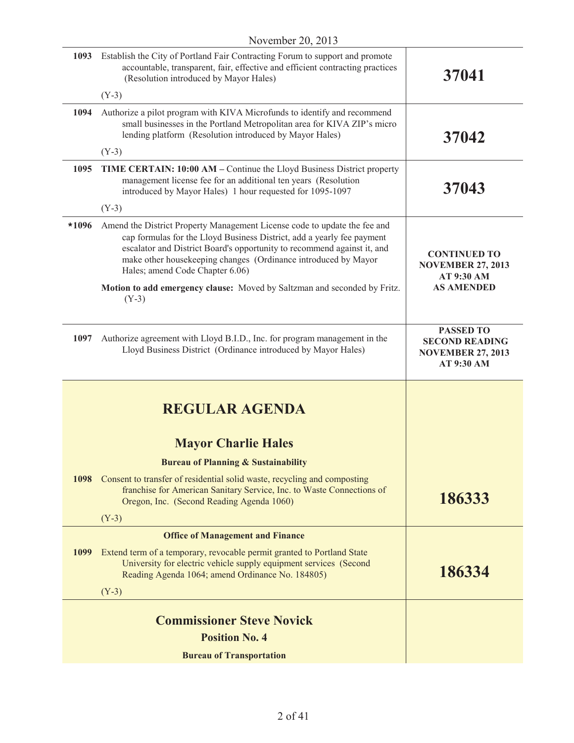November 20, 2013

| | | |
|---|---|---|
| 1093 | Establish the City of Portland Fair Contracting Forum to support and promote accountable, transparent, fair, effective and efficient contracting practices (Resolution introduced by Mayor Hales)<br><br>(Y-3) | **37041** |
| 1094 | Authorize a pilot program with KIVA Microfunds to identify and recommend small businesses in the Portland Metropolitan area for KIVA ZIP's micro lending platform (Resolution introduced by Mayor Hales)<br><br>(Y-3) | **37042** |
| 1095 | **TIME CERTAIN: 10:00 AM –** Continue the Lloyd Business District property management license fee for an additional ten years (Resolution introduced by Mayor Hales) 1 hour requested for 1095-1097<br><br>(Y-3) | **37043** |
| *1096 | Amend the District Property Management License code to update the fee and cap formulas for the Lloyd Business District, add a yearly fee payment escalator and District Board's opportunity to recommend against it, and make other housekeeping changes (Ordinance introduced by Mayor Hales; amend Code Chapter 6.06)<br><br>**Motion to add emergency clause:** Moved by Saltzman and seconded by Fritz. (Y-3) | **CONTINUED TO NOVEMBER 27, 2013 AT 9:30 AM AS AMENDED** |
| 1097 | Authorize agreement with Lloyd B.I.D., Inc. for program management in the Lloyd Business District (Ordinance introduced by Mayor Hales) | **PASSED TO SECOND READING NOVEMBER 27, 2013 AT 9:30 AM** |

# REGULAR AGENDA

## Mayor Charlie Hales

### Bureau of Planning & Sustainability

| | | |
|---|---|---|
| 1098 | Consent to transfer of residential solid waste, recycling and composting franchise for American Sanitary Service, Inc. to Waste Connections of Oregon, Inc. (Second Reading Agenda 1060)<br><br>(Y-3) | **186333** |

### Office of Management and Finance

| | | |
|---|---|---|
| 1099 | Extend term of a temporary, revocable permit granted to Portland State University for electric vehicle supply equipment services (Second Reading Agenda 1064; amend Ordinance No. 184805)<br><br>(Y-3) | **186334** |

## Commissioner Steve Novick

### Position No. 4

### Bureau of Transportation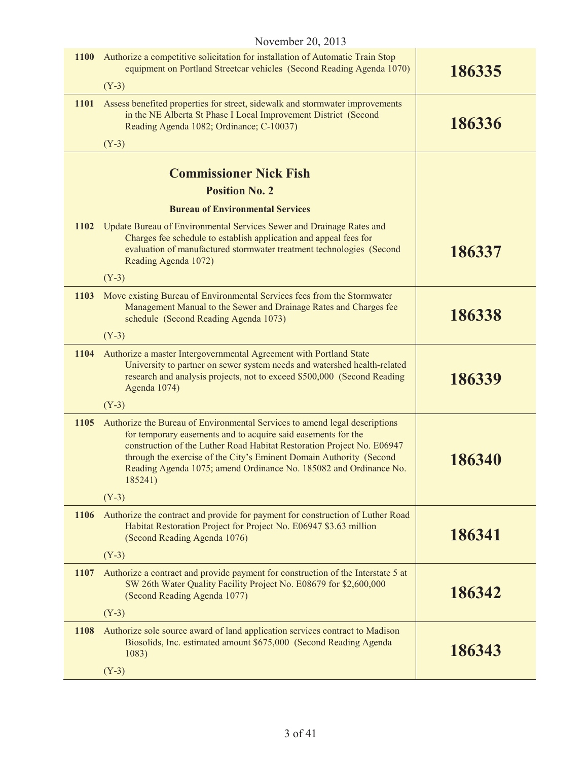November 20, 2013

| | | |
|---|---|---|
| **1100** | Authorize a competitive solicitation for installation of Automatic Train Stop equipment on Portland Streetcar vehicles (Second Reading Agenda 1070)<br><br>(Y-3) | **186335** |
| **1101** | Assess benefited properties for street, sidewalk and stormwater improvements in the NE Alberta St Phase I Local Improvement District (Second Reading Agenda 1082; Ordinance; C-10037)<br><br>(Y-3) | **186336** |

## Commissioner Nick Fish

### Position No. 2

#### Bureau of Environmental Services

| | | |
|---|---|---|
| **1102** | Update Bureau of Environmental Services Sewer and Drainage Rates and Charges fee schedule to establish application and appeal fees for evaluation of manufactured stormwater treatment technologies (Second Reading Agenda 1072)<br><br>(Y-3) | **186337** |
| **1103** | Move existing Bureau of Environmental Services fees from the Stormwater Management Manual to the Sewer and Drainage Rates and Charges fee schedule (Second Reading Agenda 1073)<br><br>(Y-3) | **186338** |
| **1104** | Authorize a master Intergovernmental Agreement with Portland State University to partner on sewer system needs and watershed health-related research and analysis projects, not to exceed $500,000 (Second Reading Agenda 1074)<br><br>(Y-3) | **186339** |
| **1105** | Authorize the Bureau of Environmental Services to amend legal descriptions for temporary easements and to acquire said easements for the construction of the Luther Road Habitat Restoration Project No. E06947 through the exercise of the City's Eminent Domain Authority (Second Reading Agenda 1075; amend Ordinance No. 185082 and Ordinance No. 185241)<br><br>(Y-3) | **186340** |
| **1106** | Authorize the contract and provide for payment for construction of Luther Road Habitat Restoration Project for Project No. E06947 $3.63 million (Second Reading Agenda 1076)<br><br>(Y-3) | **186341** |
| **1107** | Authorize a contract and provide payment for construction of the Interstate 5 at SW 26th Water Quality Facility Project No. E08679 for $2,600,000 (Second Reading Agenda 1077)<br><br>(Y-3) | **186342** |
| **1108** | Authorize sole source award of land application services contract to Madison Biosolids, Inc. estimated amount $675,000 (Second Reading Agenda 1083)<br><br>(Y-3) | **186343** |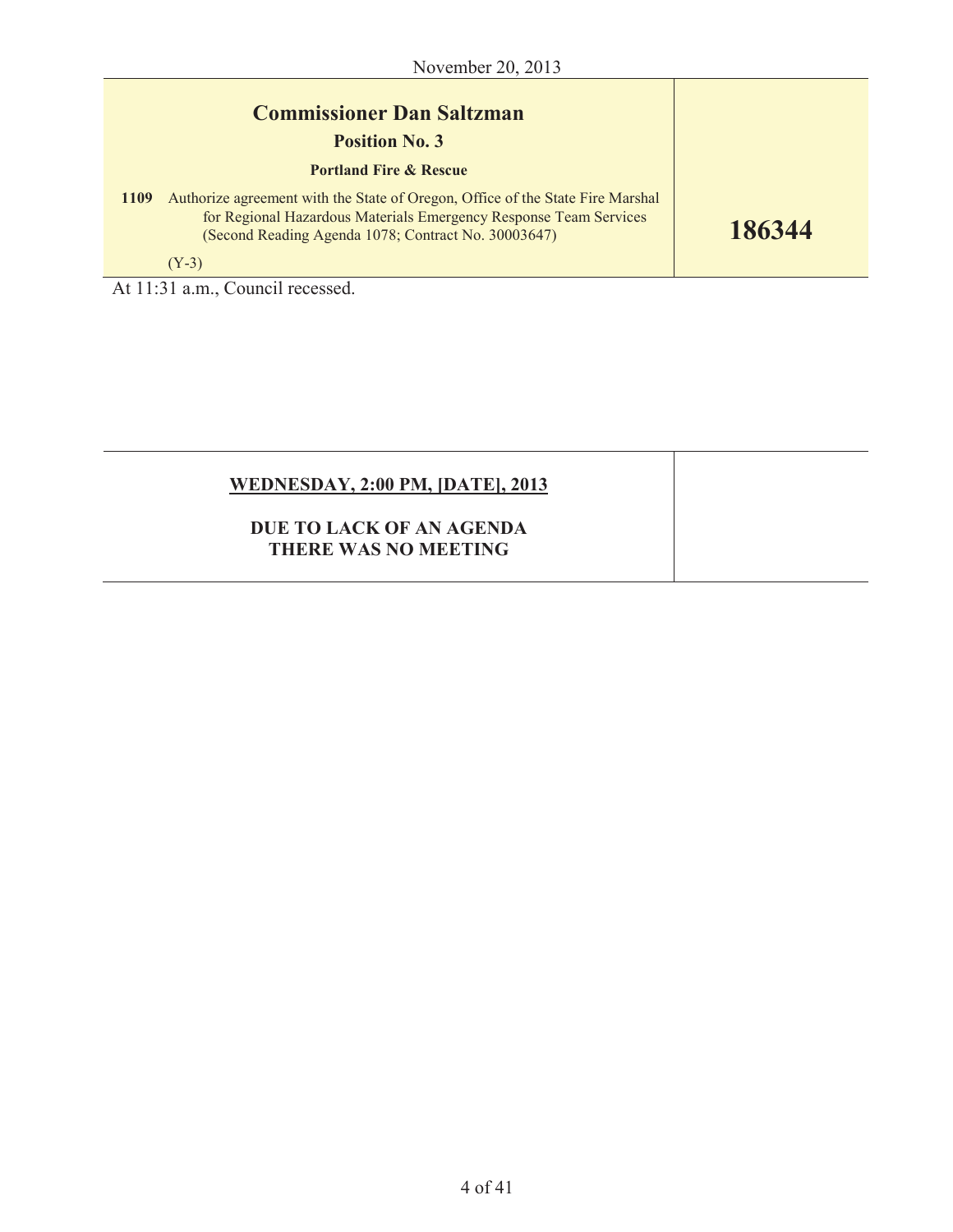November 20, 2013

| | |
|---|---|
| **Commissioner Dan Saltzman**<br>**Position No. 3**<br>**Portland Fire & Rescue**<br>**1109** Authorize agreement with the State of Oregon, Office of the State Fire Marshal for Regional Hazardous Materials Emergency Response Team Services (Second Reading Agenda 1078; Contract No. 30003647)<br>(Y-3) | **186344** |

At 11:31 a.m., Council recessed.

| | |
|---|---|
| **WEDNESDAY, 2:00 PM, [DATE], 2013**<br><br>**DUE TO LACK OF AN AGENDA THERE WAS NO MEETING** | |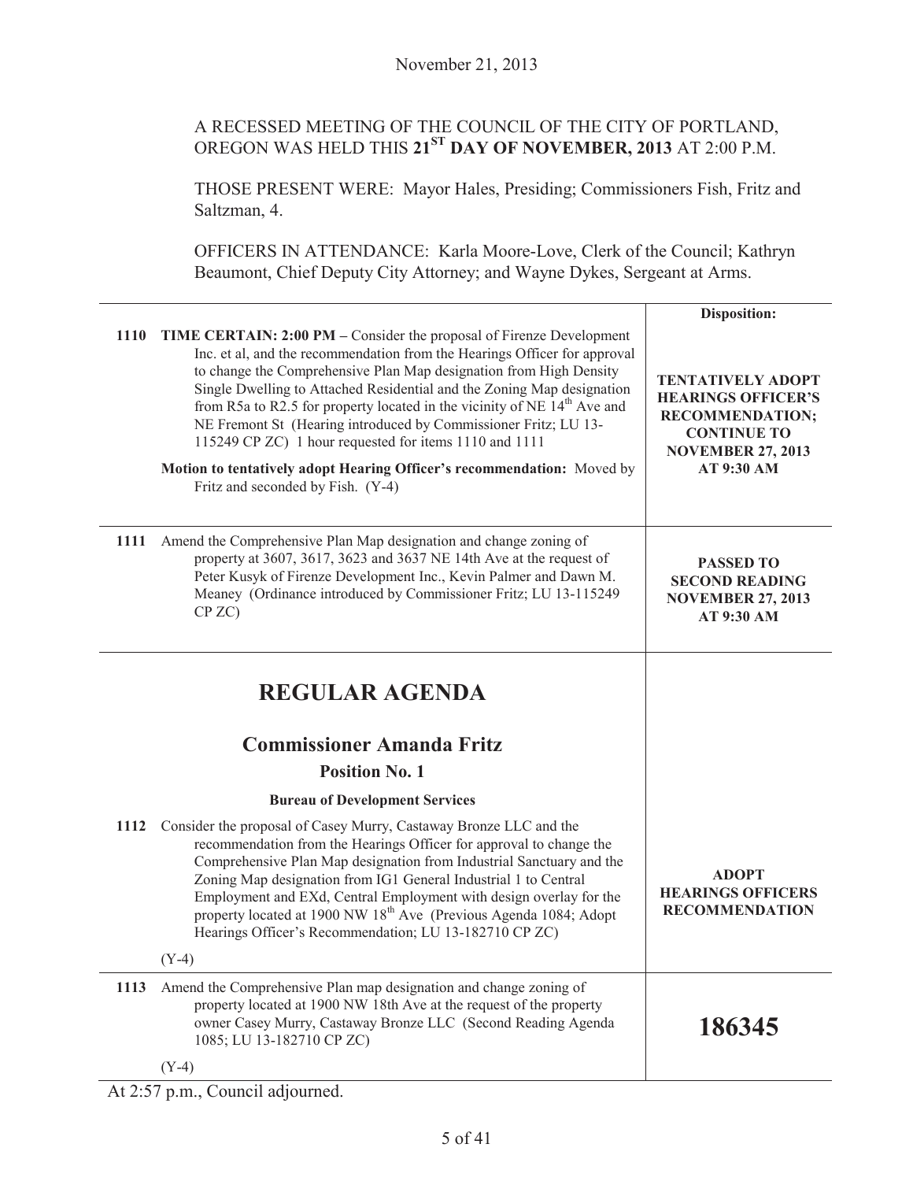November 21, 2013

A RECESSED MEETING OF THE COUNCIL OF THE CITY OF PORTLAND, OREGON WAS HELD THIS **21ST DAY OF NOVEMBER, 2013** AT 2:00 P.M.

THOSE PRESENT WERE: Mayor Hales, Presiding; Commissioners Fish, Fritz and Saltzman, 4.

OFFICERS IN ATTENDANCE: Karla Moore-Love, Clerk of the Council; Kathryn Beaumont, Chief Deputy City Attorney; and Wayne Dykes, Sergeant at Arms.

| | | **Disposition:** |
|---|---|---|
| **1110** | **TIME CERTAIN: 2:00 PM –** Consider the proposal of Firenze Development Inc. et al, and the recommendation from the Hearings Officer for approval to change the Comprehensive Plan Map designation from High Density Single Dwelling to Attached Residential and the Zoning Map designation from R5a to R2.5 for property located in the vicinity of NE 14th Ave and NE Fremont St (Hearing introduced by Commissioner Fritz; LU 13-115249 CP ZC) 1 hour requested for items 1110 and 1111<br><br>**Motion to tentatively adopt Hearing Officer's recommendation:** Moved by Fritz and seconded by Fish. (Y-4) | **TENTATIVELY ADOPT HEARINGS OFFICER'S RECOMMENDATION; CONTINUE TO NOVEMBER 27, 2013 AT 9:30 AM** |
| **1111** | Amend the Comprehensive Plan Map designation and change zoning of property at 3607, 3617, 3623 and 3637 NE 14th Ave at the request of Peter Kusyk of Firenze Development Inc., Kevin Palmer and Dawn M. Meaney (Ordinance introduced by Commissioner Fritz; LU 13-115249 CP ZC) | **PASSED TO SECOND READING NOVEMBER 27, 2013 AT 9:30 AM** |

## REGULAR AGENDA

### Commissioner Amanda Fritz

#### Position No. 1

**Bureau of Development Services**

| | | |
|---|---|---|
| **1112** | Consider the proposal of Casey Murry, Castaway Bronze LLC and the recommendation from the Hearings Officer for approval to change the Comprehensive Plan Map designation from Industrial Sanctuary and the Zoning Map designation from IG1 General Industrial 1 to Central Employment and EXd, Central Employment with design overlay for the property located at 1900 NW 18th Ave (Previous Agenda 1084; Adopt Hearings Officer's Recommendation; LU 13-182710 CP ZC)<br><br>(Y-4) | **ADOPT HEARINGS OFFICERS RECOMMENDATION** |
| **1113** | Amend the Comprehensive Plan map designation and change zoning of property located at 1900 NW 18th Ave at the request of the property owner Casey Murry, Castaway Bronze LLC (Second Reading Agenda 1085; LU 13-182710 CP ZC)<br><br>(Y-4) | **186345** |

At 2:57 p.m., Council adjourned.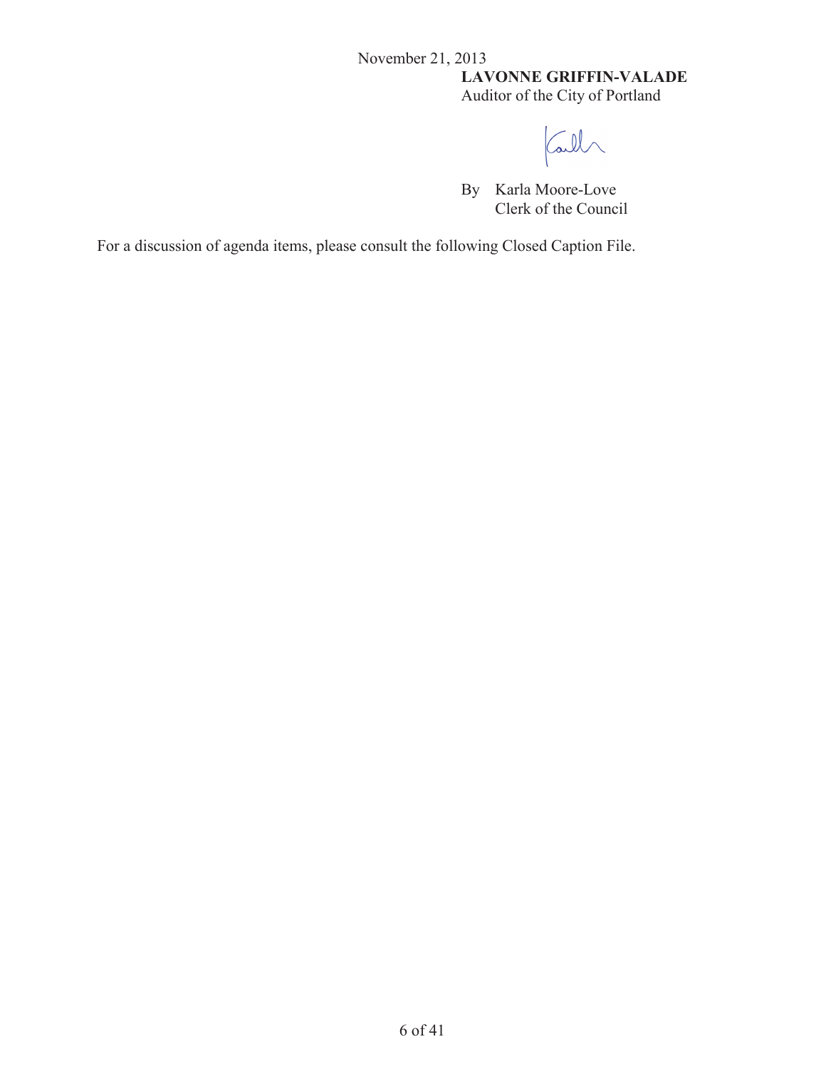November 21, 2013

**LAVONNE GRIFFIN-VALADE**
Auditor of the City of Portland

By Karla Moore-Love
Clerk of the Council

For a discussion of agenda items, please consult the following Closed Caption File.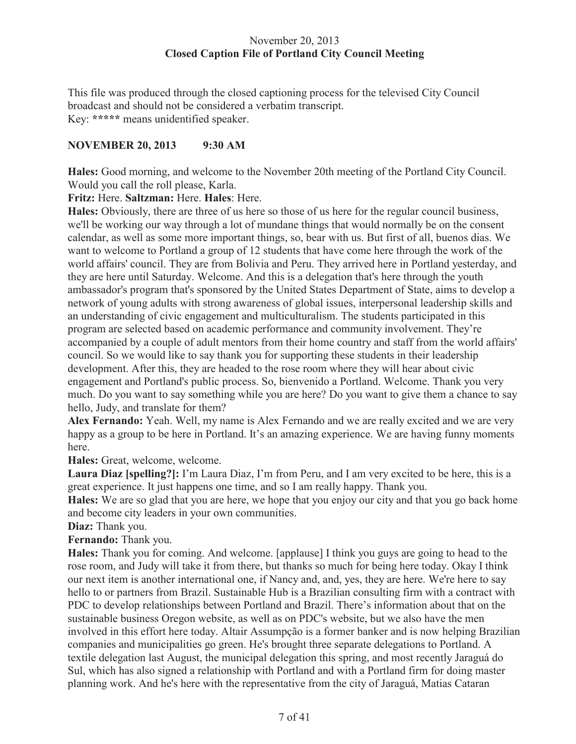November 20, 2013
**Closed Caption File of Portland City Council Meeting**

This file was produced through the closed captioning process for the televised City Council broadcast and should not be considered a verbatim transcript.
Key: ***** means unidentified speaker.

**NOVEMBER 20, 2013 9:30 AM**

**Hales:** Good morning, and welcome to the November 20th meeting of the Portland City Council. Would you call the roll please, Karla.

**Fritz:** Here. **Saltzman:** Here. **Hales**: Here.

**Hales:** Obviously, there are three of us here so those of us here for the regular council business, we'll be working our way through a lot of mundane things that would normally be on the consent calendar, as well as some more important things, so, bear with us. But first of all, buenos dias. We want to welcome to Portland a group of 12 students that have come here through the work of the world affairs' council. They are from Bolivia and Peru. They arrived here in Portland yesterday, and they are here until Saturday. Welcome. And this is a delegation that's here through the youth ambassador's program that's sponsored by the United States Department of State, aims to develop a network of young adults with strong awareness of global issues, interpersonal leadership skills and an understanding of civic engagement and multiculturalism. The students participated in this program are selected based on academic performance and community involvement. They're accompanied by a couple of adult mentors from their home country and staff from the world affairs' council. So we would like to say thank you for supporting these students in their leadership development. After this, they are headed to the rose room where they will hear about civic engagement and Portland's public process. So, bienvenido a Portland. Welcome. Thank you very much. Do you want to say something while you are here? Do you want to give them a chance to say hello, Judy, and translate for them?

**Alex Fernando:** Yeah. Well, my name is Alex Fernando and we are really excited and we are very happy as a group to be here in Portland. It's an amazing experience. We are having funny moments here.

**Hales:** Great, welcome, welcome.

**Laura Diaz [spelling?]:** I'm Laura Diaz, I'm from Peru, and I am very excited to be here, this is a great experience. It just happens one time, and so I am really happy. Thank you.

**Hales:** We are so glad that you are here, we hope that you enjoy our city and that you go back home and become city leaders in your own communities.

**Diaz:** Thank you.

**Fernando:** Thank you.

**Hales:** Thank you for coming. And welcome. [applause] I think you guys are going to head to the rose room, and Judy will take it from there, but thanks so much for being here today. Okay I think our next item is another international one, if Nancy and, and, yes, they are here. We're here to say hello to or partners from Brazil. Sustainable Hub is a Brazilian consulting firm with a contract with PDC to develop relationships between Portland and Brazil. There's information about that on the sustainable business Oregon website, as well as on PDC's website, but we also have the men involved in this effort here today. Altair Assumpção is a former banker and is now helping Brazilian companies and municipalities go green. He's brought three separate delegations to Portland. A textile delegation last August, the municipal delegation this spring, and most recently Jaraguá do Sul, which has also signed a relationship with Portland and with a Portland firm for doing master planning work. And he's here with the representative from the city of Jaraguá, Matias Cataran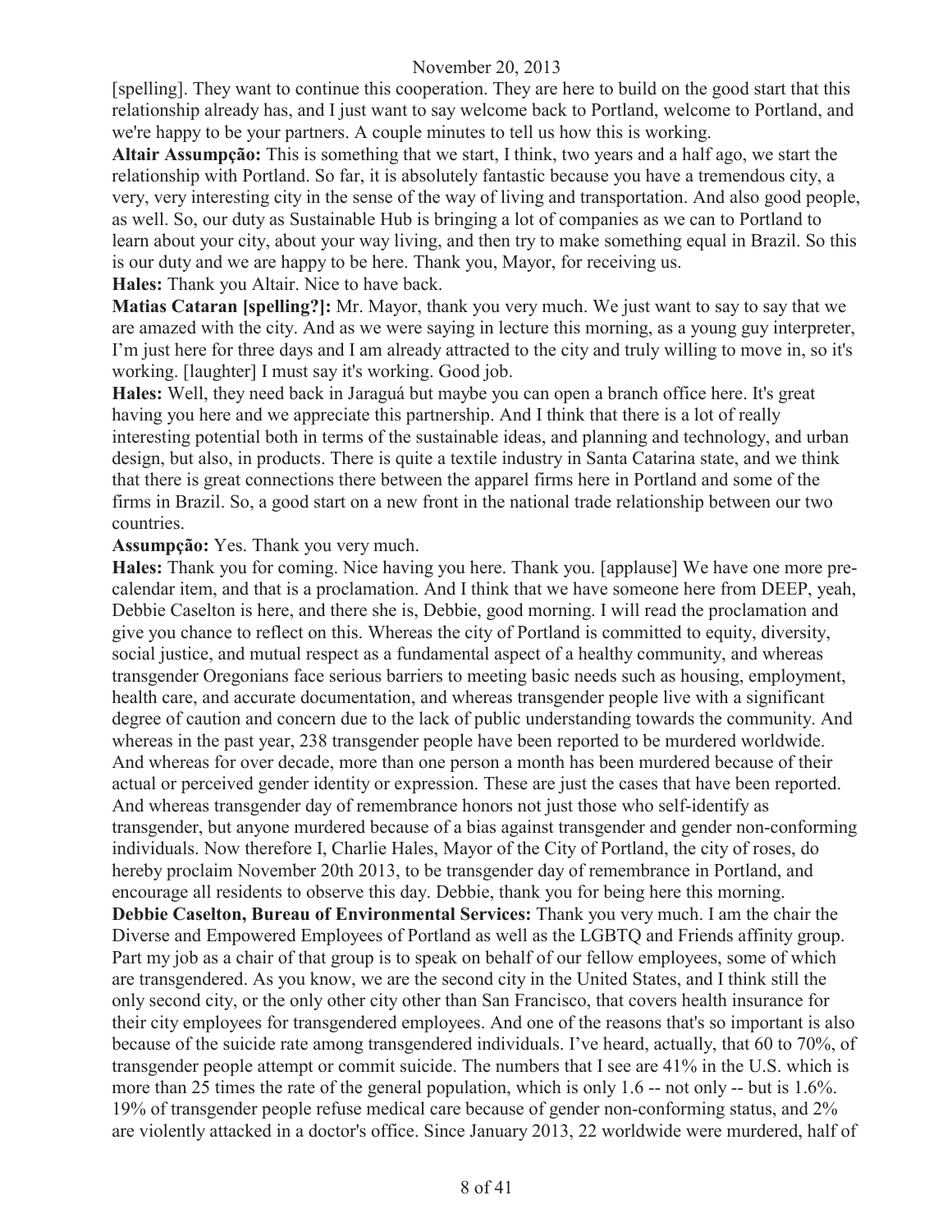[spelling]. They want to continue this cooperation. They are here to build on the good start that this relationship already has, and I just want to say welcome back to Portland, welcome to Portland, and we're happy to be your partners. A couple minutes to tell us how this is working.

**Altair Assumpção:** This is something that we start, I think, two years and a half ago, we start the relationship with Portland. So far, it is absolutely fantastic because you have a tremendous city, a very, very interesting city in the sense of the way of living and transportation. And also good people, as well. So, our duty as Sustainable Hub is bringing a lot of companies as we can to Portland to learn about your city, about your way living, and then try to make something equal in Brazil. So this is our duty and we are happy to be here. Thank you, Mayor, for receiving us.

**Hales:** Thank you Altair. Nice to have back.

**Matias Cataran [spelling?]:** Mr. Mayor, thank you very much. We just want to say to say that we are amazed with the city. And as we were saying in lecture this morning, as a young guy interpreter, I'm just here for three days and I am already attracted to the city and truly willing to move in, so it's working. [laughter] I must say it's working. Good job.

**Hales:** Well, they need back in Jaraguá but maybe you can open a branch office here. It's great having you here and we appreciate this partnership. And I think that there is a lot of really interesting potential both in terms of the sustainable ideas, and planning and technology, and urban design, but also, in products. There is quite a textile industry in Santa Catarina state, and we think that there is great connections there between the apparel firms here in Portland and some of the firms in Brazil. So, a good start on a new front in the national trade relationship between our two countries.

**Assumpção:** Yes. Thank you very much.

**Hales:** Thank you for coming. Nice having you here. Thank you. [applause] We have one more pre-calendar item, and that is a proclamation. And I think that we have someone here from DEEP, yeah, Debbie Caselton is here, and there she is, Debbie, good morning. I will read the proclamation and give you chance to reflect on this. Whereas the city of Portland is committed to equity, diversity, social justice, and mutual respect as a fundamental aspect of a healthy community, and whereas transgender Oregonians face serious barriers to meeting basic needs such as housing, employment, health care, and accurate documentation, and whereas transgender people live with a significant degree of caution and concern due to the lack of public understanding towards the community. And whereas in the past year, 238 transgender people have been reported to be murdered worldwide. And whereas for over decade, more than one person a month has been murdered because of their actual or perceived gender identity or expression. These are just the cases that have been reported. And whereas transgender day of remembrance honors not just those who self-identify as transgender, but anyone murdered because of a bias against transgender and gender non-conforming individuals. Now therefore I, Charlie Hales, Mayor of the City of Portland, the city of roses, do hereby proclaim November 20th 2013, to be transgender day of remembrance in Portland, and encourage all residents to observe this day. Debbie, thank you for being here this morning.

**Debbie Caselton, Bureau of Environmental Services:** Thank you very much. I am the chair the Diverse and Empowered Employees of Portland as well as the LGBTQ and Friends affinity group. Part my job as a chair of that group is to speak on behalf of our fellow employees, some of which are transgendered. As you know, we are the second city in the United States, and I think still the only second city, or the only other city other than San Francisco, that covers health insurance for their city employees for transgendered employees. And one of the reasons that's so important is also because of the suicide rate among transgendered individuals. I've heard, actually, that 60 to 70%, of transgender people attempt or commit suicide. The numbers that I see are 41% in the U.S. which is more than 25 times the rate of the general population, which is only 1.6 -- not only -- but is 1.6%. 19% of transgender people refuse medical care because of gender non-conforming status, and 2% are violently attacked in a doctor's office. Since January 2013, 22 worldwide were murdered, half of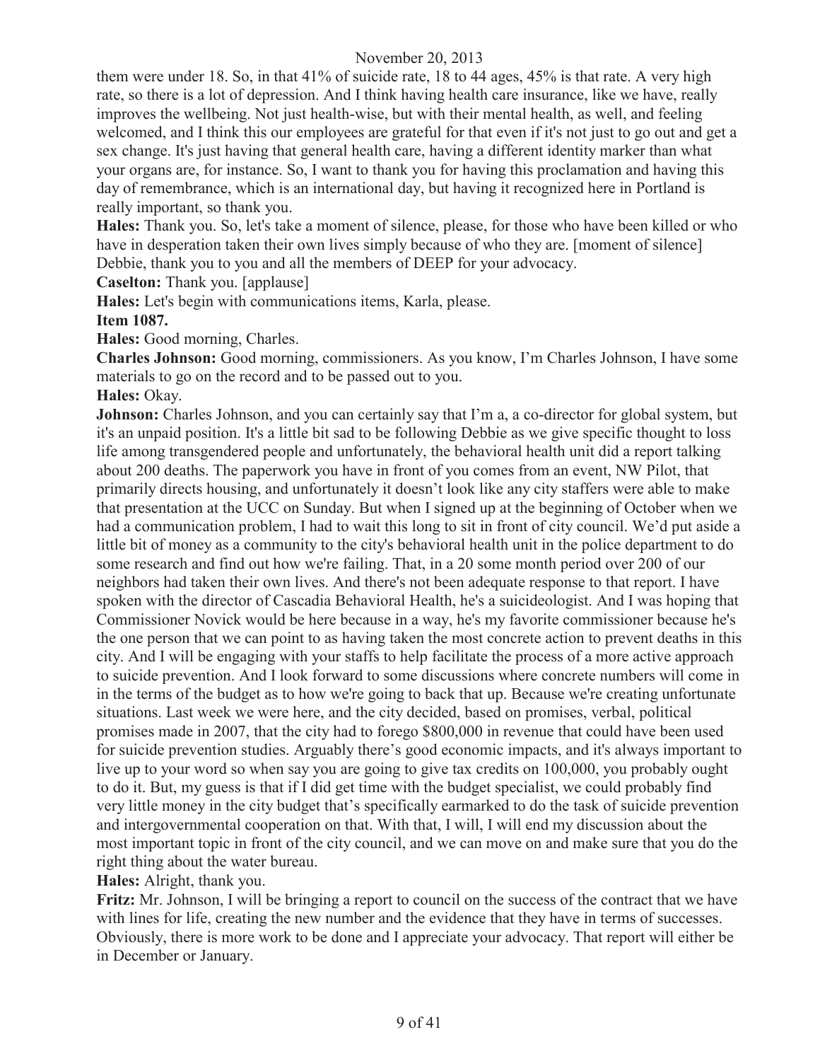them were under 18. So, in that 41% of suicide rate, 18 to 44 ages, 45% is that rate. A very high rate, so there is a lot of depression. And I think having health care insurance, like we have, really improves the wellbeing. Not just health-wise, but with their mental health, as well, and feeling welcomed, and I think this our employees are grateful for that even if it's not just to go out and get a sex change. It's just having that general health care, having a different identity marker than what your organs are, for instance. So, I want to thank you for having this proclamation and having this day of remembrance, which is an international day, but having it recognized here in Portland is really important, so thank you.

**Hales:** Thank you. So, let's take a moment of silence, please, for those who have been killed or who have in desperation taken their own lives simply because of who they are. [moment of silence] Debbie, thank you to you and all the members of DEEP for your advocacy.

**Caselton:** Thank you. [applause]

**Hales:** Let's begin with communications items, Karla, please.

**Item 1087.**

**Hales:** Good morning, Charles.

**Charles Johnson:** Good morning, commissioners. As you know, I'm Charles Johnson, I have some materials to go on the record and to be passed out to you.

**Hales:** Okay.

**Johnson:** Charles Johnson, and you can certainly say that I'm a, a co-director for global system, but it's an unpaid position. It's a little bit sad to be following Debbie as we give specific thought to loss life among transgendered people and unfortunately, the behavioral health unit did a report talking about 200 deaths. The paperwork you have in front of you comes from an event, NW Pilot, that primarily directs housing, and unfortunately it doesn't look like any city staffers were able to make that presentation at the UCC on Sunday. But when I signed up at the beginning of October when we had a communication problem, I had to wait this long to sit in front of city council. We'd put aside a little bit of money as a community to the city's behavioral health unit in the police department to do some research and find out how we're failing. That, in a 20 some month period over 200 of our neighbors had taken their own lives. And there's not been adequate response to that report. I have spoken with the director of Cascadia Behavioral Health, he's a suicideologist. And I was hoping that Commissioner Novick would be here because in a way, he's my favorite commissioner because he's the one person that we can point to as having taken the most concrete action to prevent deaths in this city. And I will be engaging with your staffs to help facilitate the process of a more active approach to suicide prevention. And I look forward to some discussions where concrete numbers will come in in the terms of the budget as to how we're going to back that up. Because we're creating unfortunate situations. Last week we were here, and the city decided, based on promises, verbal, political promises made in 2007, that the city had to forego $800,000 in revenue that could have been used for suicide prevention studies. Arguably there's good economic impacts, and it's always important to live up to your word so when say you are going to give tax credits on 100,000, you probably ought to do it. But, my guess is that if I did get time with the budget specialist, we could probably find very little money in the city budget that's specifically earmarked to do the task of suicide prevention and intergovernmental cooperation on that. With that, I will, I will end my discussion about the most important topic in front of the city council, and we can move on and make sure that you do the right thing about the water bureau.

**Hales:** Alright, thank you.

**Fritz:** Mr. Johnson, I will be bringing a report to council on the success of the contract that we have with lines for life, creating the new number and the evidence that they have in terms of successes. Obviously, there is more work to be done and I appreciate your advocacy. That report will either be in December or January.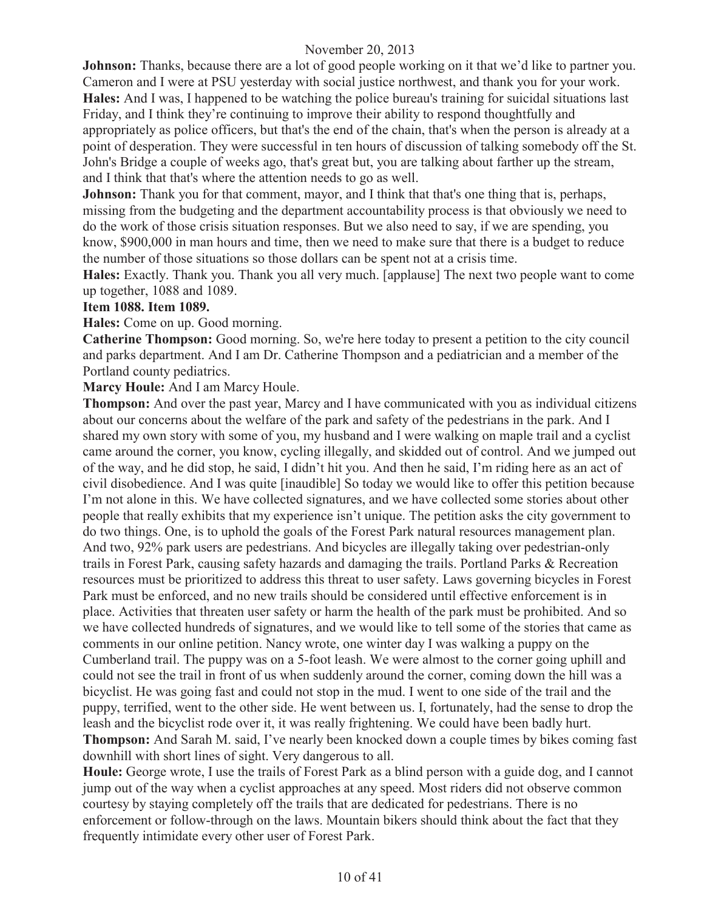**Johnson:** Thanks, because there are a lot of good people working on it that we'd like to partner you. Cameron and I were at PSU yesterday with social justice northwest, and thank you for your work.

**Hales:** And I was, I happened to be watching the police bureau's training for suicidal situations last Friday, and I think they're continuing to improve their ability to respond thoughtfully and appropriately as police officers, but that's the end of the chain, that's when the person is already at a point of desperation. They were successful in ten hours of discussion of talking somebody off the St. John's Bridge a couple of weeks ago, that's great but, you are talking about farther up the stream, and I think that that's where the attention needs to go as well.

**Johnson:** Thank you for that comment, mayor, and I think that that's one thing that is, perhaps, missing from the budgeting and the department accountability process is that obviously we need to do the work of those crisis situation responses. But we also need to say, if we are spending, you know, $900,000 in man hours and time, then we need to make sure that there is a budget to reduce the number of those situations so those dollars can be spent not at a crisis time.

**Hales:** Exactly. Thank you. Thank you all very much. [applause] The next two people want to come up together, 1088 and 1089.

**Item 1088. Item 1089.**

**Hales:** Come on up. Good morning.

**Catherine Thompson:** Good morning. So, we're here today to present a petition to the city council and parks department. And I am Dr. Catherine Thompson and a pediatrician and a member of the Portland county pediatrics.

**Marcy Houle:** And I am Marcy Houle.

**Thompson:** And over the past year, Marcy and I have communicated with you as individual citizens about our concerns about the welfare of the park and safety of the pedestrians in the park. And I shared my own story with some of you, my husband and I were walking on maple trail and a cyclist came around the corner, you know, cycling illegally, and skidded out of control. And we jumped out of the way, and he did stop, he said, I didn't hit you. And then he said, I'm riding here as an act of civil disobedience. And I was quite [inaudible] So today we would like to offer this petition because I'm not alone in this. We have collected signatures, and we have collected some stories about other people that really exhibits that my experience isn't unique. The petition asks the city government to do two things. One, is to uphold the goals of the Forest Park natural resources management plan. And two, 92% park users are pedestrians. And bicycles are illegally taking over pedestrian-only trails in Forest Park, causing safety hazards and damaging the trails. Portland Parks & Recreation resources must be prioritized to address this threat to user safety. Laws governing bicycles in Forest Park must be enforced, and no new trails should be considered until effective enforcement is in place. Activities that threaten user safety or harm the health of the park must be prohibited. And so we have collected hundreds of signatures, and we would like to tell some of the stories that came as comments in our online petition. Nancy wrote, one winter day I was walking a puppy on the Cumberland trail. The puppy was on a 5-foot leash. We were almost to the corner going uphill and could not see the trail in front of us when suddenly around the corner, coming down the hill was a bicyclist. He was going fast and could not stop in the mud. I went to one side of the trail and the puppy, terrified, went to the other side. He went between us. I, fortunately, had the sense to drop the leash and the bicyclist rode over it, it was really frightening. We could have been badly hurt.

**Thompson:** And Sarah M. said, I've nearly been knocked down a couple times by bikes coming fast downhill with short lines of sight. Very dangerous to all.

**Houle:** George wrote, I use the trails of Forest Park as a blind person with a guide dog, and I cannot jump out of the way when a cyclist approaches at any speed. Most riders did not observe common courtesy by staying completely off the trails that are dedicated for pedestrians. There is no enforcement or follow-through on the laws. Mountain bikers should think about the fact that they frequently intimidate every other user of Forest Park.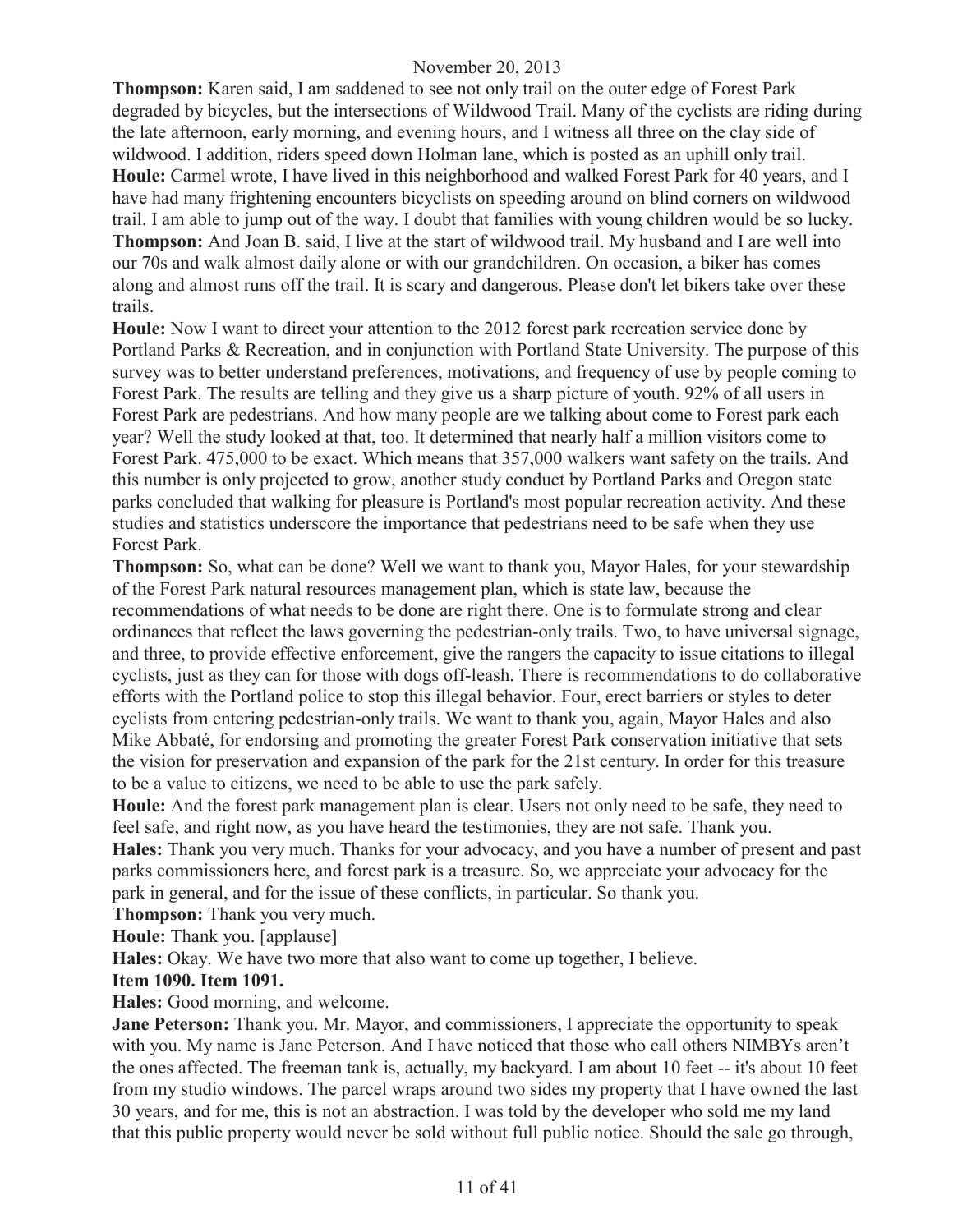**Thompson:** Karen said, I am saddened to see not only trail on the outer edge of Forest Park degraded by bicycles, but the intersections of Wildwood Trail. Many of the cyclists are riding during the late afternoon, early morning, and evening hours, and I witness all three on the clay side of wildwood. I addition, riders speed down Holman lane, which is posted as an uphill only trail.

**Houle:** Carmel wrote, I have lived in this neighborhood and walked Forest Park for 40 years, and I have had many frightening encounters bicyclists on speeding around on blind corners on wildwood trail. I am able to jump out of the way. I doubt that families with young children would be so lucky.

**Thompson:** And Joan B. said, I live at the start of wildwood trail. My husband and I are well into our 70s and walk almost daily alone or with our grandchildren. On occasion, a biker has comes along and almost runs off the trail. It is scary and dangerous. Please don't let bikers take over these trails.

**Houle:** Now I want to direct your attention to the 2012 forest park recreation service done by Portland Parks & Recreation, and in conjunction with Portland State University. The purpose of this survey was to better understand preferences, motivations, and frequency of use by people coming to Forest Park. The results are telling and they give us a sharp picture of youth. 92% of all users in Forest Park are pedestrians. And how many people are we talking about come to Forest park each year? Well the study looked at that, too. It determined that nearly half a million visitors come to Forest Park. 475,000 to be exact. Which means that 357,000 walkers want safety on the trails. And this number is only projected to grow, another study conduct by Portland Parks and Oregon state parks concluded that walking for pleasure is Portland's most popular recreation activity. And these studies and statistics underscore the importance that pedestrians need to be safe when they use Forest Park.

**Thompson:** So, what can be done? Well we want to thank you, Mayor Hales, for your stewardship of the Forest Park natural resources management plan, which is state law, because the recommendations of what needs to be done are right there. One is to formulate strong and clear ordinances that reflect the laws governing the pedestrian-only trails. Two, to have universal signage, and three, to provide effective enforcement, give the rangers the capacity to issue citations to illegal cyclists, just as they can for those with dogs off-leash. There is recommendations to do collaborative efforts with the Portland police to stop this illegal behavior. Four, erect barriers or styles to deter cyclists from entering pedestrian-only trails. We want to thank you, again, Mayor Hales and also Mike Abbaté, for endorsing and promoting the greater Forest Park conservation initiative that sets the vision for preservation and expansion of the park for the 21st century. In order for this treasure to be a value to citizens, we need to be able to use the park safely.

**Houle:** And the forest park management plan is clear. Users not only need to be safe, they need to feel safe, and right now, as you have heard the testimonies, they are not safe. Thank you.

**Hales:** Thank you very much. Thanks for your advocacy, and you have a number of present and past parks commissioners here, and forest park is a treasure. So, we appreciate your advocacy for the park in general, and for the issue of these conflicts, in particular. So thank you.

**Thompson:** Thank you very much.

**Houle:** Thank you. [applause]

**Hales:** Okay. We have two more that also want to come up together, I believe.

**Item 1090. Item 1091.**

**Hales:** Good morning, and welcome.

**Jane Peterson:** Thank you. Mr. Mayor, and commissioners, I appreciate the opportunity to speak with you. My name is Jane Peterson. And I have noticed that those who call others NIMBYs aren't the ones affected. The freeman tank is, actually, my backyard. I am about 10 feet -- it's about 10 feet from my studio windows. The parcel wraps around two sides my property that I have owned the last 30 years, and for me, this is not an abstraction. I was told by the developer who sold me my land that this public property would never be sold without full public notice. Should the sale go through,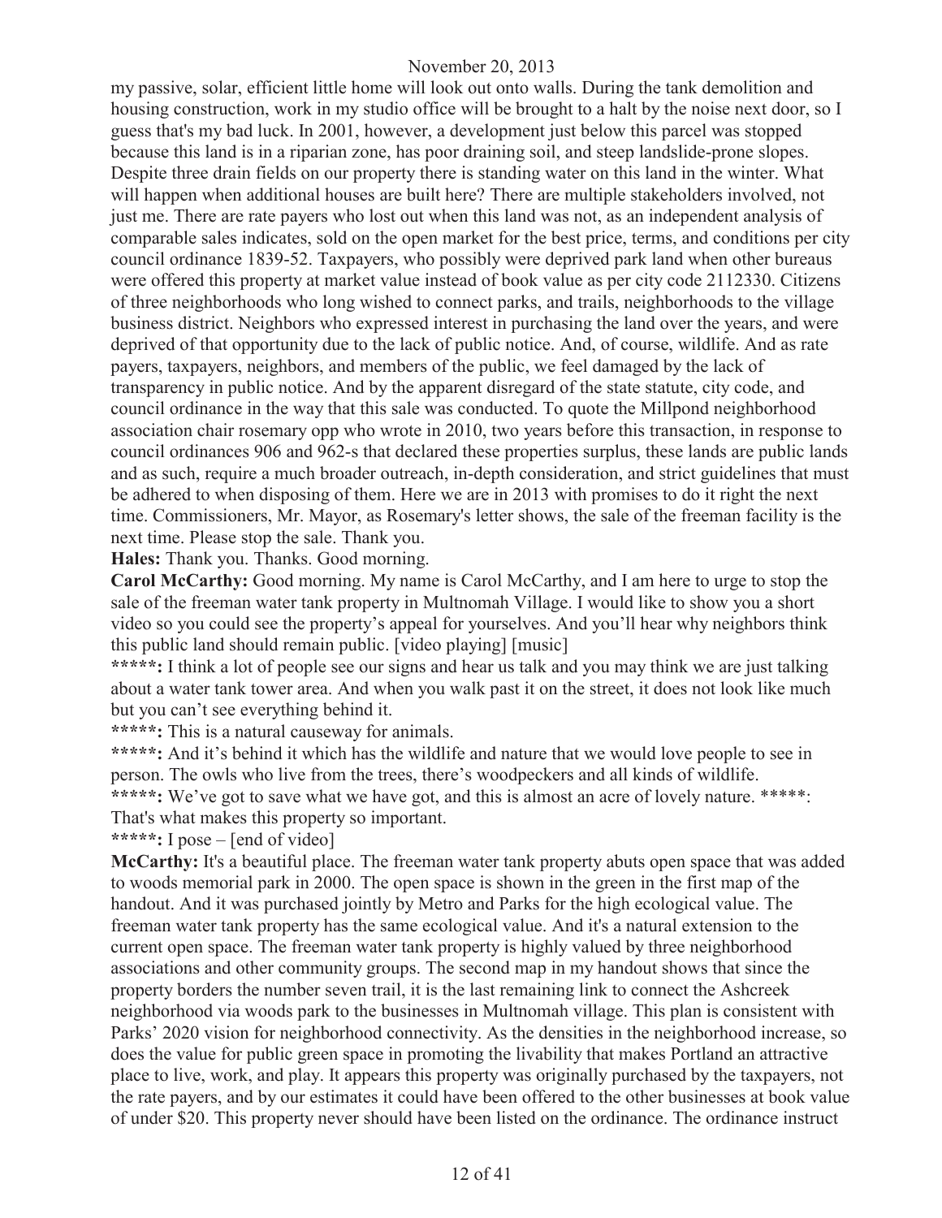my passive, solar, efficient little home will look out onto walls. During the tank demolition and housing construction, work in my studio office will be brought to a halt by the noise next door, so I guess that's my bad luck. In 2001, however, a development just below this parcel was stopped because this land is in a riparian zone, has poor draining soil, and steep landslide-prone slopes. Despite three drain fields on our property there is standing water on this land in the winter. What will happen when additional houses are built here? There are multiple stakeholders involved, not just me. There are rate payers who lost out when this land was not, as an independent analysis of comparable sales indicates, sold on the open market for the best price, terms, and conditions per city council ordinance 1839-52. Taxpayers, who possibly were deprived park land when other bureaus were offered this property at market value instead of book value as per city code 2112330. Citizens of three neighborhoods who long wished to connect parks, and trails, neighborhoods to the village business district. Neighbors who expressed interest in purchasing the land over the years, and were deprived of that opportunity due to the lack of public notice. And, of course, wildlife. And as rate payers, taxpayers, neighbors, and members of the public, we feel damaged by the lack of transparency in public notice. And by the apparent disregard of the state statute, city code, and council ordinance in the way that this sale was conducted. To quote the Millpond neighborhood association chair rosemary opp who wrote in 2010, two years before this transaction, in response to council ordinances 906 and 962-s that declared these properties surplus, these lands are public lands and as such, require a much broader outreach, in-depth consideration, and strict guidelines that must be adhered to when disposing of them. Here we are in 2013 with promises to do it right the next time. Commissioners, Mr. Mayor, as Rosemary's letter shows, the sale of the freeman facility is the next time. Please stop the sale. Thank you.

**Hales:** Thank you. Thanks. Good morning.

**Carol McCarthy:** Good morning. My name is Carol McCarthy, and I am here to urge to stop the sale of the freeman water tank property in Multnomah Village. I would like to show you a short video so you could see the property's appeal for yourselves. And you'll hear why neighbors think this public land should remain public. [video playing] [music]

**\*\*\*\*\*:** I think a lot of people see our signs and hear us talk and you may think we are just talking about a water tank tower area. And when you walk past it on the street, it does not look like much but you can't see everything behind it.

**\*\*\*\*\*:** This is a natural causeway for animals.

**\*\*\*\*\*:** And it's behind it which has the wildlife and nature that we would love people to see in person. The owls who live from the trees, there's woodpeckers and all kinds of wildlife.

**\*\*\*\*\*:** We've got to save what we have got, and this is almost an acre of lovely nature. \*\*\*\*\*: That's what makes this property so important.

**\*\*\*\*\*:** I pose – [end of video]

**McCarthy:** It's a beautiful place. The freeman water tank property abuts open space that was added to woods memorial park in 2000. The open space is shown in the green in the first map of the handout. And it was purchased jointly by Metro and Parks for the high ecological value. The freeman water tank property has the same ecological value. And it's a natural extension to the current open space. The freeman water tank property is highly valued by three neighborhood associations and other community groups. The second map in my handout shows that since the property borders the number seven trail, it is the last remaining link to connect the Ashcreek neighborhood via woods park to the businesses in Multnomah village. This plan is consistent with Parks' 2020 vision for neighborhood connectivity. As the densities in the neighborhood increase, so does the value for public green space in promoting the livability that makes Portland an attractive place to live, work, and play. It appears this property was originally purchased by the taxpayers, not the rate payers, and by our estimates it could have been offered to the other businesses at book value of under $20. This property never should have been listed on the ordinance. The ordinance instruct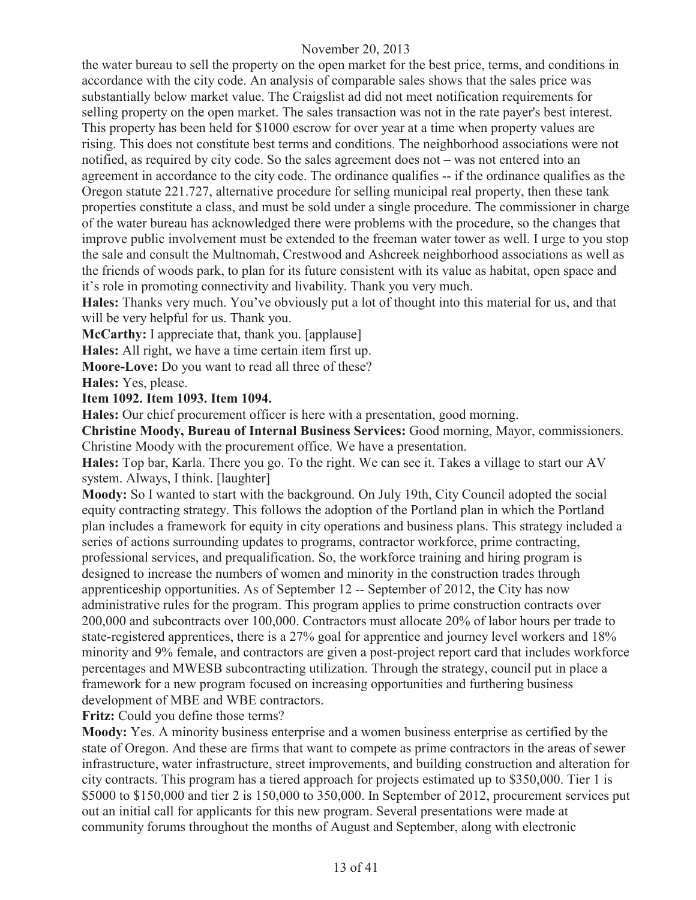the water bureau to sell the property on the open market for the best price, terms, and conditions in accordance with the city code. An analysis of comparable sales shows that the sales price was substantially below market value. The Craigslist ad did not meet notification requirements for selling property on the open market. The sales transaction was not in the rate payer's best interest. This property has been held for $1000 escrow for over year at a time when property values are rising. This does not constitute best terms and conditions. The neighborhood associations were not notified, as required by city code. So the sales agreement does not – was not entered into an agreement in accordance to the city code. The ordinance qualifies -- if the ordinance qualifies as the Oregon statute 221.727, alternative procedure for selling municipal real property, then these tank properties constitute a class, and must be sold under a single procedure. The commissioner in charge of the water bureau has acknowledged there were problems with the procedure, so the changes that improve public involvement must be extended to the freeman water tower as well. I urge to you stop the sale and consult the Multnomah, Crestwood and Ashcreek neighborhood associations as well as the friends of woods park, to plan for its future consistent with its value as habitat, open space and it's role in promoting connectivity and livability. Thank you very much.

**Hales:** Thanks very much. You've obviously put a lot of thought into this material for us, and that will be very helpful for us. Thank you.

**McCarthy:** I appreciate that, thank you. [applause]

**Hales:** All right, we have a time certain item first up.

**Moore-Love:** Do you want to read all three of these?

**Hales:** Yes, please.

**Item 1092. Item 1093. Item 1094.**

**Hales:** Our chief procurement officer is here with a presentation, good morning.

**Christine Moody, Bureau of Internal Business Services:** Good morning, Mayor, commissioners. Christine Moody with the procurement office. We have a presentation.

**Hales:** Top bar, Karla. There you go. To the right. We can see it. Takes a village to start our AV system. Always, I think. [laughter]

**Moody:** So I wanted to start with the background. On July 19th, City Council adopted the social equity contracting strategy. This follows the adoption of the Portland plan in which the Portland plan includes a framework for equity in city operations and business plans. This strategy included a series of actions surrounding updates to programs, contractor workforce, prime contracting, professional services, and prequalification. So, the workforce training and hiring program is designed to increase the numbers of women and minority in the construction trades through apprenticeship opportunities. As of September 12 -- September of 2012, the City has now administrative rules for the program. This program applies to prime construction contracts over 200,000 and subcontracts over 100,000. Contractors must allocate 20% of labor hours per trade to state-registered apprentices, there is a 27% goal for apprentice and journey level workers and 18% minority and 9% female, and contractors are given a post-project report card that includes workforce percentages and MWESB subcontracting utilization. Through the strategy, council put in place a framework for a new program focused on increasing opportunities and furthering business development of MBE and WBE contractors.

**Fritz:** Could you define those terms?

**Moody:** Yes. A minority business enterprise and a women business enterprise as certified by the state of Oregon. And these are firms that want to compete as prime contractors in the areas of sewer infrastructure, water infrastructure, street improvements, and building construction and alteration for city contracts. This program has a tiered approach for projects estimated up to $350,000. Tier 1 is $5000 to $150,000 and tier 2 is 150,000 to 350,000. In September of 2012, procurement services put out an initial call for applicants for this new program. Several presentations were made at community forums throughout the months of August and September, along with electronic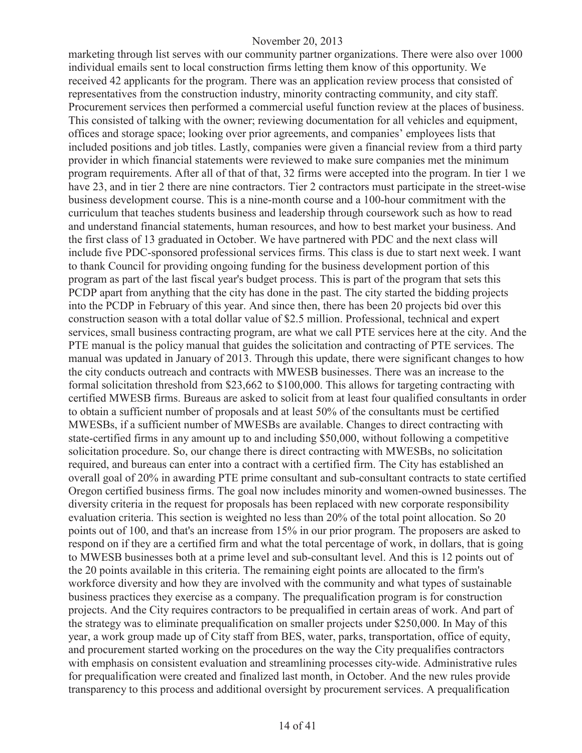marketing through list serves with our community partner organizations. There were also over 1000 individual emails sent to local construction firms letting them know of this opportunity. We received 42 applicants for the program. There was an application review process that consisted of representatives from the construction industry, minority contracting community, and city staff. Procurement services then performed a commercial useful function review at the places of business. This consisted of talking with the owner; reviewing documentation for all vehicles and equipment, offices and storage space; looking over prior agreements, and companies' employees lists that included positions and job titles. Lastly, companies were given a financial review from a third party provider in which financial statements were reviewed to make sure companies met the minimum program requirements. After all of that of that, 32 firms were accepted into the program. In tier 1 we have 23, and in tier 2 there are nine contractors. Tier 2 contractors must participate in the street-wise business development course. This is a nine-month course and a 100-hour commitment with the curriculum that teaches students business and leadership through coursework such as how to read and understand financial statements, human resources, and how to best market your business. And the first class of 13 graduated in October. We have partnered with PDC and the next class will include five PDC-sponsored professional services firms. This class is due to start next week. I want to thank Council for providing ongoing funding for the business development portion of this program as part of the last fiscal year's budget process. This is part of the program that sets this PCDP apart from anything that the city has done in the past. The city started the bidding projects into the PCDP in February of this year. And since then, there has been 20 projects bid over this construction season with a total dollar value of $2.5 million. Professional, technical and expert services, small business contracting program, are what we call PTE services here at the city. And the PTE manual is the policy manual that guides the solicitation and contracting of PTE services. The manual was updated in January of 2013. Through this update, there were significant changes to how the city conducts outreach and contracts with MWESB businesses. There was an increase to the formal solicitation threshold from $23,662 to $100,000. This allows for targeting contracting with certified MWESB firms. Bureaus are asked to solicit from at least four qualified consultants in order to obtain a sufficient number of proposals and at least 50% of the consultants must be certified MWESBs, if a sufficient number of MWESBs are available. Changes to direct contracting with state-certified firms in any amount up to and including $50,000, without following a competitive solicitation procedure. So, our change there is direct contracting with MWESBs, no solicitation required, and bureaus can enter into a contract with a certified firm. The City has established an overall goal of 20% in awarding PTE prime consultant and sub-consultant contracts to state certified Oregon certified business firms. The goal now includes minority and women-owned businesses. The diversity criteria in the request for proposals has been replaced with new corporate responsibility evaluation criteria. This section is weighted no less than 20% of the total point allocation. So 20 points out of 100, and that's an increase from 15% in our prior program. The proposers are asked to respond on if they are a certified firm and what the total percentage of work, in dollars, that is going to MWESB businesses both at a prime level and sub-consultant level. And this is 12 points out of the 20 points available in this criteria. The remaining eight points are allocated to the firm's workforce diversity and how they are involved with the community and what types of sustainable business practices they exercise as a company. The prequalification program is for construction projects. And the City requires contractors to be prequalified in certain areas of work. And part of the strategy was to eliminate prequalification on smaller projects under $250,000. In May of this year, a work group made up of City staff from BES, water, parks, transportation, office of equity, and procurement started working on the procedures on the way the City prequalifies contractors with emphasis on consistent evaluation and streamlining processes city-wide. Administrative rules for prequalification were created and finalized last month, in October. And the new rules provide transparency to this process and additional oversight by procurement services. A prequalification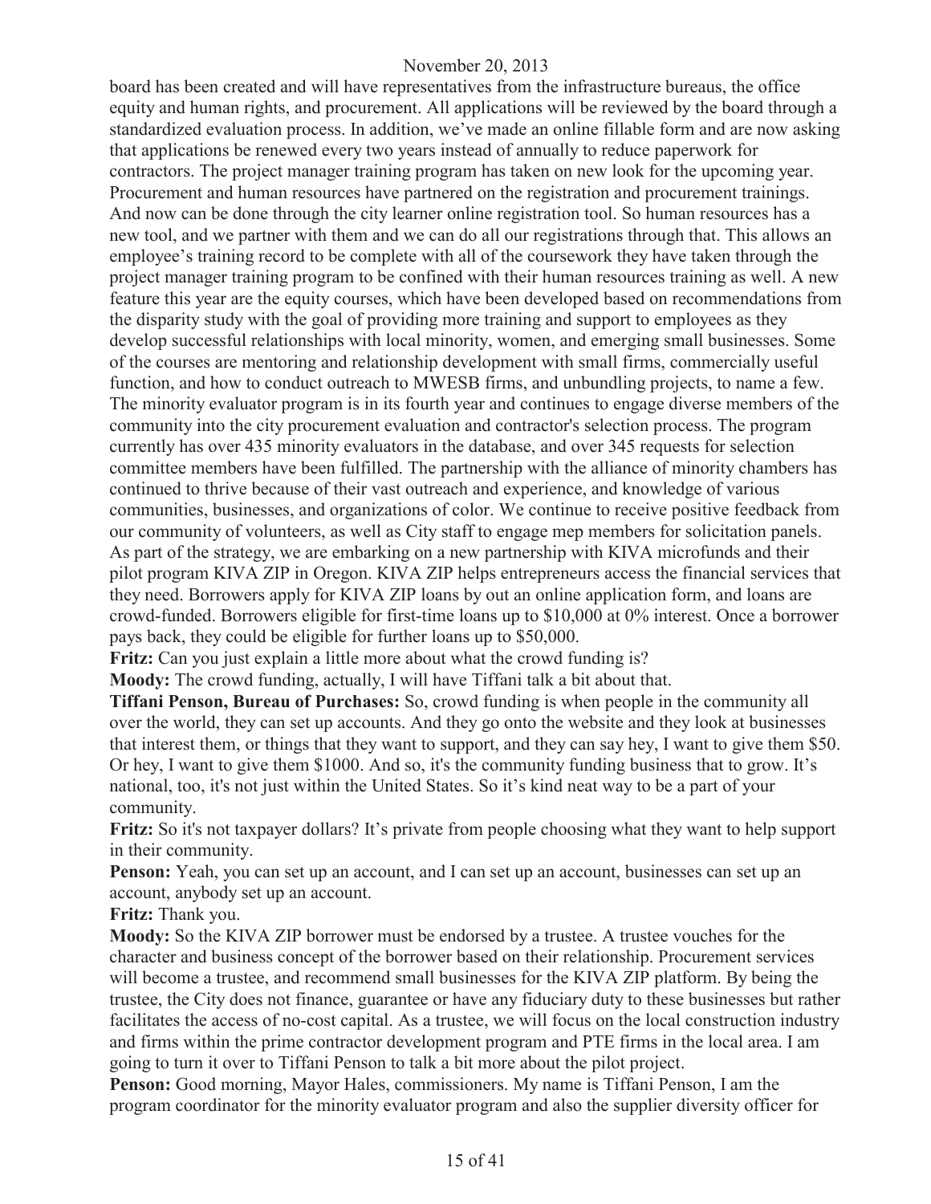board has been created and will have representatives from the infrastructure bureaus, the office equity and human rights, and procurement. All applications will be reviewed by the board through a standardized evaluation process. In addition, we've made an online fillable form and are now asking that applications be renewed every two years instead of annually to reduce paperwork for contractors. The project manager training program has taken on new look for the upcoming year. Procurement and human resources have partnered on the registration and procurement trainings. And now can be done through the city learner online registration tool. So human resources has a new tool, and we partner with them and we can do all our registrations through that. This allows an employee's training record to be complete with all of the coursework they have taken through the project manager training program to be confined with their human resources training as well. A new feature this year are the equity courses, which have been developed based on recommendations from the disparity study with the goal of providing more training and support to employees as they develop successful relationships with local minority, women, and emerging small businesses. Some of the courses are mentoring and relationship development with small firms, commercially useful function, and how to conduct outreach to MWESB firms, and unbundling projects, to name a few. The minority evaluator program is in its fourth year and continues to engage diverse members of the community into the city procurement evaluation and contractor's selection process. The program currently has over 435 minority evaluators in the database, and over 345 requests for selection committee members have been fulfilled. The partnership with the alliance of minority chambers has continued to thrive because of their vast outreach and experience, and knowledge of various communities, businesses, and organizations of color. We continue to receive positive feedback from our community of volunteers, as well as City staff to engage mep members for solicitation panels. As part of the strategy, we are embarking on a new partnership with KIVA microfunds and their pilot program KIVA ZIP in Oregon. KIVA ZIP helps entrepreneurs access the financial services that they need. Borrowers apply for KIVA ZIP loans by out an online application form, and loans are crowd-funded. Borrowers eligible for first-time loans up to $10,000 at 0% interest. Once a borrower pays back, they could be eligible for further loans up to $50,000.

**Fritz:** Can you just explain a little more about what the crowd funding is?

**Moody:** The crowd funding, actually, I will have Tiffani talk a bit about that.

**Tiffani Penson, Bureau of Purchases:** So, crowd funding is when people in the community all over the world, they can set up accounts. And they go onto the website and they look at businesses that interest them, or things that they want to support, and they can say hey, I want to give them $50. Or hey, I want to give them $1000. And so, it's the community funding business that to grow. It's national, too, it's not just within the United States. So it's kind neat way to be a part of your community.

**Fritz:** So it's not taxpayer dollars? It's private from people choosing what they want to help support in their community.

**Penson:** Yeah, you can set up an account, and I can set up an account, businesses can set up an account, anybody set up an account.

**Fritz:** Thank you.

**Moody:** So the KIVA ZIP borrower must be endorsed by a trustee. A trustee vouches for the character and business concept of the borrower based on their relationship. Procurement services will become a trustee, and recommend small businesses for the KIVA ZIP platform. By being the trustee, the City does not finance, guarantee or have any fiduciary duty to these businesses but rather facilitates the access of no-cost capital. As a trustee, we will focus on the local construction industry and firms within the prime contractor development program and PTE firms in the local area. I am going to turn it over to Tiffani Penson to talk a bit more about the pilot project.

**Penson:** Good morning, Mayor Hales, commissioners. My name is Tiffani Penson, I am the program coordinator for the minority evaluator program and also the supplier diversity officer for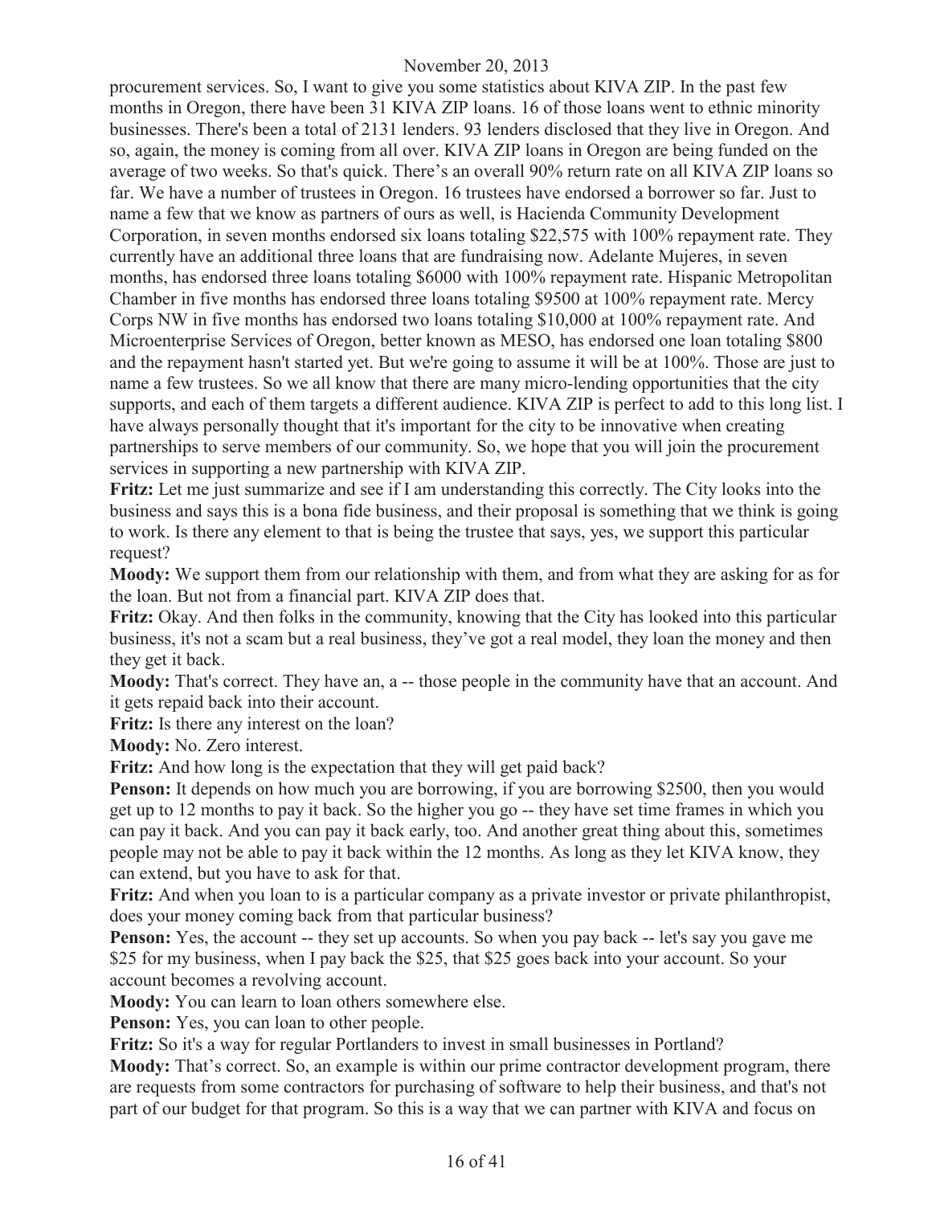procurement services. So, I want to give you some statistics about KIVA ZIP. In the past few months in Oregon, there have been 31 KIVA ZIP loans. 16 of those loans went to ethnic minority businesses. There's been a total of 2131 lenders. 93 lenders disclosed that they live in Oregon. And so, again, the money is coming from all over. KIVA ZIP loans in Oregon are being funded on the average of two weeks. So that's quick. There's an overall 90% return rate on all KIVA ZIP loans so far. We have a number of trustees in Oregon. 16 trustees have endorsed a borrower so far. Just to name a few that we know as partners of ours as well, is Hacienda Community Development Corporation, in seven months endorsed six loans totaling $22,575 with 100% repayment rate. They currently have an additional three loans that are fundraising now. Adelante Mujeres, in seven months, has endorsed three loans totaling $6000 with 100% repayment rate. Hispanic Metropolitan Chamber in five months has endorsed three loans totaling $9500 at 100% repayment rate. Mercy Corps NW in five months has endorsed two loans totaling $10,000 at 100% repayment rate. And Microenterprise Services of Oregon, better known as MESO, has endorsed one loan totaling $800 and the repayment hasn't started yet. But we're going to assume it will be at 100%. Those are just to name a few trustees. So we all know that there are many micro-lending opportunities that the city supports, and each of them targets a different audience. KIVA ZIP is perfect to add to this long list. I have always personally thought that it's important for the city to be innovative when creating partnerships to serve members of our community. So, we hope that you will join the procurement services in supporting a new partnership with KIVA ZIP.

**Fritz:** Let me just summarize and see if I am understanding this correctly. The City looks into the business and says this is a bona fide business, and their proposal is something that we think is going to work. Is there any element to that is being the trustee that says, yes, we support this particular request?

**Moody:** We support them from our relationship with them, and from what they are asking for as for the loan. But not from a financial part. KIVA ZIP does that.

**Fritz:** Okay. And then folks in the community, knowing that the City has looked into this particular business, it's not a scam but a real business, they've got a real model, they loan the money and then they get it back.

**Moody:** That's correct. They have an, a -- those people in the community have that an account. And it gets repaid back into their account.

**Fritz:** Is there any interest on the loan?

**Moody:** No. Zero interest.

**Fritz:** And how long is the expectation that they will get paid back?

**Penson:** It depends on how much you are borrowing, if you are borrowing $2500, then you would get up to 12 months to pay it back. So the higher you go -- they have set time frames in which you can pay it back. And you can pay it back early, too. And another great thing about this, sometimes people may not be able to pay it back within the 12 months. As long as they let KIVA know, they can extend, but you have to ask for that.

**Fritz:** And when you loan to is a particular company as a private investor or private philanthropist, does your money coming back from that particular business?

**Penson:** Yes, the account -- they set up accounts. So when you pay back -- let's say you gave me $25 for my business, when I pay back the $25, that $25 goes back into your account. So your account becomes a revolving account.

**Moody:** You can learn to loan others somewhere else.

**Penson:** Yes, you can loan to other people.

**Fritz:** So it's a way for regular Portlanders to invest in small businesses in Portland?

**Moody:** That's correct. So, an example is within our prime contractor development program, there are requests from some contractors for purchasing of software to help their business, and that's not part of our budget for that program. So this is a way that we can partner with KIVA and focus on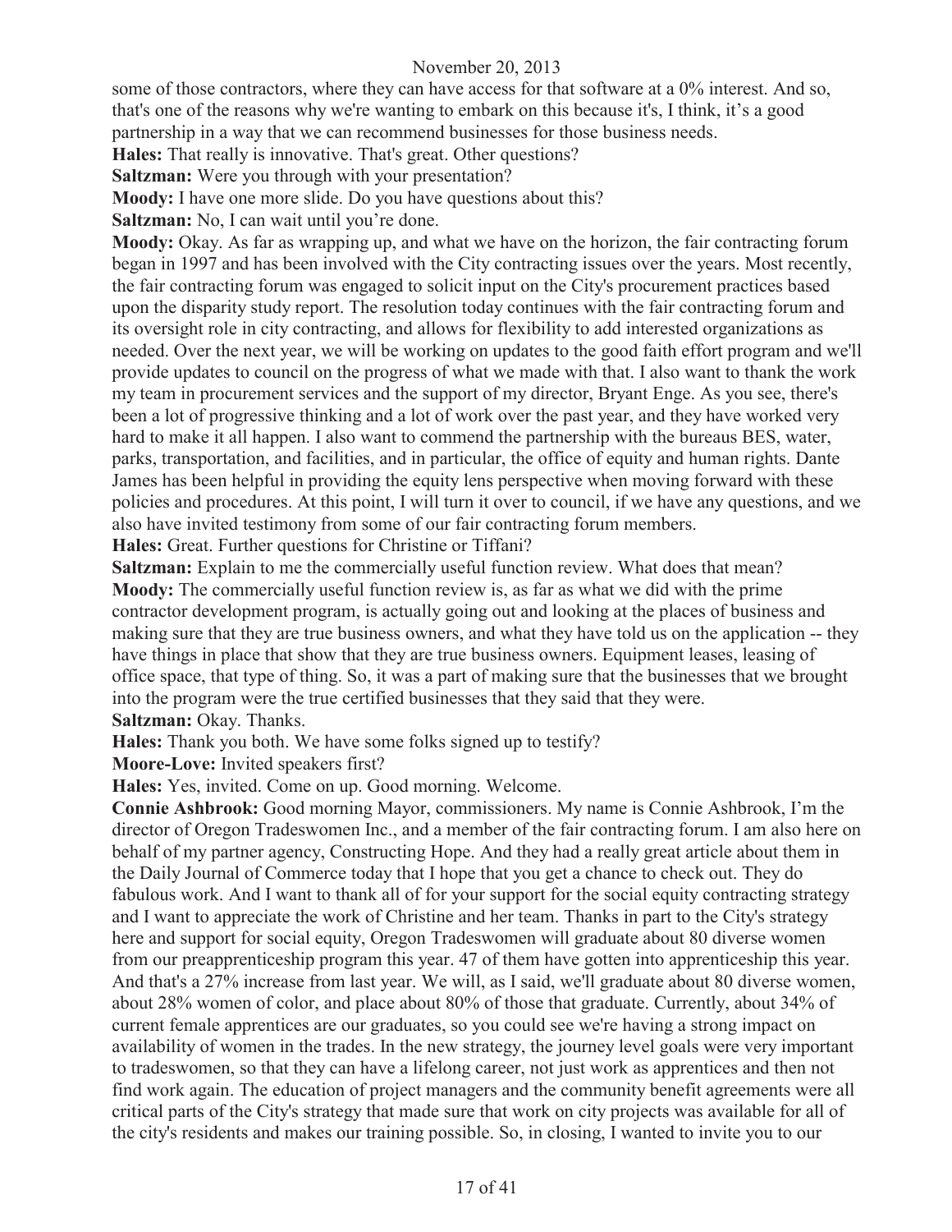some of those contractors, where they can have access for that software at a 0% interest. And so, that's one of the reasons why we're wanting to embark on this because it's, I think, it's a good partnership in a way that we can recommend businesses for those business needs.

**Hales:** That really is innovative. That's great. Other questions?

**Saltzman:** Were you through with your presentation?

**Moody:** I have one more slide. Do you have questions about this?

**Saltzman:** No, I can wait until you're done.

**Moody:** Okay. As far as wrapping up, and what we have on the horizon, the fair contracting forum began in 1997 and has been involved with the City contracting issues over the years. Most recently, the fair contracting forum was engaged to solicit input on the City's procurement practices based upon the disparity study report. The resolution today continues with the fair contracting forum and its oversight role in city contracting, and allows for flexibility to add interested organizations as needed. Over the next year, we will be working on updates to the good faith effort program and we'll provide updates to council on the progress of what we made with that. I also want to thank the work my team in procurement services and the support of my director, Bryant Enge. As you see, there's been a lot of progressive thinking and a lot of work over the past year, and they have worked very hard to make it all happen. I also want to commend the partnership with the bureaus BES, water, parks, transportation, and facilities, and in particular, the office of equity and human rights. Dante James has been helpful in providing the equity lens perspective when moving forward with these policies and procedures. At this point, I will turn it over to council, if we have any questions, and we also have invited testimony from some of our fair contracting forum members.

**Hales:** Great. Further questions for Christine or Tiffani?

**Saltzman:** Explain to me the commercially useful function review. What does that mean?

**Moody:** The commercially useful function review is, as far as what we did with the prime contractor development program, is actually going out and looking at the places of business and making sure that they are true business owners, and what they have told us on the application -- they have things in place that show that they are true business owners. Equipment leases, leasing of office space, that type of thing. So, it was a part of making sure that the businesses that we brought into the program were the true certified businesses that they said that they were.

**Saltzman:** Okay. Thanks.

**Hales:** Thank you both. We have some folks signed up to testify?

**Moore-Love:** Invited speakers first?

**Hales:** Yes, invited. Come on up. Good morning. Welcome.

**Connie Ashbrook:** Good morning Mayor, commissioners. My name is Connie Ashbrook, I'm the director of Oregon Tradeswomen Inc., and a member of the fair contracting forum. I am also here on behalf of my partner agency, Constructing Hope. And they had a really great article about them in the Daily Journal of Commerce today that I hope that you get a chance to check out. They do fabulous work. And I want to thank all of for your support for the social equity contracting strategy and I want to appreciate the work of Christine and her team. Thanks in part to the City's strategy here and support for social equity, Oregon Tradeswomen will graduate about 80 diverse women from our preapprenticeship program this year. 47 of them have gotten into apprenticeship this year. And that's a 27% increase from last year. We will, as I said, we'll graduate about 80 diverse women, about 28% women of color, and place about 80% of those that graduate. Currently, about 34% of current female apprentices are our graduates, so you could see we're having a strong impact on availability of women in the trades. In the new strategy, the journey level goals were very important to tradeswomen, so that they can have a lifelong career, not just work as apprentices and then not find work again. The education of project managers and the community benefit agreements were all critical parts of the City's strategy that made sure that work on city projects was available for all of the city's residents and makes our training possible. So, in closing, I wanted to invite you to our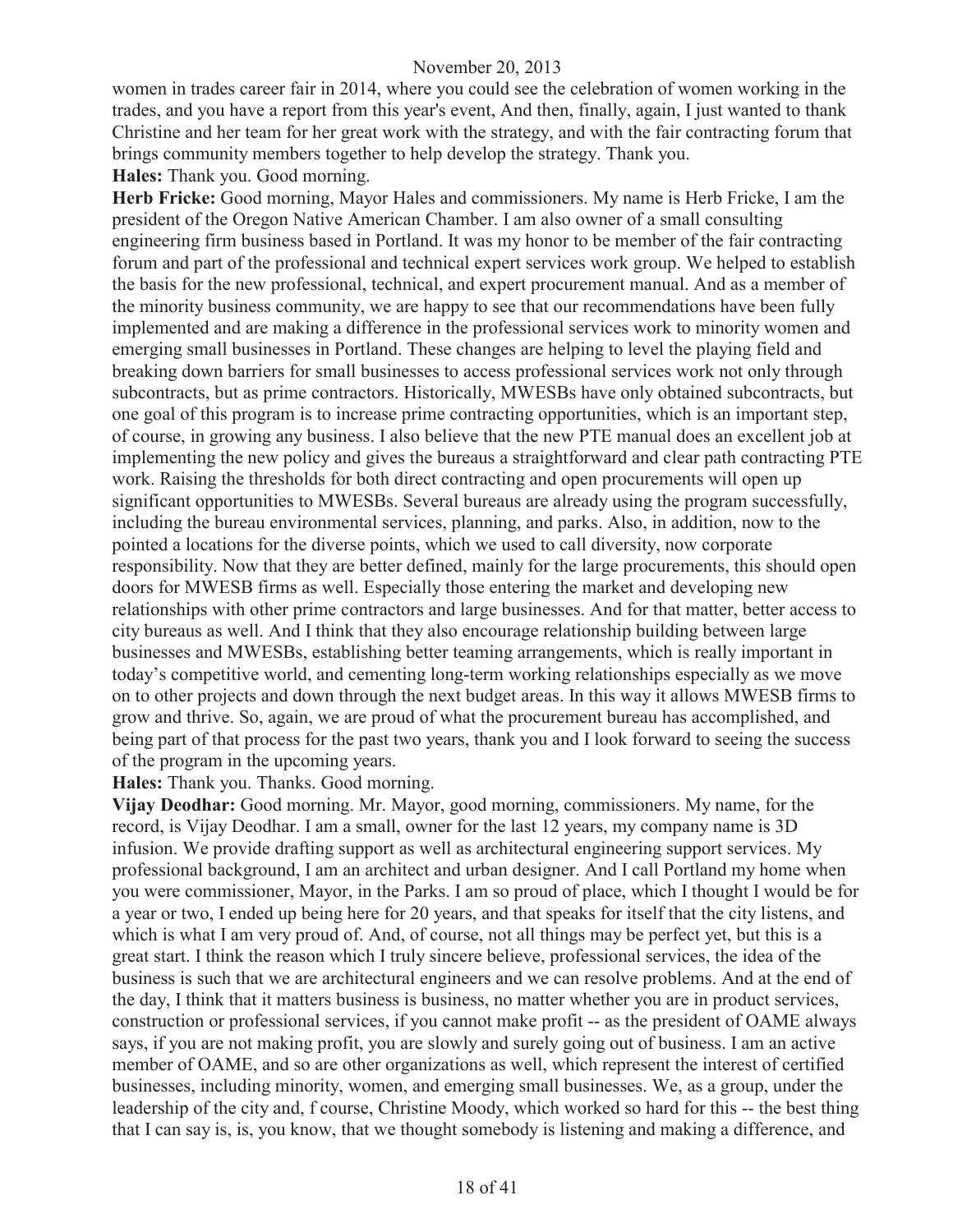women in trades career fair in 2014, where you could see the celebration of women working in the trades, and you have a report from this year's event, And then, finally, again, I just wanted to thank Christine and her team for her great work with the strategy, and with the fair contracting forum that brings community members together to help develop the strategy. Thank you.

**Hales:** Thank you. Good morning.

**Herb Fricke:** Good morning, Mayor Hales and commissioners. My name is Herb Fricke, I am the president of the Oregon Native American Chamber. I am also owner of a small consulting engineering firm business based in Portland. It was my honor to be member of the fair contracting forum and part of the professional and technical expert services work group. We helped to establish the basis for the new professional, technical, and expert procurement manual. And as a member of the minority business community, we are happy to see that our recommendations have been fully implemented and are making a difference in the professional services work to minority women and emerging small businesses in Portland. These changes are helping to level the playing field and breaking down barriers for small businesses to access professional services work not only through subcontracts, but as prime contractors. Historically, MWESBs have only obtained subcontracts, but one goal of this program is to increase prime contracting opportunities, which is an important step, of course, in growing any business. I also believe that the new PTE manual does an excellent job at implementing the new policy and gives the bureaus a straightforward and clear path contracting PTE work. Raising the thresholds for both direct contracting and open procurements will open up significant opportunities to MWESBs. Several bureaus are already using the program successfully, including the bureau environmental services, planning, and parks. Also, in addition, now to the pointed a locations for the diverse points, which we used to call diversity, now corporate responsibility. Now that they are better defined, mainly for the large procurements, this should open doors for MWESB firms as well. Especially those entering the market and developing new relationships with other prime contractors and large businesses. And for that matter, better access to city bureaus as well. And I think that they also encourage relationship building between large businesses and MWESBs, establishing better teaming arrangements, which is really important in today's competitive world, and cementing long-term working relationships especially as we move on to other projects and down through the next budget areas. In this way it allows MWESB firms to grow and thrive. So, again, we are proud of what the procurement bureau has accomplished, and being part of that process for the past two years, thank you and I look forward to seeing the success of the program in the upcoming years.

**Hales:** Thank you. Thanks. Good morning.

**Vijay Deodhar:** Good morning. Mr. Mayor, good morning, commissioners. My name, for the record, is Vijay Deodhar. I am a small, owner for the last 12 years, my company name is 3D infusion. We provide drafting support as well as architectural engineering support services. My professional background, I am an architect and urban designer. And I call Portland my home when you were commissioner, Mayor, in the Parks. I am so proud of place, which I thought I would be for a year or two, I ended up being here for 20 years, and that speaks for itself that the city listens, and which is what I am very proud of. And, of course, not all things may be perfect yet, but this is a great start. I think the reason which I truly sincere believe, professional services, the idea of the business is such that we are architectural engineers and we can resolve problems. And at the end of the day, I think that it matters business is business, no matter whether you are in product services, construction or professional services, if you cannot make profit -- as the president of OAME always says, if you are not making profit, you are slowly and surely going out of business. I am an active member of OAME, and so are other organizations as well, which represent the interest of certified businesses, including minority, women, and emerging small businesses. We, as a group, under the leadership of the city and, f course, Christine Moody, which worked so hard for this -- the best thing that I can say is, is, you know, that we thought somebody is listening and making a difference, and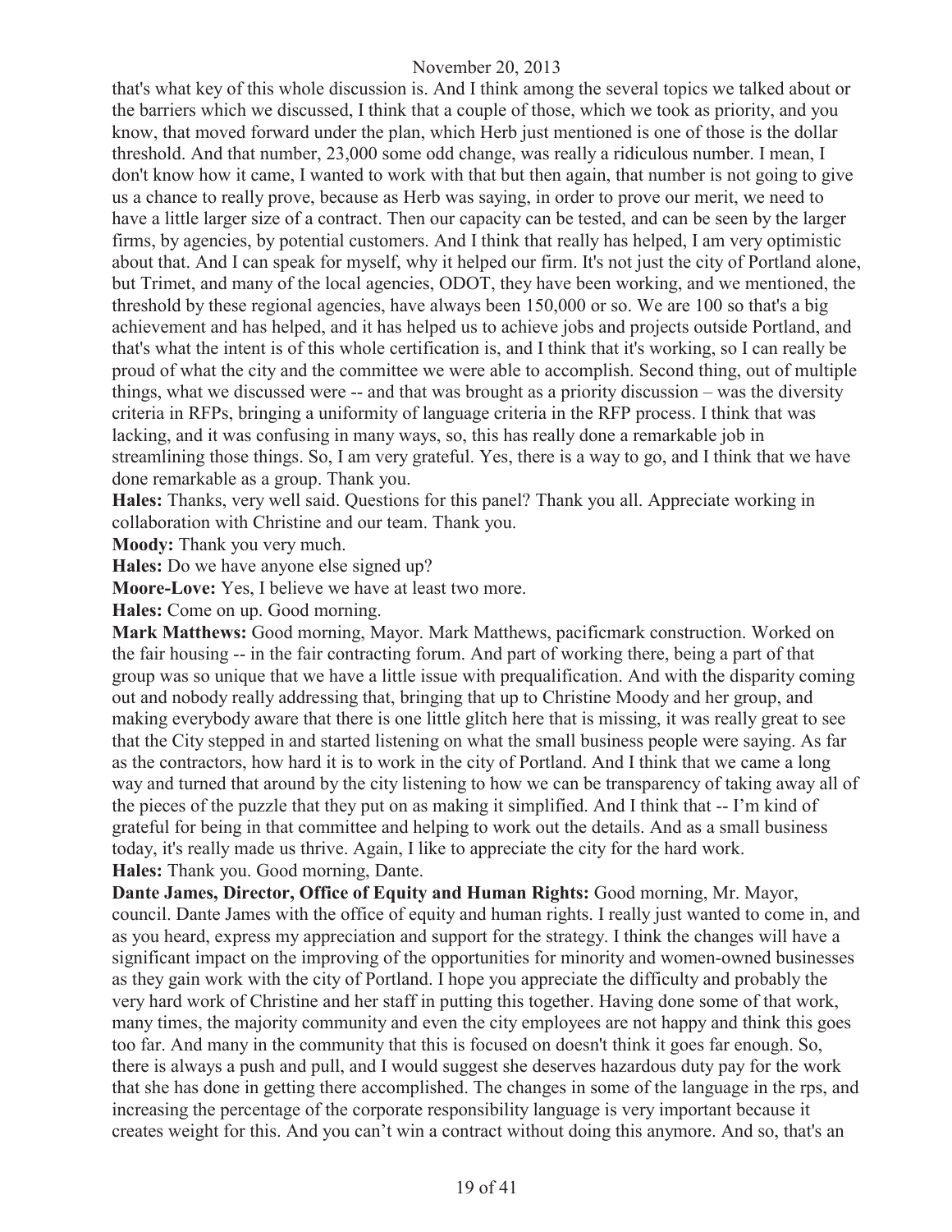that's what key of this whole discussion is. And I think among the several topics we talked about or the barriers which we discussed, I think that a couple of those, which we took as priority, and you know, that moved forward under the plan, which Herb just mentioned is one of those is the dollar threshold. And that number, 23,000 some odd change, was really a ridiculous number. I mean, I don't know how it came, I wanted to work with that but then again, that number is not going to give us a chance to really prove, because as Herb was saying, in order to prove our merit, we need to have a little larger size of a contract. Then our capacity can be tested, and can be seen by the larger firms, by agencies, by potential customers. And I think that really has helped, I am very optimistic about that. And I can speak for myself, why it helped our firm. It's not just the city of Portland alone, but Trimet, and many of the local agencies, ODOT, they have been working, and we mentioned, the threshold by these regional agencies, have always been 150,000 or so. We are 100 so that's a big achievement and has helped, and it has helped us to achieve jobs and projects outside Portland, and that's what the intent is of this whole certification is, and I think that it's working, so I can really be proud of what the city and the committee we were able to accomplish. Second thing, out of multiple things, what we discussed were -- and that was brought as a priority discussion – was the diversity criteria in RFPs, bringing a uniformity of language criteria in the RFP process. I think that was lacking, and it was confusing in many ways, so, this has really done a remarkable job in streamlining those things. So, I am very grateful. Yes, there is a way to go, and I think that we have done remarkable as a group. Thank you.

**Hales:** Thanks, very well said. Questions for this panel? Thank you all. Appreciate working in collaboration with Christine and our team. Thank you.

**Moody:** Thank you very much.

**Hales:** Do we have anyone else signed up?

**Moore-Love:** Yes, I believe we have at least two more.

**Hales:** Come on up. Good morning.

**Mark Matthews:** Good morning, Mayor. Mark Matthews, pacificmark construction. Worked on the fair housing -- in the fair contracting forum. And part of working there, being a part of that group was so unique that we have a little issue with prequalification. And with the disparity coming out and nobody really addressing that, bringing that up to Christine Moody and her group, and making everybody aware that there is one little glitch here that is missing, it was really great to see that the City stepped in and started listening on what the small business people were saying. As far as the contractors, how hard it is to work in the city of Portland. And I think that we came a long way and turned that around by the city listening to how we can be transparency of taking away all of the pieces of the puzzle that they put on as making it simplified. And I think that -- I'm kind of grateful for being in that committee and helping to work out the details. And as a small business today, it's really made us thrive. Again, I like to appreciate the city for the hard work.

**Hales:** Thank you. Good morning, Dante.

**Dante James, Director, Office of Equity and Human Rights:** Good morning, Mr. Mayor, council. Dante James with the office of equity and human rights. I really just wanted to come in, and as you heard, express my appreciation and support for the strategy. I think the changes will have a significant impact on the improving of the opportunities for minority and women-owned businesses as they gain work with the city of Portland. I hope you appreciate the difficulty and probably the very hard work of Christine and her staff in putting this together. Having done some of that work, many times, the majority community and even the city employees are not happy and think this goes too far. And many in the community that this is focused on doesn't think it goes far enough. So, there is always a push and pull, and I would suggest she deserves hazardous duty pay for the work that she has done in getting there accomplished. The changes in some of the language in the rps, and increasing the percentage of the corporate responsibility language is very important because it creates weight for this. And you can't win a contract without doing this anymore. And so, that's an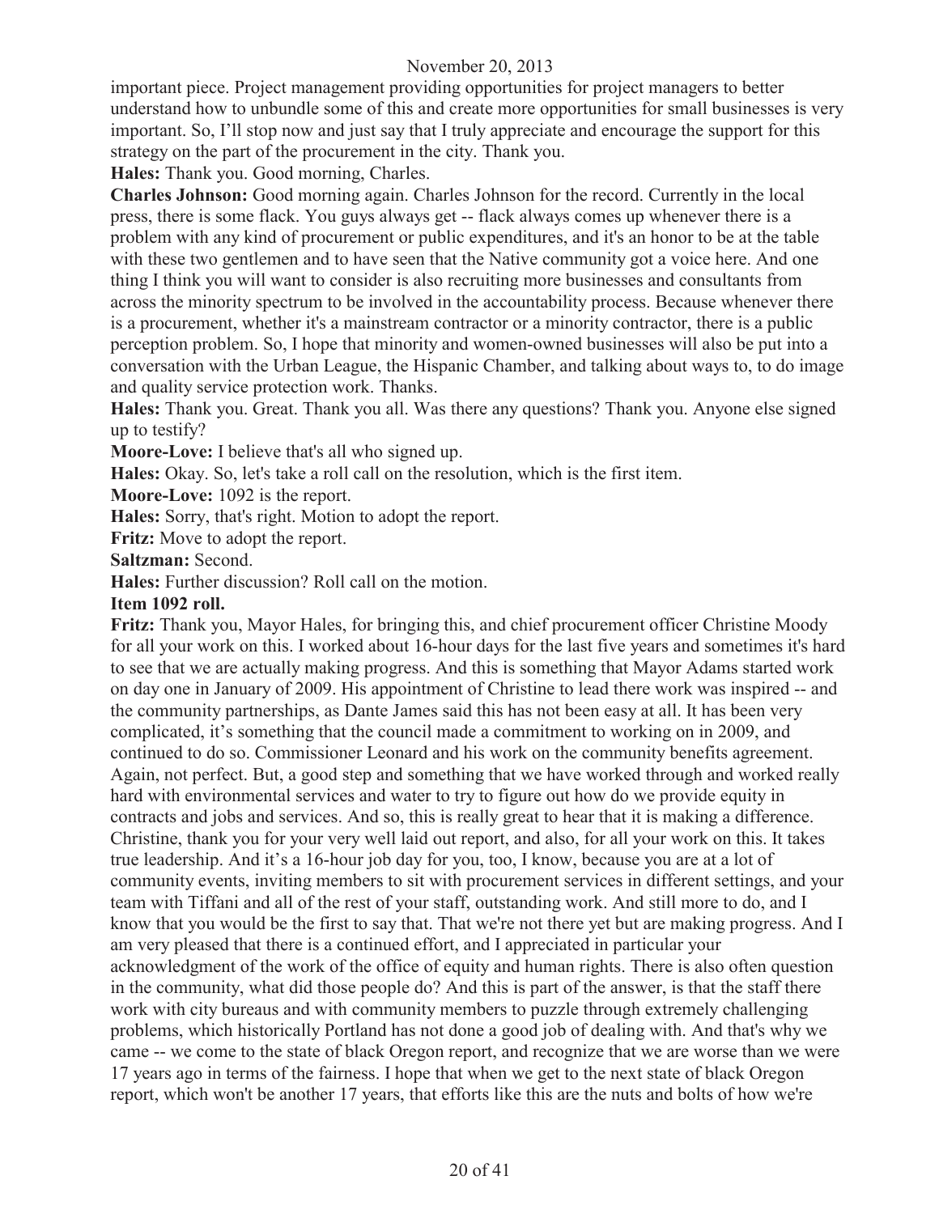important piece. Project management providing opportunities for project managers to better understand how to unbundle some of this and create more opportunities for small businesses is very important. So, I'll stop now and just say that I truly appreciate and encourage the support for this strategy on the part of the procurement in the city. Thank you.

**Hales:** Thank you. Good morning, Charles.

**Charles Johnson:** Good morning again. Charles Johnson for the record. Currently in the local press, there is some flack. You guys always get -- flack always comes up whenever there is a problem with any kind of procurement or public expenditures, and it's an honor to be at the table with these two gentlemen and to have seen that the Native community got a voice here. And one thing I think you will want to consider is also recruiting more businesses and consultants from across the minority spectrum to be involved in the accountability process. Because whenever there is a procurement, whether it's a mainstream contractor or a minority contractor, there is a public perception problem. So, I hope that minority and women-owned businesses will also be put into a conversation with the Urban League, the Hispanic Chamber, and talking about ways to, to do image and quality service protection work. Thanks.

**Hales:** Thank you. Great. Thank you all. Was there any questions? Thank you. Anyone else signed up to testify?

**Moore-Love:** I believe that's all who signed up.

**Hales:** Okay. So, let's take a roll call on the resolution, which is the first item.

**Moore-Love:** 1092 is the report.

**Hales:** Sorry, that's right. Motion to adopt the report.

**Fritz:** Move to adopt the report.

**Saltzman:** Second.

**Hales:** Further discussion? Roll call on the motion.

**Item 1092 roll.**

**Fritz:** Thank you, Mayor Hales, for bringing this, and chief procurement officer Christine Moody for all your work on this. I worked about 16-hour days for the last five years and sometimes it's hard to see that we are actually making progress. And this is something that Mayor Adams started work on day one in January of 2009. His appointment of Christine to lead there work was inspired -- and the community partnerships, as Dante James said this has not been easy at all. It has been very complicated, it's something that the council made a commitment to working on in 2009, and continued to do so. Commissioner Leonard and his work on the community benefits agreement. Again, not perfect. But, a good step and something that we have worked through and worked really hard with environmental services and water to try to figure out how do we provide equity in contracts and jobs and services. And so, this is really great to hear that it is making a difference. Christine, thank you for your very well laid out report, and also, for all your work on this. It takes true leadership. And it's a 16-hour job day for you, too, I know, because you are at a lot of community events, inviting members to sit with procurement services in different settings, and your team with Tiffani and all of the rest of your staff, outstanding work. And still more to do, and I know that you would be the first to say that. That we're not there yet but are making progress. And I am very pleased that there is a continued effort, and I appreciated in particular your acknowledgment of the work of the office of equity and human rights. There is also often question in the community, what did those people do? And this is part of the answer, is that the staff there work with city bureaus and with community members to puzzle through extremely challenging problems, which historically Portland has not done a good job of dealing with. And that's why we came -- we come to the state of black Oregon report, and recognize that we are worse than we were 17 years ago in terms of the fairness. I hope that when we get to the next state of black Oregon report, which won't be another 17 years, that efforts like this are the nuts and bolts of how we're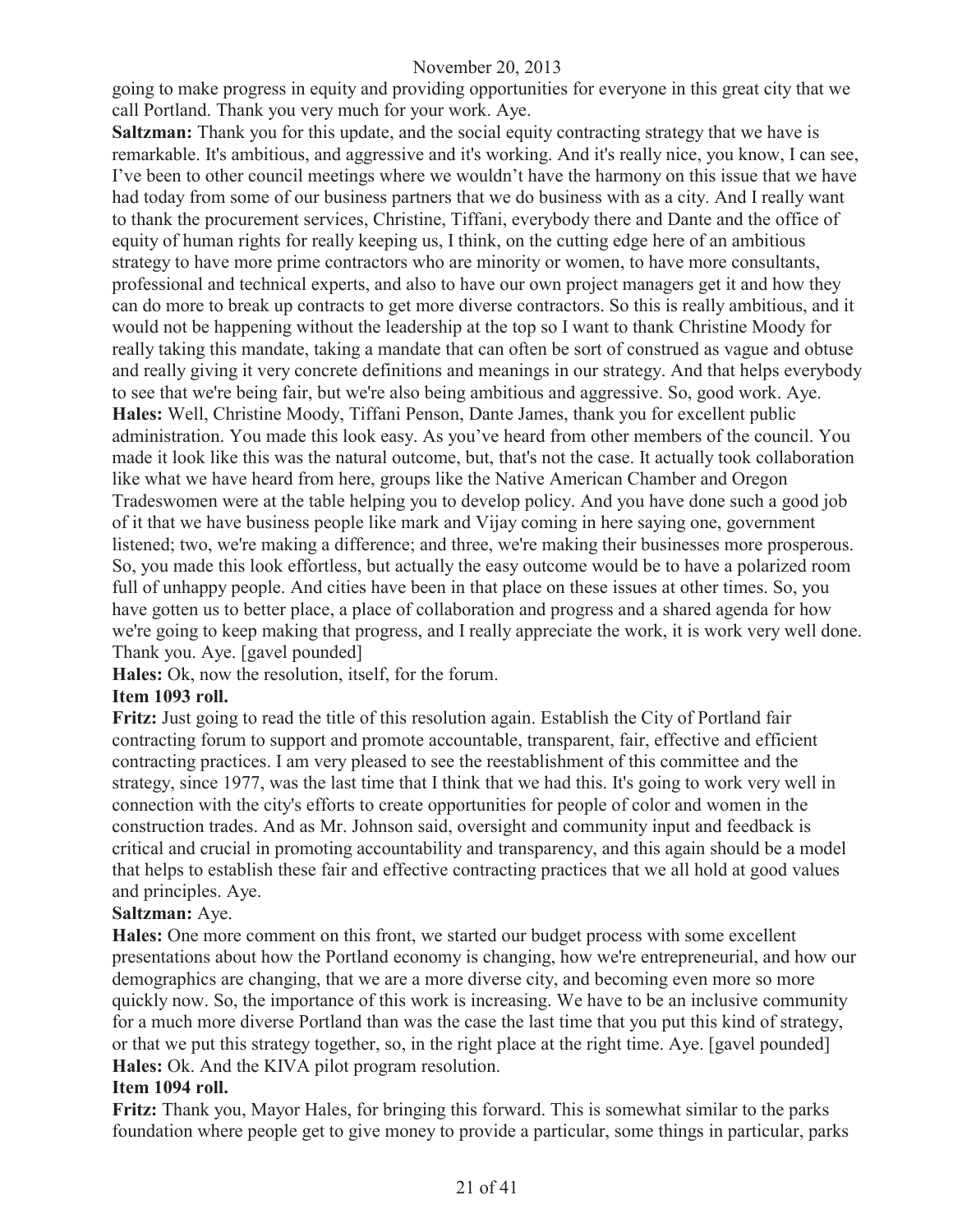going to make progress in equity and providing opportunities for everyone in this great city that we call Portland. Thank you very much for your work. Aye.

**Saltzman:** Thank you for this update, and the social equity contracting strategy that we have is remarkable. It's ambitious, and aggressive and it's working. And it's really nice, you know, I can see, I've been to other council meetings where we wouldn't have the harmony on this issue that we have had today from some of our business partners that we do business with as a city. And I really want to thank the procurement services, Christine, Tiffani, everybody there and Dante and the office of equity of human rights for really keeping us, I think, on the cutting edge here of an ambitious strategy to have more prime contractors who are minority or women, to have more consultants, professional and technical experts, and also to have our own project managers get it and how they can do more to break up contracts to get more diverse contractors. So this is really ambitious, and it would not be happening without the leadership at the top so I want to thank Christine Moody for really taking this mandate, taking a mandate that can often be sort of construed as vague and obtuse and really giving it very concrete definitions and meanings in our strategy. And that helps everybody to see that we're being fair, but we're also being ambitious and aggressive. So, good work. Aye.

**Hales:** Well, Christine Moody, Tiffani Penson, Dante James, thank you for excellent public administration. You made this look easy. As you've heard from other members of the council. You made it look like this was the natural outcome, but, that's not the case. It actually took collaboration like what we have heard from here, groups like the Native American Chamber and Oregon Tradeswomen were at the table helping you to develop policy. And you have done such a good job of it that we have business people like mark and Vijay coming in here saying one, government listened; two, we're making a difference; and three, we're making their businesses more prosperous. So, you made this look effortless, but actually the easy outcome would be to have a polarized room full of unhappy people. And cities have been in that place on these issues at other times. So, you have gotten us to better place, a place of collaboration and progress and a shared agenda for how we're going to keep making that progress, and I really appreciate the work, it is work very well done. Thank you. Aye. [gavel pounded]

**Hales:** Ok, now the resolution, itself, for the forum.

**Item 1093 roll.**

**Fritz:** Just going to read the title of this resolution again. Establish the City of Portland fair contracting forum to support and promote accountable, transparent, fair, effective and efficient contracting practices. I am very pleased to see the reestablishment of this committee and the strategy, since 1977, was the last time that I think that we had this. It's going to work very well in connection with the city's efforts to create opportunities for people of color and women in the construction trades. And as Mr. Johnson said, oversight and community input and feedback is critical and crucial in promoting accountability and transparency, and this again should be a model that helps to establish these fair and effective contracting practices that we all hold at good values and principles. Aye.

**Saltzman:** Aye.

**Hales:** One more comment on this front, we started our budget process with some excellent presentations about how the Portland economy is changing, how we're entrepreneurial, and how our demographics are changing, that we are a more diverse city, and becoming even more so more quickly now. So, the importance of this work is increasing. We have to be an inclusive community for a much more diverse Portland than was the case the last time that you put this kind of strategy, or that we put this strategy together, so, in the right place at the right time. Aye. [gavel pounded]

**Hales:** Ok. And the KIVA pilot program resolution.

**Item 1094 roll.**

**Fritz:** Thank you, Mayor Hales, for bringing this forward. This is somewhat similar to the parks foundation where people get to give money to provide a particular, some things in particular, parks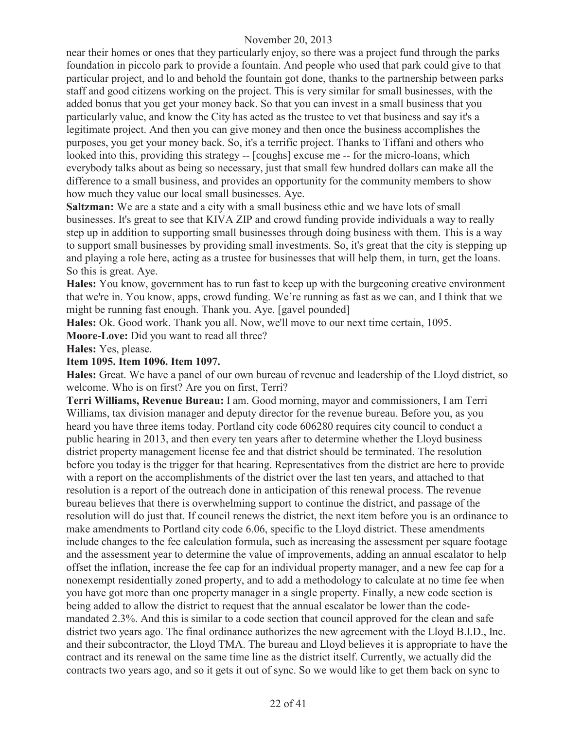near their homes or ones that they particularly enjoy, so there was a project fund through the parks foundation in piccolo park to provide a fountain. And people who used that park could give to that particular project, and lo and behold the fountain got done, thanks to the partnership between parks staff and good citizens working on the project. This is very similar for small businesses, with the added bonus that you get your money back. So that you can invest in a small business that you particularly value, and know the City has acted as the trustee to vet that business and say it's a legitimate project. And then you can give money and then once the business accomplishes the purposes, you get your money back. So, it's a terrific project. Thanks to Tiffani and others who looked into this, providing this strategy -- [coughs] excuse me -- for the micro-loans, which everybody talks about as being so necessary, just that small few hundred dollars can make all the difference to a small business, and provides an opportunity for the community members to show how much they value our local small businesses. Aye.

**Saltzman:** We are a state and a city with a small business ethic and we have lots of small businesses. It's great to see that KIVA ZIP and crowd funding provide individuals a way to really step up in addition to supporting small businesses through doing business with them. This is a way to support small businesses by providing small investments. So, it's great that the city is stepping up and playing a role here, acting as a trustee for businesses that will help them, in turn, get the loans. So this is great. Aye.

**Hales:** You know, government has to run fast to keep up with the burgeoning creative environment that we're in. You know, apps, crowd funding. We're running as fast as we can, and I think that we might be running fast enough. Thank you. Aye. [gavel pounded]

**Hales:** Ok. Good work. Thank you all. Now, we'll move to our next time certain, 1095.

**Moore-Love:** Did you want to read all three?

**Hales:** Yes, please.

**Item 1095. Item 1096. Item 1097.**

**Hales:** Great. We have a panel of our own bureau of revenue and leadership of the Lloyd district, so welcome. Who is on first? Are you on first, Terri?

**Terri Williams, Revenue Bureau:** I am. Good morning, mayor and commissioners, I am Terri Williams, tax division manager and deputy director for the revenue bureau. Before you, as you heard you have three items today. Portland city code 606280 requires city council to conduct a public hearing in 2013, and then every ten years after to determine whether the Lloyd business district property management license fee and that district should be terminated. The resolution before you today is the trigger for that hearing. Representatives from the district are here to provide with a report on the accomplishments of the district over the last ten years, and attached to that resolution is a report of the outreach done in anticipation of this renewal process. The revenue bureau believes that there is overwhelming support to continue the district, and passage of the resolution will do just that. If council renews the district, the next item before you is an ordinance to make amendments to Portland city code 6.06, specific to the Lloyd district. These amendments include changes to the fee calculation formula, such as increasing the assessment per square footage and the assessment year to determine the value of improvements, adding an annual escalator to help offset the inflation, increase the fee cap for an individual property manager, and a new fee cap for a nonexempt residentially zoned property, and to add a methodology to calculate at no time fee when you have got more than one property manager in a single property. Finally, a new code section is being added to allow the district to request that the annual escalator be lower than the code-mandated 2.3%. And this is similar to a code section that council approved for the clean and safe district two years ago. The final ordinance authorizes the new agreement with the Lloyd B.I.D., Inc. and their subcontractor, the Lloyd TMA. The bureau and Lloyd believes it is appropriate to have the contract and its renewal on the same time line as the district itself. Currently, we actually did the contracts two years ago, and so it gets it out of sync. So we would like to get them back on sync to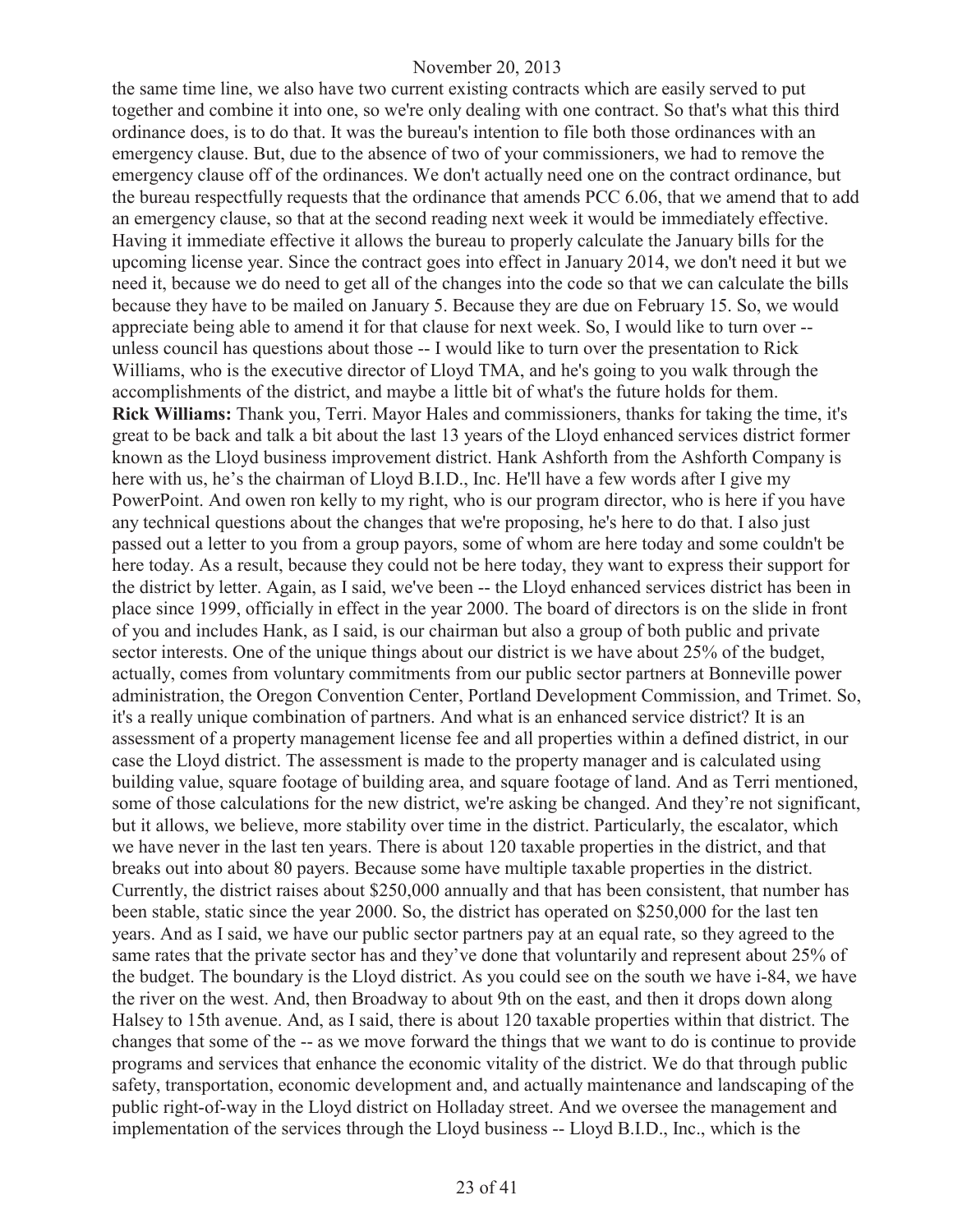the same time line, we also have two current existing contracts which are easily served to put together and combine it into one, so we're only dealing with one contract. So that's what this third ordinance does, is to do that. It was the bureau's intention to file both those ordinances with an emergency clause. But, due to the absence of two of your commissioners, we had to remove the emergency clause off of the ordinances. We don't actually need one on the contract ordinance, but the bureau respectfully requests that the ordinance that amends PCC 6.06, that we amend that to add an emergency clause, so that at the second reading next week it would be immediately effective. Having it immediate effective it allows the bureau to properly calculate the January bills for the upcoming license year. Since the contract goes into effect in January 2014, we don't need it but we need it, because we do need to get all of the changes into the code so that we can calculate the bills because they have to be mailed on January 5. Because they are due on February 15. So, we would appreciate being able to amend it for that clause for next week. So, I would like to turn over -- unless council has questions about those -- I would like to turn over the presentation to Rick Williams, who is the executive director of Lloyd TMA, and he's going to you walk through the accomplishments of the district, and maybe a little bit of what's the future holds for them.

**Rick Williams:** Thank you, Terri. Mayor Hales and commissioners, thanks for taking the time, it's great to be back and talk a bit about the last 13 years of the Lloyd enhanced services district former known as the Lloyd business improvement district. Hank Ashforth from the Ashforth Company is here with us, he's the chairman of Lloyd B.I.D., Inc. He'll have a few words after I give my PowerPoint. And owen ron kelly to my right, who is our program director, who is here if you have any technical questions about the changes that we're proposing, he's here to do that. I also just passed out a letter to you from a group payors, some of whom are here today and some couldn't be here today. As a result, because they could not be here today, they want to express their support for the district by letter. Again, as I said, we've been -- the Lloyd enhanced services district has been in place since 1999, officially in effect in the year 2000. The board of directors is on the slide in front of you and includes Hank, as I said, is our chairman but also a group of both public and private sector interests. One of the unique things about our district is we have about 25% of the budget, actually, comes from voluntary commitments from our public sector partners at Bonneville power administration, the Oregon Convention Center, Portland Development Commission, and Trimet. So, it's a really unique combination of partners. And what is an enhanced service district? It is an assessment of a property management license fee and all properties within a defined district, in our case the Lloyd district. The assessment is made to the property manager and is calculated using building value, square footage of building area, and square footage of land. And as Terri mentioned, some of those calculations for the new district, we're asking be changed. And they're not significant, but it allows, we believe, more stability over time in the district. Particularly, the escalator, which we have never in the last ten years. There is about 120 taxable properties in the district, and that breaks out into about 80 payers. Because some have multiple taxable properties in the district. Currently, the district raises about $250,000 annually and that has been consistent, that number has been stable, static since the year 2000. So, the district has operated on $250,000 for the last ten years. And as I said, we have our public sector partners pay at an equal rate, so they agreed to the same rates that the private sector has and they've done that voluntarily and represent about 25% of the budget. The boundary is the Lloyd district. As you could see on the south we have i-84, we have the river on the west. And, then Broadway to about 9th on the east, and then it drops down along Halsey to 15th avenue. And, as I said, there is about 120 taxable properties within that district. The changes that some of the -- as we move forward the things that we want to do is continue to provide programs and services that enhance the economic vitality of the district. We do that through public safety, transportation, economic development and, and actually maintenance and landscaping of the public right-of-way in the Lloyd district on Holladay street. And we oversee the management and implementation of the services through the Lloyd business -- Lloyd B.I.D., Inc., which is the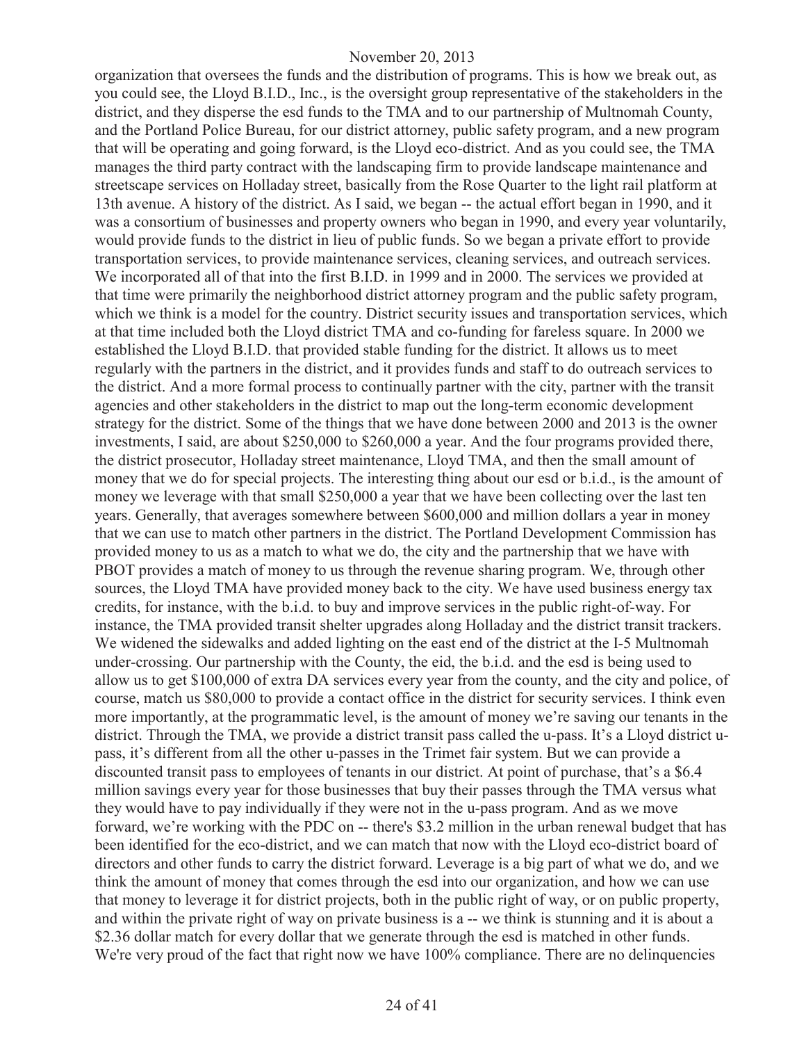organization that oversees the funds and the distribution of programs. This is how we break out, as you could see, the Lloyd B.I.D., Inc., is the oversight group representative of the stakeholders in the district, and they disperse the esd funds to the TMA and to our partnership of Multnomah County, and the Portland Police Bureau, for our district attorney, public safety program, and a new program that will be operating and going forward, is the Lloyd eco-district. And as you could see, the TMA manages the third party contract with the landscaping firm to provide landscape maintenance and streetscape services on Holladay street, basically from the Rose Quarter to the light rail platform at 13th avenue. A history of the district. As I said, we began -- the actual effort began in 1990, and it was a consortium of businesses and property owners who began in 1990, and every year voluntarily, would provide funds to the district in lieu of public funds. So we began a private effort to provide transportation services, to provide maintenance services, cleaning services, and outreach services. We incorporated all of that into the first B.I.D. in 1999 and in 2000. The services we provided at that time were primarily the neighborhood district attorney program and the public safety program, which we think is a model for the country. District security issues and transportation services, which at that time included both the Lloyd district TMA and co-funding for fareless square. In 2000 we established the Lloyd B.I.D. that provided stable funding for the district. It allows us to meet regularly with the partners in the district, and it provides funds and staff to do outreach services to the district. And a more formal process to continually partner with the city, partner with the transit agencies and other stakeholders in the district to map out the long-term economic development strategy for the district. Some of the things that we have done between 2000 and 2013 is the owner investments, I said, are about $250,000 to $260,000 a year. And the four programs provided there, the district prosecutor, Holladay street maintenance, Lloyd TMA, and then the small amount of money that we do for special projects. The interesting thing about our esd or b.i.d., is the amount of money we leverage with that small $250,000 a year that we have been collecting over the last ten years. Generally, that averages somewhere between $600,000 and million dollars a year in money that we can use to match other partners in the district. The Portland Development Commission has provided money to us as a match to what we do, the city and the partnership that we have with PBOT provides a match of money to us through the revenue sharing program. We, through other sources, the Lloyd TMA have provided money back to the city. We have used business energy tax credits, for instance, with the b.i.d. to buy and improve services in the public right-of-way. For instance, the TMA provided transit shelter upgrades along Holladay and the district transit trackers. We widened the sidewalks and added lighting on the east end of the district at the I-5 Multnomah under-crossing. Our partnership with the County, the eid, the b.i.d. and the esd is being used to allow us to get $100,000 of extra DA services every year from the county, and the city and police, of course, match us $80,000 to provide a contact office in the district for security services. I think even more importantly, at the programmatic level, is the amount of money we're saving our tenants in the district. Through the TMA, we provide a district transit pass called the u-pass. It's a Lloyd district u-pass, it's different from all the other u-passes in the Trimet fair system. But we can provide a discounted transit pass to employees of tenants in our district. At point of purchase, that's a $6.4 million savings every year for those businesses that buy their passes through the TMA versus what they would have to pay individually if they were not in the u-pass program. And as we move forward, we're working with the PDC on -- there's $3.2 million in the urban renewal budget that has been identified for the eco-district, and we can match that now with the Lloyd eco-district board of directors and other funds to carry the district forward. Leverage is a big part of what we do, and we think the amount of money that comes through the esd into our organization, and how we can use that money to leverage it for district projects, both in the public right of way, or on public property, and within the private right of way on private business is a -- we think is stunning and it is about a $2.36 dollar match for every dollar that we generate through the esd is matched in other funds. We're very proud of the fact that right now we have 100% compliance. There are no delinquencies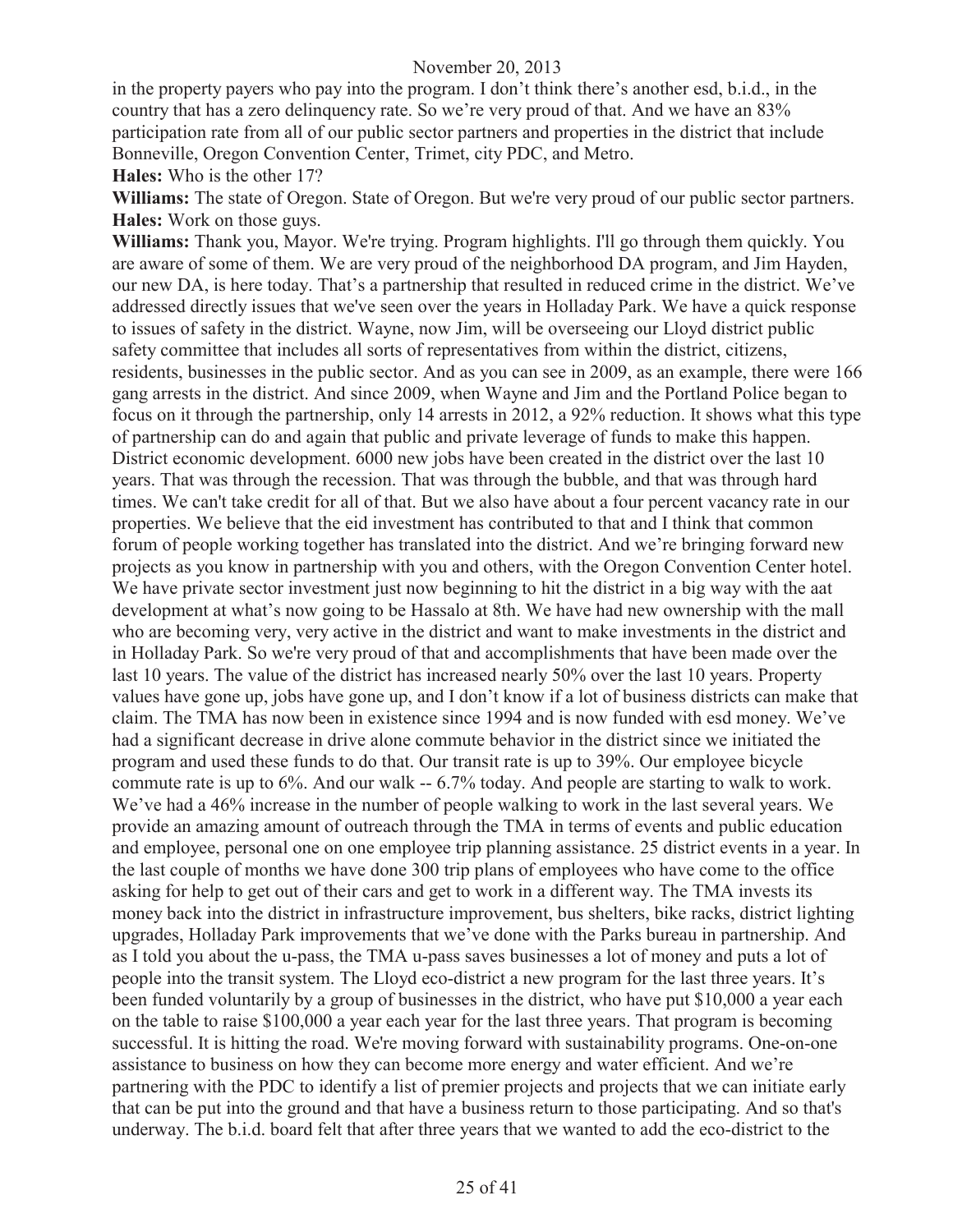in the property payers who pay into the program. I don't think there's another esd, b.i.d., in the country that has a zero delinquency rate. So we're very proud of that. And we have an 83% participation rate from all of our public sector partners and properties in the district that include Bonneville, Oregon Convention Center, Trimet, city PDC, and Metro.

**Hales:** Who is the other 17?

**Williams:** The state of Oregon. State of Oregon. But we're very proud of our public sector partners.

**Hales:** Work on those guys.

**Williams:** Thank you, Mayor. We're trying. Program highlights. I'll go through them quickly. You are aware of some of them. We are very proud of the neighborhood DA program, and Jim Hayden, our new DA, is here today. That's a partnership that resulted in reduced crime in the district. We've addressed directly issues that we've seen over the years in Holladay Park. We have a quick response to issues of safety in the district. Wayne, now Jim, will be overseeing our Lloyd district public safety committee that includes all sorts of representatives from within the district, citizens, residents, businesses in the public sector. And as you can see in 2009, as an example, there were 166 gang arrests in the district. And since 2009, when Wayne and Jim and the Portland Police began to focus on it through the partnership, only 14 arrests in 2012, a 92% reduction. It shows what this type of partnership can do and again that public and private leverage of funds to make this happen. District economic development. 6000 new jobs have been created in the district over the last 10 years. That was through the recession. That was through the bubble, and that was through hard times. We can't take credit for all of that. But we also have about a four percent vacancy rate in our properties. We believe that the eid investment has contributed to that and I think that common forum of people working together has translated into the district. And we're bringing forward new projects as you know in partnership with you and others, with the Oregon Convention Center hotel. We have private sector investment just now beginning to hit the district in a big way with the aat development at what's now going to be Hassalo at 8th. We have had new ownership with the mall who are becoming very, very active in the district and want to make investments in the district and in Holladay Park. So we're very proud of that and accomplishments that have been made over the last 10 years. The value of the district has increased nearly 50% over the last 10 years. Property values have gone up, jobs have gone up, and I don't know if a lot of business districts can make that claim. The TMA has now been in existence since 1994 and is now funded with esd money. We've had a significant decrease in drive alone commute behavior in the district since we initiated the program and used these funds to do that. Our transit rate is up to 39%. Our employee bicycle commute rate is up to 6%. And our walk -- 6.7% today. And people are starting to walk to work. We've had a 46% increase in the number of people walking to work in the last several years. We provide an amazing amount of outreach through the TMA in terms of events and public education and employee, personal one on one employee trip planning assistance. 25 district events in a year. In the last couple of months we have done 300 trip plans of employees who have come to the office asking for help to get out of their cars and get to work in a different way. The TMA invests its money back into the district in infrastructure improvement, bus shelters, bike racks, district lighting upgrades, Holladay Park improvements that we've done with the Parks bureau in partnership. And as I told you about the u-pass, the TMA u-pass saves businesses a lot of money and puts a lot of people into the transit system. The Lloyd eco-district a new program for the last three years. It's been funded voluntarily by a group of businesses in the district, who have put $10,000 a year each on the table to raise $100,000 a year each year for the last three years. That program is becoming successful. It is hitting the road. We're moving forward with sustainability programs. One-on-one assistance to business on how they can become more energy and water efficient. And we're partnering with the PDC to identify a list of premier projects and projects that we can initiate early that can be put into the ground and that have a business return to those participating. And so that's underway. The b.i.d. board felt that after three years that we wanted to add the eco-district to the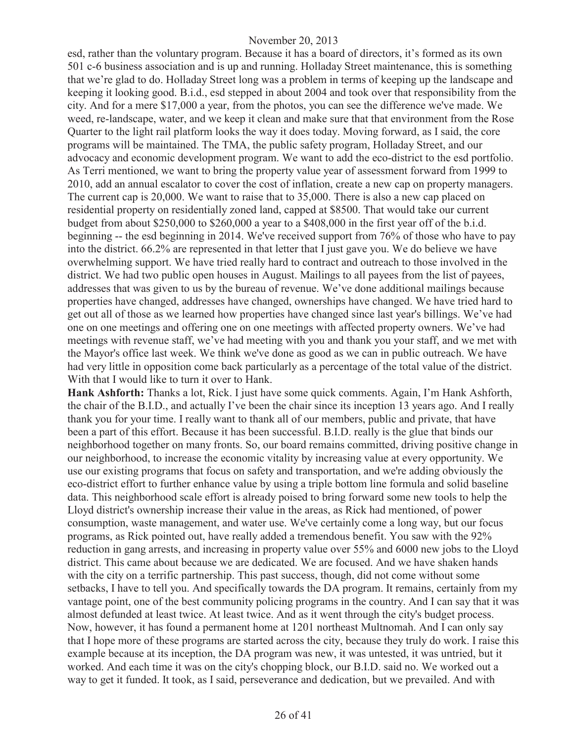esd, rather than the voluntary program. Because it has a board of directors, it's formed as its own 501 c-6 business association and is up and running. Holladay Street maintenance, this is something that we're glad to do. Holladay Street long was a problem in terms of keeping up the landscape and keeping it looking good. B.i.d., esd stepped in about 2004 and took over that responsibility from the city. And for a mere $17,000 a year, from the photos, you can see the difference we've made. We weed, re-landscape, water, and we keep it clean and make sure that that environment from the Rose Quarter to the light rail platform looks the way it does today. Moving forward, as I said, the core programs will be maintained. The TMA, the public safety program, Holladay Street, and our advocacy and economic development program. We want to add the eco-district to the esd portfolio. As Terri mentioned, we want to bring the property value year of assessment forward from 1999 to 2010, add an annual escalator to cover the cost of inflation, create a new cap on property managers. The current cap is 20,000. We want to raise that to 35,000. There is also a new cap placed on residential property on residentially zoned land, capped at $8500. That would take our current budget from about $250,000 to $260,000 a year to a $408,000 in the first year off of the b.i.d. beginning -- the esd beginning in 2014. We've received support from 76% of those who have to pay into the district. 66.2% are represented in that letter that I just gave you. We do believe we have overwhelming support. We have tried really hard to contract and outreach to those involved in the district. We had two public open houses in August. Mailings to all payees from the list of payees, addresses that was given to us by the bureau of revenue. We've done additional mailings because properties have changed, addresses have changed, ownerships have changed. We have tried hard to get out all of those as we learned how properties have changed since last year's billings. We've had one on one meetings and offering one on one meetings with affected property owners. We've had meetings with revenue staff, we've had meeting with you and thank you your staff, and we met with the Mayor's office last week. We think we've done as good as we can in public outreach. We have had very little in opposition come back particularly as a percentage of the total value of the district. With that I would like to turn it over to Hank.

**Hank Ashforth:** Thanks a lot, Rick. I just have some quick comments. Again, I'm Hank Ashforth, the chair of the B.I.D., and actually I've been the chair since its inception 13 years ago. And I really thank you for your time. I really want to thank all of our members, public and private, that have been a part of this effort. Because it has been successful. B.I.D. really is the glue that binds our neighborhood together on many fronts. So, our board remains committed, driving positive change in our neighborhood, to increase the economic vitality by increasing value at every opportunity. We use our existing programs that focus on safety and transportation, and we're adding obviously the eco-district effort to further enhance value by using a triple bottom line formula and solid baseline data. This neighborhood scale effort is already poised to bring forward some new tools to help the Lloyd district's ownership increase their value in the areas, as Rick had mentioned, of power consumption, waste management, and water use. We've certainly come a long way, but our focus programs, as Rick pointed out, have really added a tremendous benefit. You saw with the 92% reduction in gang arrests, and increasing in property value over 55% and 6000 new jobs to the Lloyd district. This came about because we are dedicated. We are focused. And we have shaken hands with the city on a terrific partnership. This past success, though, did not come without some setbacks, I have to tell you. And specifically towards the DA program. It remains, certainly from my vantage point, one of the best community policing programs in the country. And I can say that it was almost defunded at least twice. At least twice. And as it went through the city's budget process. Now, however, it has found a permanent home at 1201 northeast Multnomah. And I can only say that I hope more of these programs are started across the city, because they truly do work. I raise this example because at its inception, the DA program was new, it was untested, it was untried, but it worked. And each time it was on the city's chopping block, our B.I.D. said no. We worked out a way to get it funded. It took, as I said, perseverance and dedication, but we prevailed. And with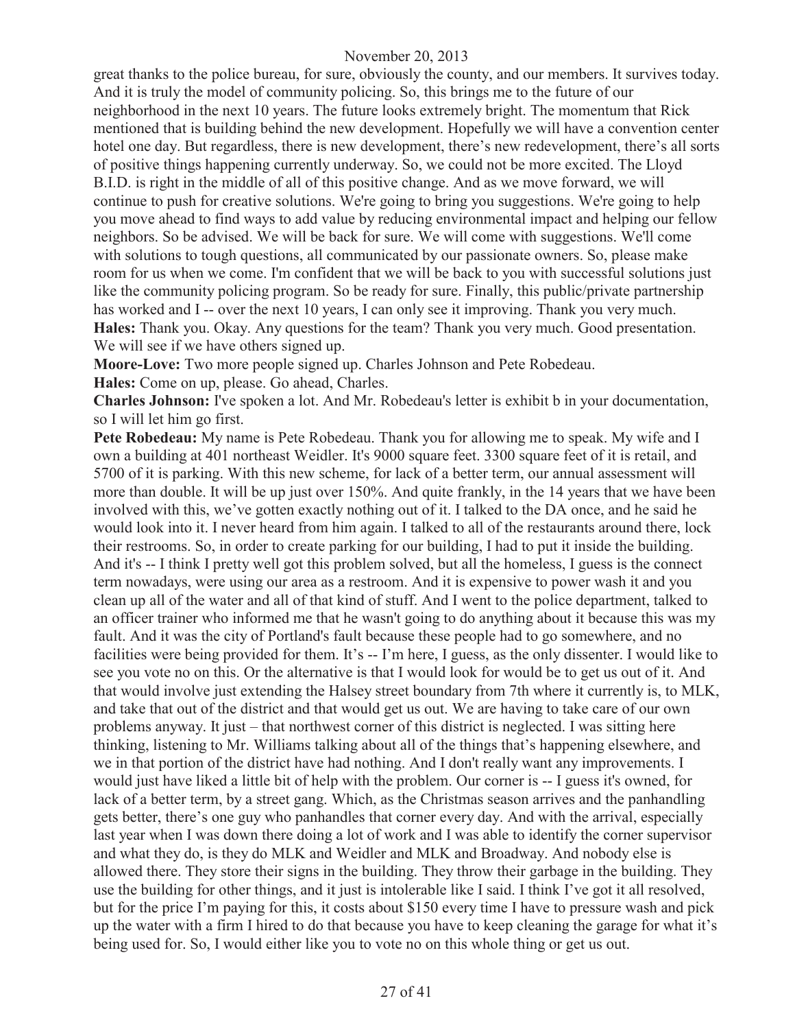great thanks to the police bureau, for sure, obviously the county, and our members. It survives today. And it is truly the model of community policing. So, this brings me to the future of our neighborhood in the next 10 years. The future looks extremely bright. The momentum that Rick mentioned that is building behind the new development. Hopefully we will have a convention center hotel one day. But regardless, there is new development, there's new redevelopment, there's all sorts of positive things happening currently underway. So, we could not be more excited. The Lloyd B.I.D. is right in the middle of all of this positive change. And as we move forward, we will continue to push for creative solutions. We're going to bring you suggestions. We're going to help you move ahead to find ways to add value by reducing environmental impact and helping our fellow neighbors. So be advised. We will be back for sure. We will come with suggestions. We'll come with solutions to tough questions, all communicated by our passionate owners. So, please make room for us when we come. I'm confident that we will be back to you with successful solutions just like the community policing program. So be ready for sure. Finally, this public/private partnership has worked and I -- over the next 10 years, I can only see it improving. Thank you very much.

**Hales:** Thank you. Okay. Any questions for the team? Thank you very much. Good presentation. We will see if we have others signed up.

**Moore-Love:** Two more people signed up. Charles Johnson and Pete Robedeau.

**Hales:** Come on up, please. Go ahead, Charles.

**Charles Johnson:** I've spoken a lot. And Mr. Robedeau's letter is exhibit b in your documentation, so I will let him go first.

**Pete Robedeau:** My name is Pete Robedeau. Thank you for allowing me to speak. My wife and I own a building at 401 northeast Weidler. It's 9000 square feet. 3300 square feet of it is retail, and 5700 of it is parking. With this new scheme, for lack of a better term, our annual assessment will more than double. It will be up just over 150%. And quite frankly, in the 14 years that we have been involved with this, we've gotten exactly nothing out of it. I talked to the DA once, and he said he would look into it. I never heard from him again. I talked to all of the restaurants around there, lock their restrooms. So, in order to create parking for our building, I had to put it inside the building. And it's -- I think I pretty well got this problem solved, but all the homeless, I guess is the connect term nowadays, were using our area as a restroom. And it is expensive to power wash it and you clean up all of the water and all of that kind of stuff. And I went to the police department, talked to an officer trainer who informed me that he wasn't going to do anything about it because this was my fault. And it was the city of Portland's fault because these people had to go somewhere, and no facilities were being provided for them. It's -- I'm here, I guess, as the only dissenter. I would like to see you vote no on this. Or the alternative is that I would look for would be to get us out of it. And that would involve just extending the Halsey street boundary from 7th where it currently is, to MLK, and take that out of the district and that would get us out. We are having to take care of our own problems anyway. It just – that northwest corner of this district is neglected. I was sitting here thinking, listening to Mr. Williams talking about all of the things that's happening elsewhere, and we in that portion of the district have had nothing. And I don't really want any improvements. I would just have liked a little bit of help with the problem. Our corner is -- I guess it's owned, for lack of a better term, by a street gang. Which, as the Christmas season arrives and the panhandling gets better, there's one guy who panhandles that corner every day. And with the arrival, especially last year when I was down there doing a lot of work and I was able to identify the corner supervisor and what they do, is they do MLK and Weidler and MLK and Broadway. And nobody else is allowed there. They store their signs in the building. They throw their garbage in the building. They use the building for other things, and it just is intolerable like I said. I think I've got it all resolved, but for the price I'm paying for this, it costs about $150 every time I have to pressure wash and pick up the water with a firm I hired to do that because you have to keep cleaning the garage for what it's being used for. So, I would either like you to vote no on this whole thing or get us out.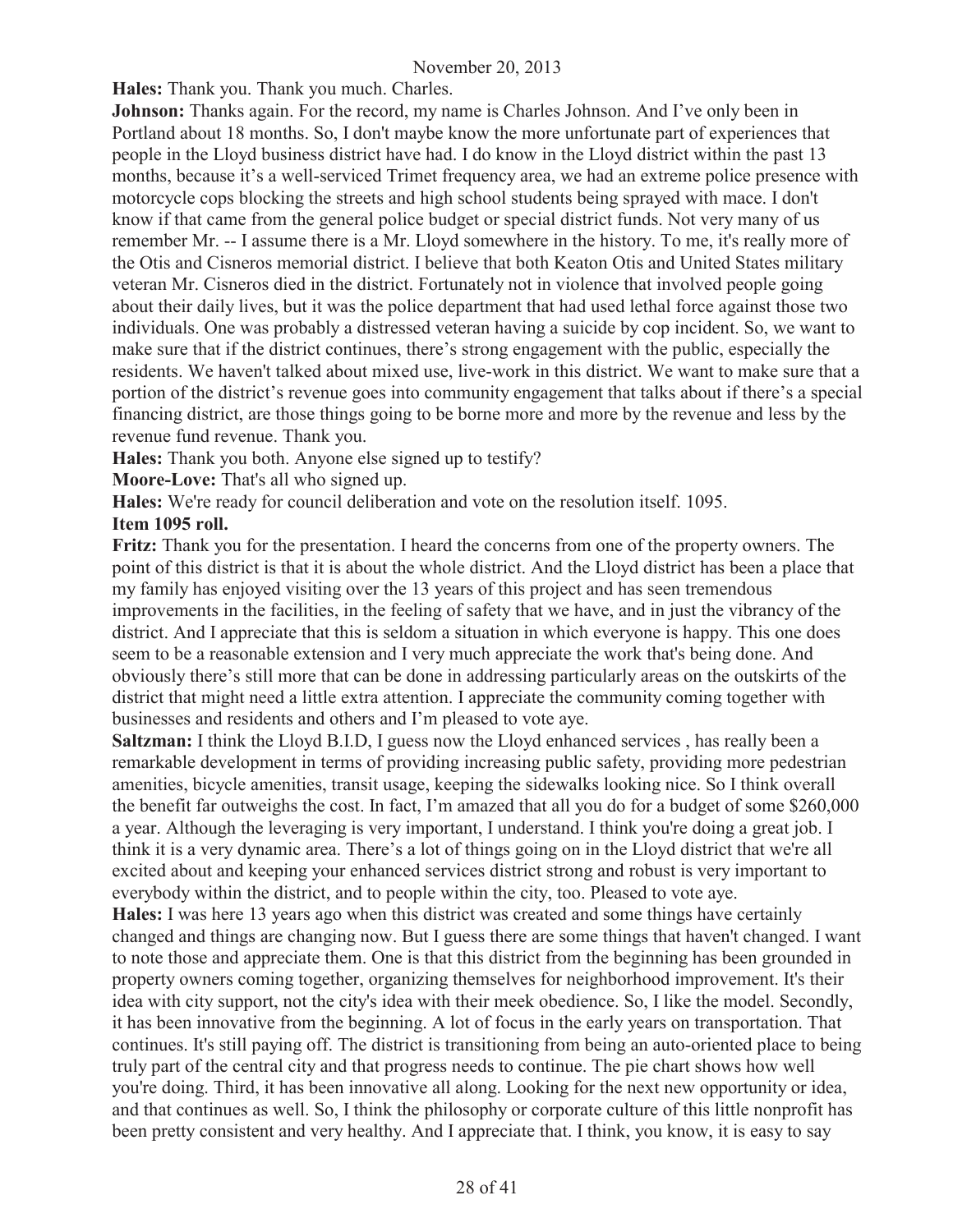**Hales:** Thank you. Thank you much. Charles.

**Johnson:** Thanks again. For the record, my name is Charles Johnson. And I've only been in Portland about 18 months. So, I don't maybe know the more unfortunate part of experiences that people in the Lloyd business district have had. I do know in the Lloyd district within the past 13 months, because it's a well-serviced Trimet frequency area, we had an extreme police presence with motorcycle cops blocking the streets and high school students being sprayed with mace. I don't know if that came from the general police budget or special district funds. Not very many of us remember Mr. -- I assume there is a Mr. Lloyd somewhere in the history. To me, it's really more of the Otis and Cisneros memorial district. I believe that both Keaton Otis and United States military veteran Mr. Cisneros died in the district. Fortunately not in violence that involved people going about their daily lives, but it was the police department that had used lethal force against those two individuals. One was probably a distressed veteran having a suicide by cop incident. So, we want to make sure that if the district continues, there's strong engagement with the public, especially the residents. We haven't talked about mixed use, live-work in this district. We want to make sure that a portion of the district's revenue goes into community engagement that talks about if there's a special financing district, are those things going to be borne more and more by the revenue and less by the revenue fund revenue. Thank you.

**Hales:** Thank you both. Anyone else signed up to testify?

**Moore-Love:** That's all who signed up.

**Hales:** We're ready for council deliberation and vote on the resolution itself. 1095.

**Item 1095 roll.**

**Fritz:** Thank you for the presentation. I heard the concerns from one of the property owners. The point of this district is that it is about the whole district. And the Lloyd district has been a place that my family has enjoyed visiting over the 13 years of this project and has seen tremendous improvements in the facilities, in the feeling of safety that we have, and in just the vibrancy of the district. And I appreciate that this is seldom a situation in which everyone is happy. This one does seem to be a reasonable extension and I very much appreciate the work that's being done. And obviously there's still more that can be done in addressing particularly areas on the outskirts of the district that might need a little extra attention. I appreciate the community coming together with businesses and residents and others and I'm pleased to vote aye.

**Saltzman:** I think the Lloyd B.I.D, I guess now the Lloyd enhanced services , has really been a remarkable development in terms of providing increasing public safety, providing more pedestrian amenities, bicycle amenities, transit usage, keeping the sidewalks looking nice. So I think overall the benefit far outweighs the cost. In fact, I'm amazed that all you do for a budget of some $260,000 a year. Although the leveraging is very important, I understand. I think you're doing a great job. I think it is a very dynamic area. There's a lot of things going on in the Lloyd district that we're all excited about and keeping your enhanced services district strong and robust is very important to everybody within the district, and to people within the city, too. Pleased to vote aye.

**Hales:** I was here 13 years ago when this district was created and some things have certainly changed and things are changing now. But I guess there are some things that haven't changed. I want to note those and appreciate them. One is that this district from the beginning has been grounded in property owners coming together, organizing themselves for neighborhood improvement. It's their idea with city support, not the city's idea with their meek obedience. So, I like the model. Secondly, it has been innovative from the beginning. A lot of focus in the early years on transportation. That continues. It's still paying off. The district is transitioning from being an auto-oriented place to being truly part of the central city and that progress needs to continue. The pie chart shows how well you're doing. Third, it has been innovative all along. Looking for the next new opportunity or idea, and that continues as well. So, I think the philosophy or corporate culture of this little nonprofit has been pretty consistent and very healthy. And I appreciate that. I think, you know, it is easy to say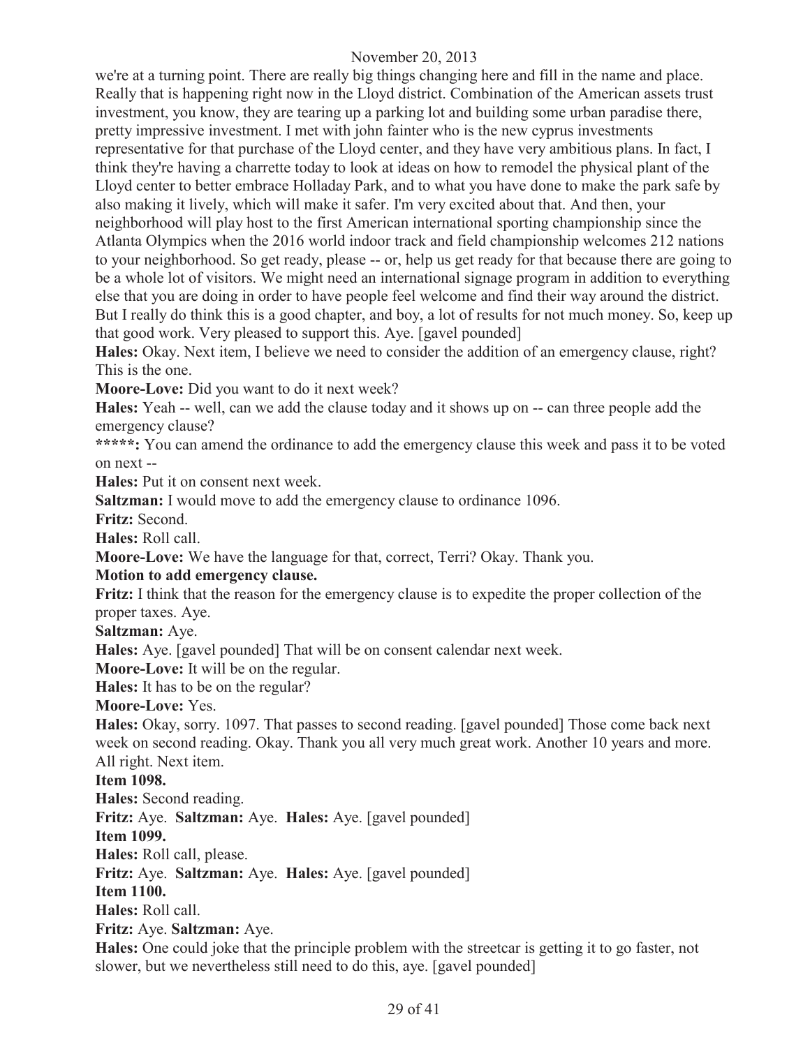we're at a turning point. There are really big things changing here and fill in the name and place. Really that is happening right now in the Lloyd district. Combination of the American assets trust investment, you know, they are tearing up a parking lot and building some urban paradise there, pretty impressive investment. I met with john fainter who is the new cyprus investments representative for that purchase of the Lloyd center, and they have very ambitious plans. In fact, I think they're having a charrette today to look at ideas on how to remodel the physical plant of the Lloyd center to better embrace Holladay Park, and to what you have done to make the park safe by also making it lively, which will make it safer. I'm very excited about that. And then, your neighborhood will play host to the first American international sporting championship since the Atlanta Olympics when the 2016 world indoor track and field championship welcomes 212 nations to your neighborhood. So get ready, please -- or, help us get ready for that because there are going to be a whole lot of visitors. We might need an international signage program in addition to everything else that you are doing in order to have people feel welcome and find their way around the district. But I really do think this is a good chapter, and boy, a lot of results for not much money. So, keep up that good work. Very pleased to support this. Aye. [gavel pounded]

**Hales:** Okay. Next item, I believe we need to consider the addition of an emergency clause, right? This is the one.

**Moore-Love:** Did you want to do it next week?

**Hales:** Yeah -- well, can we add the clause today and it shows up on -- can three people add the emergency clause?

**\*\*\*\*\*:** You can amend the ordinance to add the emergency clause this week and pass it to be voted on next --

**Hales:** Put it on consent next week.

**Saltzman:** I would move to add the emergency clause to ordinance 1096.

**Fritz:** Second.

**Hales:** Roll call.

**Moore-Love:** We have the language for that, correct, Terri? Okay. Thank you.

**Motion to add emergency clause.**

**Fritz:** I think that the reason for the emergency clause is to expedite the proper collection of the proper taxes. Aye.

**Saltzman:** Aye.

**Hales:** Aye. [gavel pounded] That will be on consent calendar next week.

**Moore-Love:** It will be on the regular.

**Hales:** It has to be on the regular?

**Moore-Love:** Yes.

**Hales:** Okay, sorry. 1097. That passes to second reading. [gavel pounded] Those come back next week on second reading. Okay. Thank you all very much great work. Another 10 years and more. All right. Next item.

**Item 1098.**

**Hales:** Second reading.

**Fritz:** Aye. **Saltzman:** Aye. **Hales:** Aye. [gavel pounded]

**Item 1099.**

**Hales:** Roll call, please.

**Fritz:** Aye. **Saltzman:** Aye. **Hales:** Aye. [gavel pounded]

**Item 1100.**

**Hales:** Roll call.

**Fritz:** Aye. **Saltzman:** Aye.

**Hales:** One could joke that the principle problem with the streetcar is getting it to go faster, not slower, but we nevertheless still need to do this, aye. [gavel pounded]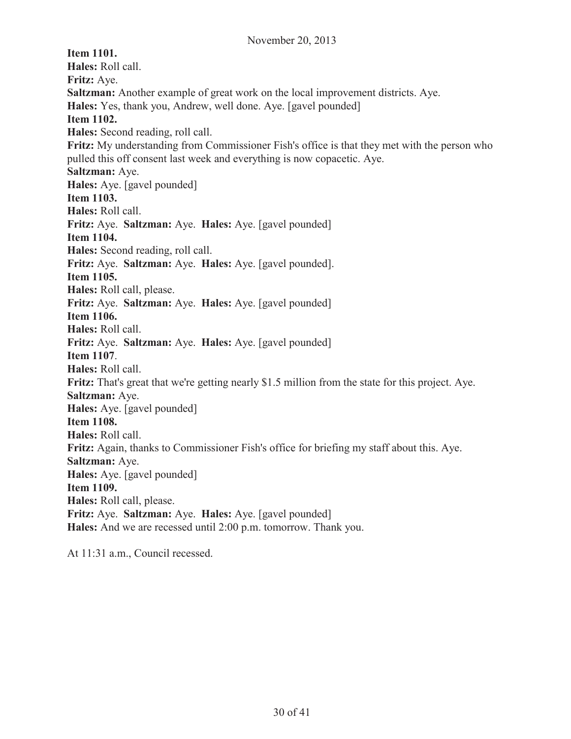**Item 1101.**
**Hales:** Roll call.
**Fritz:** Aye.
**Saltzman:** Another example of great work on the local improvement districts. Aye.
**Hales:** Yes, thank you, Andrew, well done. Aye. [gavel pounded]
**Item 1102.**
**Hales:** Second reading, roll call.
**Fritz:** My understanding from Commissioner Fish's office is that they met with the person who pulled this off consent last week and everything is now copacetic. Aye.
**Saltzman:** Aye.
**Hales:** Aye. [gavel pounded]
**Item 1103.**
**Hales:** Roll call.
**Fritz:** Aye. **Saltzman:** Aye. **Hales:** Aye. [gavel pounded]
**Item 1104.**
**Hales:** Second reading, roll call.
**Fritz:** Aye. **Saltzman:** Aye. **Hales:** Aye. [gavel pounded].
**Item 1105.**
**Hales:** Roll call, please.
**Fritz:** Aye. **Saltzman:** Aye. **Hales:** Aye. [gavel pounded]
**Item 1106.**
**Hales:** Roll call.
**Fritz:** Aye. **Saltzman:** Aye. **Hales:** Aye. [gavel pounded]
**Item 1107**.
**Hales:** Roll call.
**Fritz:** That's great that we're getting nearly $1.5 million from the state for this project. Aye.
**Saltzman:** Aye.
**Hales:** Aye. [gavel pounded]
**Item 1108.**
**Hales:** Roll call.
**Fritz:** Again, thanks to Commissioner Fish's office for briefing my staff about this. Aye.
**Saltzman:** Aye.
**Hales:** Aye. [gavel pounded]
**Item 1109.**
**Hales:** Roll call, please.
**Fritz:** Aye. **Saltzman:** Aye. **Hales:** Aye. [gavel pounded]
**Hales:** And we are recessed until 2:00 p.m. tomorrow. Thank you.

At 11:31 a.m., Council recessed.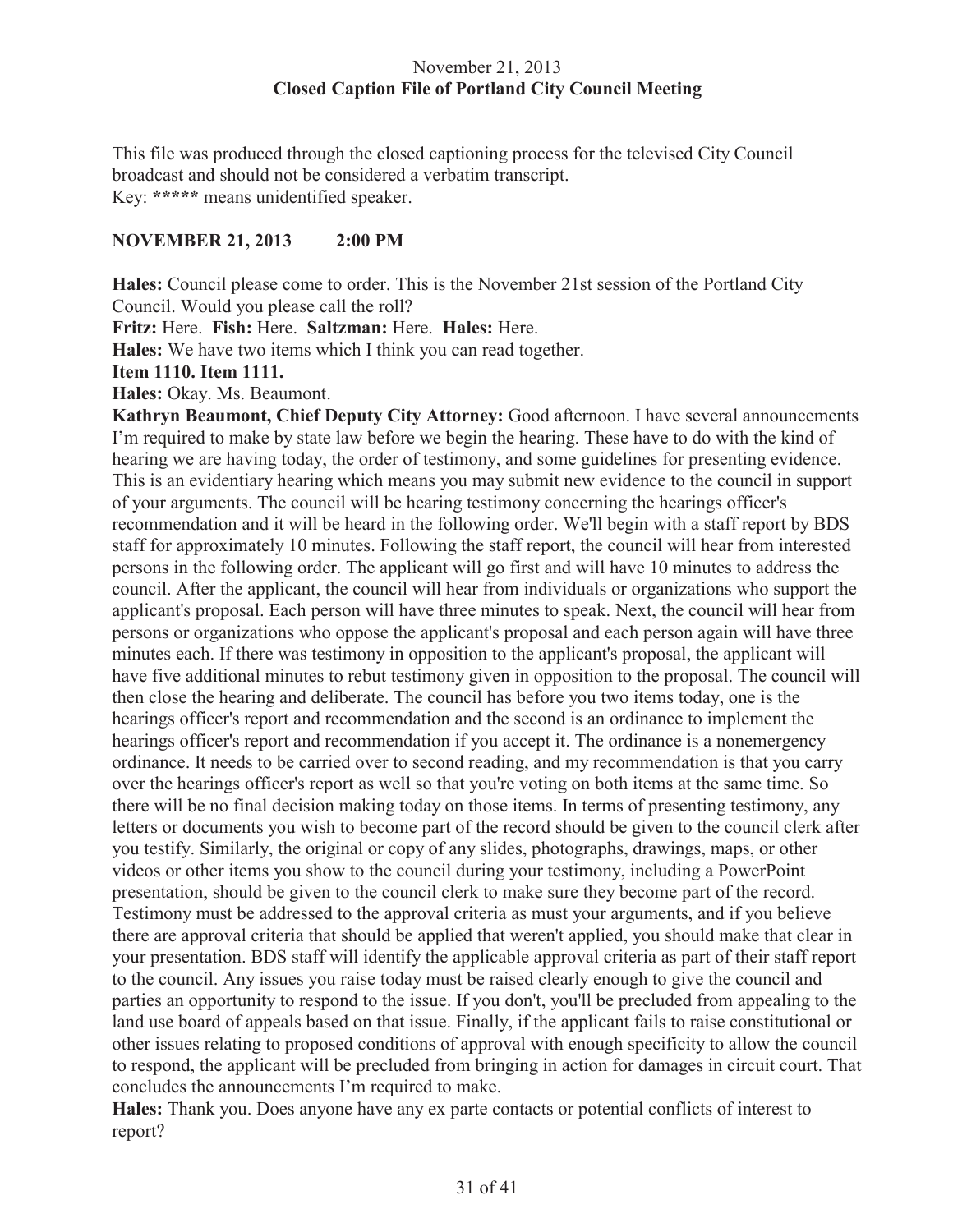November 21, 2013
**Closed Caption File of Portland City Council Meeting**

This file was produced through the closed captioning process for the televised City Council broadcast and should not be considered a verbatim transcript.
Key: **\*\*\*\*\*** means unidentified speaker.

**NOVEMBER 21, 2013 2:00 PM**

**Hales:** Council please come to order. This is the November 21st session of the Portland City Council. Would you please call the roll?

**Fritz:** Here. **Fish:** Here. **Saltzman:** Here. **Hales:** Here.

**Hales:** We have two items which I think you can read together.

**Item 1110. Item 1111.**

**Hales:** Okay. Ms. Beaumont.

**Kathryn Beaumont, Chief Deputy City Attorney:** Good afternoon. I have several announcements I'm required to make by state law before we begin the hearing. These have to do with the kind of hearing we are having today, the order of testimony, and some guidelines for presenting evidence. This is an evidentiary hearing which means you may submit new evidence to the council in support of your arguments. The council will be hearing testimony concerning the hearings officer's recommendation and it will be heard in the following order. We'll begin with a staff report by BDS staff for approximately 10 minutes. Following the staff report, the council will hear from interested persons in the following order. The applicant will go first and will have 10 minutes to address the council. After the applicant, the council will hear from individuals or organizations who support the applicant's proposal. Each person will have three minutes to speak. Next, the council will hear from persons or organizations who oppose the applicant's proposal and each person again will have three minutes each. If there was testimony in opposition to the applicant's proposal, the applicant will have five additional minutes to rebut testimony given in opposition to the proposal. The council will then close the hearing and deliberate. The council has before you two items today, one is the hearings officer's report and recommendation and the second is an ordinance to implement the hearings officer's report and recommendation if you accept it. The ordinance is a nonemergency ordinance. It needs to be carried over to second reading, and my recommendation is that you carry over the hearings officer's report as well so that you're voting on both items at the same time. So there will be no final decision making today on those items. In terms of presenting testimony, any letters or documents you wish to become part of the record should be given to the council clerk after you testify. Similarly, the original or copy of any slides, photographs, drawings, maps, or other videos or other items you show to the council during your testimony, including a PowerPoint presentation, should be given to the council clerk to make sure they become part of the record. Testimony must be addressed to the approval criteria as must your arguments, and if you believe there are approval criteria that should be applied that weren't applied, you should make that clear in your presentation. BDS staff will identify the applicable approval criteria as part of their staff report to the council. Any issues you raise today must be raised clearly enough to give the council and parties an opportunity to respond to the issue. If you don't, you'll be precluded from appealing to the land use board of appeals based on that issue. Finally, if the applicant fails to raise constitutional or other issues relating to proposed conditions of approval with enough specificity to allow the council to respond, the applicant will be precluded from bringing in action for damages in circuit court. That concludes the announcements I'm required to make.

**Hales:** Thank you. Does anyone have any ex parte contacts or potential conflicts of interest to report?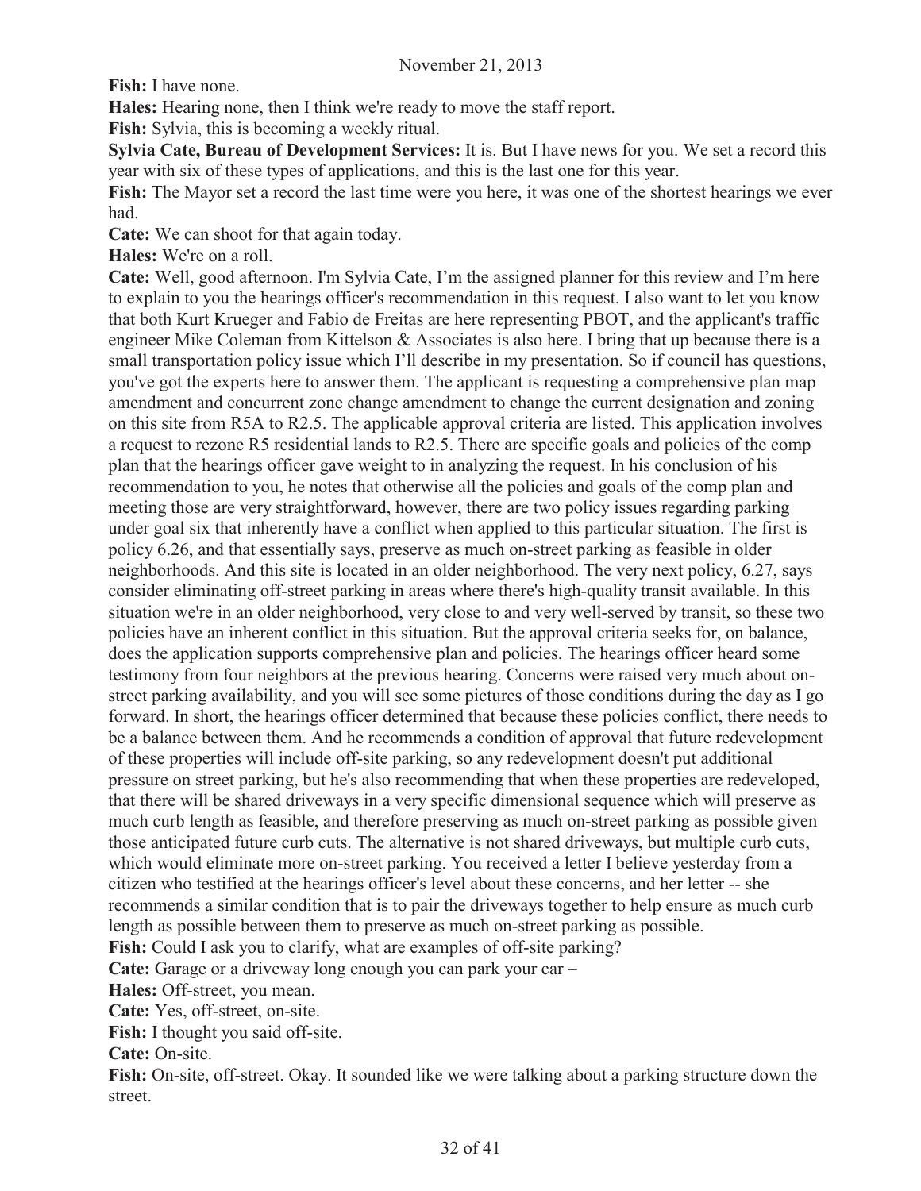**Fish:** I have none.

**Hales:** Hearing none, then I think we're ready to move the staff report.

**Fish:** Sylvia, this is becoming a weekly ritual.

**Sylvia Cate, Bureau of Development Services:** It is. But I have news for you. We set a record this year with six of these types of applications, and this is the last one for this year.

**Fish:** The Mayor set a record the last time were you here, it was one of the shortest hearings we ever had.

**Cate:** We can shoot for that again today.

**Hales:** We're on a roll.

**Cate:** Well, good afternoon. I'm Sylvia Cate, I'm the assigned planner for this review and I'm here to explain to you the hearings officer's recommendation in this request. I also want to let you know that both Kurt Krueger and Fabio de Freitas are here representing PBOT, and the applicant's traffic engineer Mike Coleman from Kittelson & Associates is also here. I bring that up because there is a small transportation policy issue which I'll describe in my presentation. So if council has questions, you've got the experts here to answer them. The applicant is requesting a comprehensive plan map amendment and concurrent zone change amendment to change the current designation and zoning on this site from R5A to R2.5. The applicable approval criteria are listed. This application involves a request to rezone R5 residential lands to R2.5. There are specific goals and policies of the comp plan that the hearings officer gave weight to in analyzing the request. In his conclusion of his recommendation to you, he notes that otherwise all the policies and goals of the comp plan and meeting those are very straightforward, however, there are two policy issues regarding parking under goal six that inherently have a conflict when applied to this particular situation. The first is policy 6.26, and that essentially says, preserve as much on-street parking as feasible in older neighborhoods. And this site is located in an older neighborhood. The very next policy, 6.27, says consider eliminating off-street parking in areas where there's high-quality transit available. In this situation we're in an older neighborhood, very close to and very well-served by transit, so these two policies have an inherent conflict in this situation. But the approval criteria seeks for, on balance, does the application supports comprehensive plan and policies. The hearings officer heard some testimony from four neighbors at the previous hearing. Concerns were raised very much about on-street parking availability, and you will see some pictures of those conditions during the day as I go forward. In short, the hearings officer determined that because these policies conflict, there needs to be a balance between them. And he recommends a condition of approval that future redevelopment of these properties will include off-site parking, so any redevelopment doesn't put additional pressure on street parking, but he's also recommending that when these properties are redeveloped, that there will be shared driveways in a very specific dimensional sequence which will preserve as much curb length as feasible, and therefore preserving as much on-street parking as possible given those anticipated future curb cuts. The alternative is not shared driveways, but multiple curb cuts, which would eliminate more on-street parking. You received a letter I believe yesterday from a citizen who testified at the hearings officer's level about these concerns, and her letter -- she recommends a similar condition that is to pair the driveways together to help ensure as much curb length as possible between them to preserve as much on-street parking as possible.

**Fish:** Could I ask you to clarify, what are examples of off-site parking?

**Cate:** Garage or a driveway long enough you can park your car –

**Hales:** Off-street, you mean.

**Cate:** Yes, off-street, on-site.

**Fish:** I thought you said off-site.

**Cate:** On-site.

**Fish:** On-site, off-street. Okay. It sounded like we were talking about a parking structure down the street.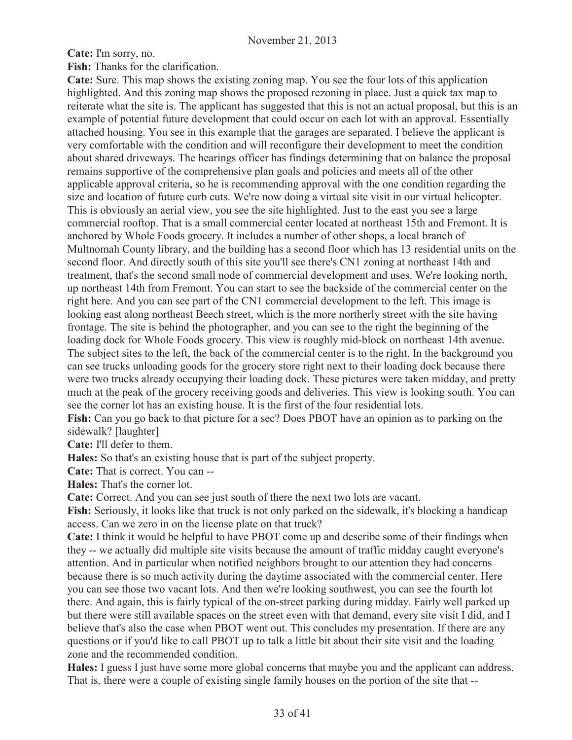**Cate:** I'm sorry, no.

**Fish:** Thanks for the clarification.

**Cate:** Sure. This map shows the existing zoning map. You see the four lots of this application highlighted. And this zoning map shows the proposed rezoning in place. Just a quick tax map to reiterate what the site is. The applicant has suggested that this is not an actual proposal, but this is an example of potential future development that could occur on each lot with an approval. Essentially attached housing. You see in this example that the garages are separated. I believe the applicant is very comfortable with the condition and will reconfigure their development to meet the condition about shared driveways. The hearings officer has findings determining that on balance the proposal remains supportive of the comprehensive plan goals and policies and meets all of the other applicable approval criteria, so he is recommending approval with the one condition regarding the size and location of future curb cuts. We're now doing a virtual site visit in our virtual helicopter. This is obviously an aerial view, you see the site highlighted. Just to the east you see a large commercial rooftop. That is a small commercial center located at northeast 15th and Fremont. It is anchored by Whole Foods grocery. It includes a number of other shops, a local branch of Multnomah County library, and the building has a second floor which has 13 residential units on the second floor. And directly south of this site you'll see there's CN1 zoning at northeast 14th and treatment, that's the second small node of commercial development and uses. We're looking north, up northeast 14th from Fremont. You can start to see the backside of the commercial center on the right here. And you can see part of the CN1 commercial development to the left. This image is looking east along northeast Beech street, which is the more northerly street with the site having frontage. The site is behind the photographer, and you can see to the right the beginning of the loading dock for Whole Foods grocery. This view is roughly mid-block on northeast 14th avenue. The subject sites to the left, the back of the commercial center is to the right. In the background you can see trucks unloading goods for the grocery store right next to their loading dock because there were two trucks already occupying their loading dock. These pictures were taken midday, and pretty much at the peak of the grocery receiving goods and deliveries. This view is looking south. You can see the corner lot has an existing house. It is the first of the four residential lots.

**Fish:** Can you go back to that picture for a sec? Does PBOT have an opinion as to parking on the sidewalk? [laughter]

**Cate:** I'll defer to them.

**Hales:** So that's an existing house that is part of the subject property.

**Cate:** That is correct. You can --

**Hales:** That's the corner lot.

**Cate:** Correct. And you can see just south of there the next two lots are vacant.

**Fish:** Seriously, it looks like that truck is not only parked on the sidewalk, it's blocking a handicap access. Can we zero in on the license plate on that truck?

**Cate:** I think it would be helpful to have PBOT come up and describe some of their findings when they -- we actually did multiple site visits because the amount of traffic midday caught everyone's attention. And in particular when notified neighbors brought to our attention they had concerns because there is so much activity during the daytime associated with the commercial center. Here you can see those two vacant lots. And then we're looking southwest, you can see the fourth lot there. And again, this is fairly typical of the on-street parking during midday. Fairly well parked up but there were still available spaces on the street even with that demand, every site visit I did, and I believe that's also the case when PBOT went out. This concludes my presentation. If there are any questions or if you'd like to call PBOT up to talk a little bit about their site visit and the loading zone and the recommended condition.

**Hales:** I guess I just have some more global concerns that maybe you and the applicant can address. That is, there were a couple of existing single family houses on the portion of the site that --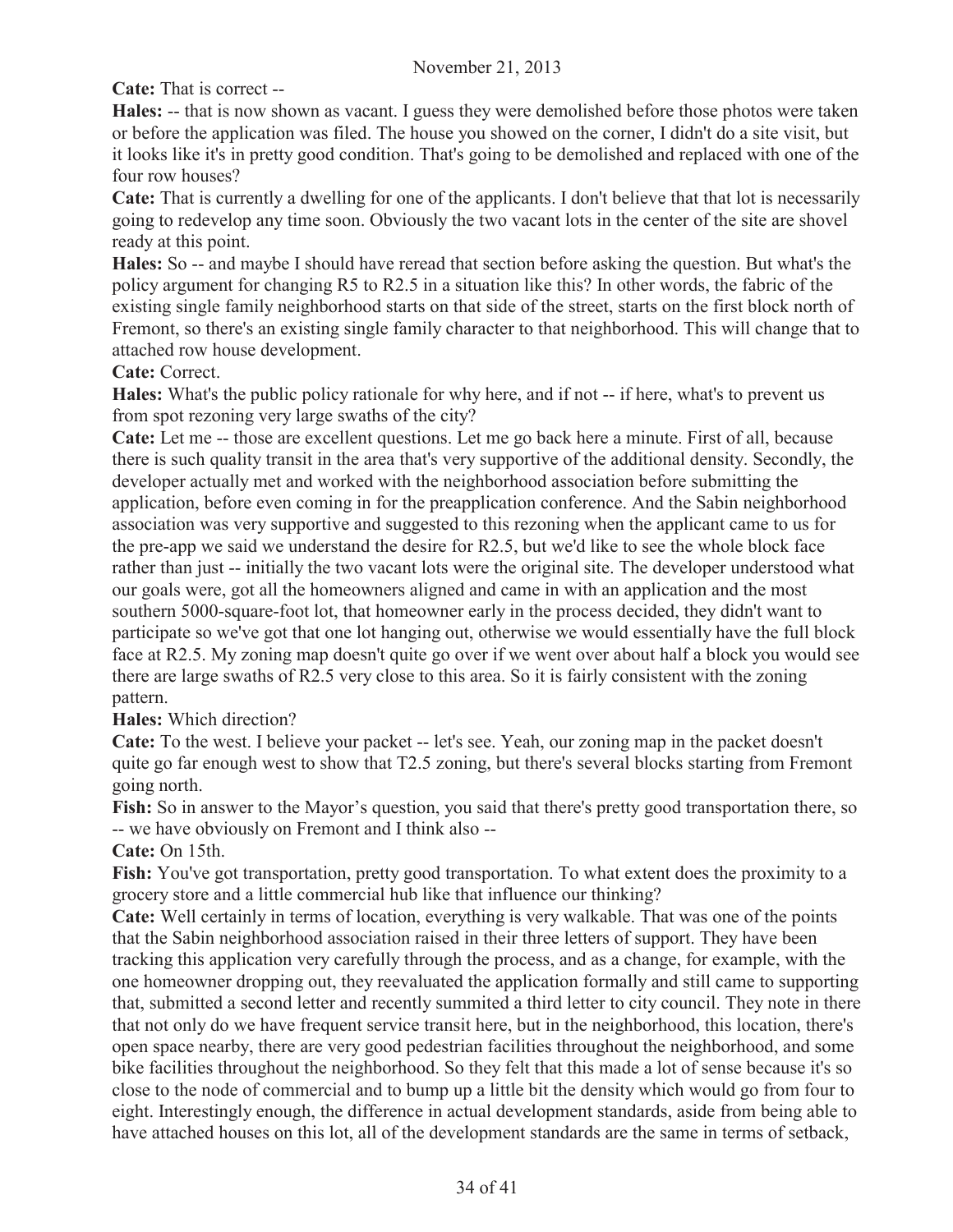**Cate:** That is correct --

**Hales:** -- that is now shown as vacant. I guess they were demolished before those photos were taken or before the application was filed. The house you showed on the corner, I didn't do a site visit, but it looks like it's in pretty good condition. That's going to be demolished and replaced with one of the four row houses?

**Cate:** That is currently a dwelling for one of the applicants. I don't believe that that lot is necessarily going to redevelop any time soon. Obviously the two vacant lots in the center of the site are shovel ready at this point.

**Hales:** So -- and maybe I should have reread that section before asking the question. But what's the policy argument for changing R5 to R2.5 in a situation like this? In other words, the fabric of the existing single family neighborhood starts on that side of the street, starts on the first block north of Fremont, so there's an existing single family character to that neighborhood. This will change that to attached row house development.

**Cate:** Correct.

**Hales:** What's the public policy rationale for why here, and if not -- if here, what's to prevent us from spot rezoning very large swaths of the city?

**Cate:** Let me -- those are excellent questions. Let me go back here a minute. First of all, because there is such quality transit in the area that's very supportive of the additional density. Secondly, the developer actually met and worked with the neighborhood association before submitting the application, before even coming in for the preapplication conference. And the Sabin neighborhood association was very supportive and suggested to this rezoning when the applicant came to us for the pre-app we said we understand the desire for R2.5, but we'd like to see the whole block face rather than just -- initially the two vacant lots were the original site. The developer understood what our goals were, got all the homeowners aligned and came in with an application and the most southern 5000-square-foot lot, that homeowner early in the process decided, they didn't want to participate so we've got that one lot hanging out, otherwise we would essentially have the full block face at R2.5. My zoning map doesn't quite go over if we went over about half a block you would see there are large swaths of R2.5 very close to this area. So it is fairly consistent with the zoning pattern.

**Hales:** Which direction?

**Cate:** To the west. I believe your packet -- let's see. Yeah, our zoning map in the packet doesn't quite go far enough west to show that T2.5 zoning, but there's several blocks starting from Fremont going north.

**Fish:** So in answer to the Mayor's question, you said that there's pretty good transportation there, so -- we have obviously on Fremont and I think also --

**Cate:** On 15th.

**Fish:** You've got transportation, pretty good transportation. To what extent does the proximity to a grocery store and a little commercial hub like that influence our thinking?

**Cate:** Well certainly in terms of location, everything is very walkable. That was one of the points that the Sabin neighborhood association raised in their three letters of support. They have been tracking this application very carefully through the process, and as a change, for example, with the one homeowner dropping out, they reevaluated the application formally and still came to supporting that, submitted a second letter and recently summited a third letter to city council. They note in there that not only do we have frequent service transit here, but in the neighborhood, this location, there's open space nearby, there are very good pedestrian facilities throughout the neighborhood, and some bike facilities throughout the neighborhood. So they felt that this made a lot of sense because it's so close to the node of commercial and to bump up a little bit the density which would go from four to eight. Interestingly enough, the difference in actual development standards, aside from being able to have attached houses on this lot, all of the development standards are the same in terms of setback,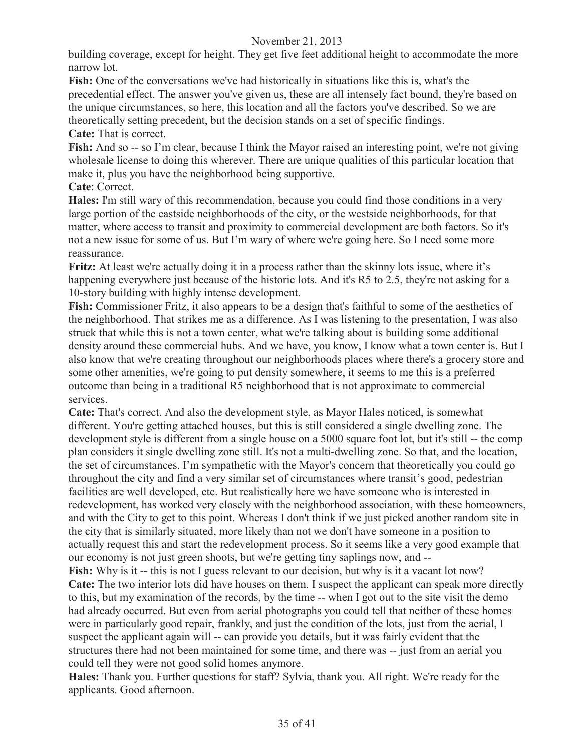building coverage, except for height. They get five feet additional height to accommodate the more narrow lot.

**Fish:** One of the conversations we've had historically in situations like this is, what's the precedential effect. The answer you've given us, these are all intensely fact bound, they're based on the unique circumstances, so here, this location and all the factors you've described. So we are theoretically setting precedent, but the decision stands on a set of specific findings.

**Cate:** That is correct.

**Fish:** And so -- so I'm clear, because I think the Mayor raised an interesting point, we're not giving wholesale license to doing this wherever. There are unique qualities of this particular location that make it, plus you have the neighborhood being supportive.

**Cate**: Correct.

**Hales:** I'm still wary of this recommendation, because you could find those conditions in a very large portion of the eastside neighborhoods of the city, or the westside neighborhoods, for that matter, where access to transit and proximity to commercial development are both factors. So it's not a new issue for some of us. But I'm wary of where we're going here. So I need some more reassurance.

**Fritz:** At least we're actually doing it in a process rather than the skinny lots issue, where it's happening everywhere just because of the historic lots. And it's R5 to 2.5, they're not asking for a 10-story building with highly intense development.

**Fish:** Commissioner Fritz, it also appears to be a design that's faithful to some of the aesthetics of the neighborhood. That strikes me as a difference. As I was listening to the presentation, I was also struck that while this is not a town center, what we're talking about is building some additional density around these commercial hubs. And we have, you know, I know what a town center is. But I also know that we're creating throughout our neighborhoods places where there's a grocery store and some other amenities, we're going to put density somewhere, it seems to me this is a preferred outcome than being in a traditional R5 neighborhood that is not approximate to commercial services.

**Cate:** That's correct. And also the development style, as Mayor Hales noticed, is somewhat different. You're getting attached houses, but this is still considered a single dwelling zone. The development style is different from a single house on a 5000 square foot lot, but it's still -- the comp plan considers it single dwelling zone still. It's not a multi-dwelling zone. So that, and the location, the set of circumstances. I'm sympathetic with the Mayor's concern that theoretically you could go throughout the city and find a very similar set of circumstances where transit's good, pedestrian facilities are well developed, etc. But realistically here we have someone who is interested in redevelopment, has worked very closely with the neighborhood association, with these homeowners, and with the City to get to this point. Whereas I don't think if we just picked another random site in the city that is similarly situated, more likely than not we don't have someone in a position to actually request this and start the redevelopment process. So it seems like a very good example that our economy is not just green shoots, but we're getting tiny saplings now, and --

**Fish:** Why is it -- this is not I guess relevant to our decision, but why is it a vacant lot now?

**Cate:** The two interior lots did have houses on them. I suspect the applicant can speak more directly to this, but my examination of the records, by the time -- when I got out to the site visit the demo had already occurred. But even from aerial photographs you could tell that neither of these homes were in particularly good repair, frankly, and just the condition of the lots, just from the aerial, I suspect the applicant again will -- can provide you details, but it was fairly evident that the structures there had not been maintained for some time, and there was -- just from an aerial you could tell they were not good solid homes anymore.

**Hales:** Thank you. Further questions for staff? Sylvia, thank you. All right. We're ready for the applicants. Good afternoon.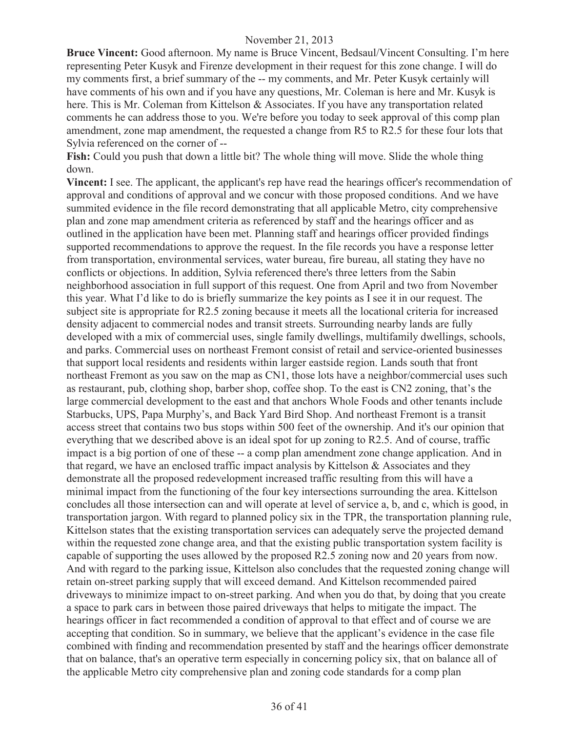**Bruce Vincent:** Good afternoon. My name is Bruce Vincent, Bedsaul/Vincent Consulting. I'm here representing Peter Kusyk and Firenze development in their request for this zone change. I will do my comments first, a brief summary of the -- my comments, and Mr. Peter Kusyk certainly will have comments of his own and if you have any questions, Mr. Coleman is here and Mr. Kusyk is here. This is Mr. Coleman from Kittelson & Associates. If you have any transportation related comments he can address those to you. We're before you today to seek approval of this comp plan amendment, zone map amendment, the requested a change from R5 to R2.5 for these four lots that Sylvia referenced on the corner of --

**Fish:** Could you push that down a little bit? The whole thing will move. Slide the whole thing down.

**Vincent:** I see. The applicant, the applicant's rep have read the hearings officer's recommendation of approval and conditions of approval and we concur with those proposed conditions. And we have summited evidence in the file record demonstrating that all applicable Metro, city comprehensive plan and zone map amendment criteria as referenced by staff and the hearings officer and as outlined in the application have been met. Planning staff and hearings officer provided findings supported recommendations to approve the request. In the file records you have a response letter from transportation, environmental services, water bureau, fire bureau, all stating they have no conflicts or objections. In addition, Sylvia referenced there's three letters from the Sabin neighborhood association in full support of this request. One from April and two from November this year. What I'd like to do is briefly summarize the key points as I see it in our request. The subject site is appropriate for R2.5 zoning because it meets all the locational criteria for increased density adjacent to commercial nodes and transit streets. Surrounding nearby lands are fully developed with a mix of commercial uses, single family dwellings, multifamily dwellings, schools, and parks. Commercial uses on northeast Fremont consist of retail and service-oriented businesses that support local residents and residents within larger eastside region. Lands south that front northeast Fremont as you saw on the map as CN1, those lots have a neighbor/commercial uses such as restaurant, pub, clothing shop, barber shop, coffee shop. To the east is CN2 zoning, that's the large commercial development to the east and that anchors Whole Foods and other tenants include Starbucks, UPS, Papa Murphy's, and Back Yard Bird Shop. And northeast Fremont is a transit access street that contains two bus stops within 500 feet of the ownership. And it's our opinion that everything that we described above is an ideal spot for up zoning to R2.5. And of course, traffic impact is a big portion of one of these -- a comp plan amendment zone change application. And in that regard, we have an enclosed traffic impact analysis by Kittelson & Associates and they demonstrate all the proposed redevelopment increased traffic resulting from this will have a minimal impact from the functioning of the four key intersections surrounding the area. Kittelson concludes all those intersection can and will operate at level of service a, b, and c, which is good, in transportation jargon. With regard to planned policy six in the TPR, the transportation planning rule, Kittelson states that the existing transportation services can adequately serve the projected demand within the requested zone change area, and that the existing public transportation system facility is capable of supporting the uses allowed by the proposed R2.5 zoning now and 20 years from now. And with regard to the parking issue, Kittelson also concludes that the requested zoning change will retain on-street parking supply that will exceed demand. And Kittelson recommended paired driveways to minimize impact to on-street parking. And when you do that, by doing that you create a space to park cars in between those paired driveways that helps to mitigate the impact. The hearings officer in fact recommended a condition of approval to that effect and of course we are accepting that condition. So in summary, we believe that the applicant's evidence in the case file combined with finding and recommendation presented by staff and the hearings officer demonstrate that on balance, that's an operative term especially in concerning policy six, that on balance all of the applicable Metro city comprehensive plan and zoning code standards for a comp plan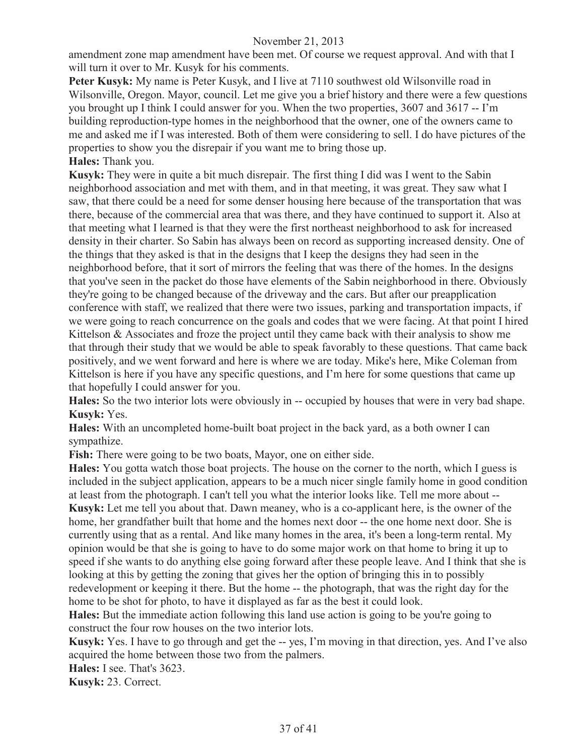amendment zone map amendment have been met. Of course we request approval. And with that I will turn it over to Mr. Kusyk for his comments.

**Peter Kusyk:** My name is Peter Kusyk, and I live at 7110 southwest old Wilsonville road in Wilsonville, Oregon. Mayor, council. Let me give you a brief history and there were a few questions you brought up I think I could answer for you. When the two properties, 3607 and 3617 -- I'm building reproduction-type homes in the neighborhood that the owner, one of the owners came to me and asked me if I was interested. Both of them were considering to sell. I do have pictures of the properties to show you the disrepair if you want me to bring those up.

**Hales:** Thank you.

**Kusyk:** They were in quite a bit much disrepair. The first thing I did was I went to the Sabin neighborhood association and met with them, and in that meeting, it was great. They saw what I saw, that there could be a need for some denser housing here because of the transportation that was there, because of the commercial area that was there, and they have continued to support it. Also at that meeting what I learned is that they were the first northeast neighborhood to ask for increased density in their charter. So Sabin has always been on record as supporting increased density. One of the things that they asked is that in the designs that I keep the designs they had seen in the neighborhood before, that it sort of mirrors the feeling that was there of the homes. In the designs that you've seen in the packet do those have elements of the Sabin neighborhood in there. Obviously they're going to be changed because of the driveway and the cars. But after our preapplication conference with staff, we realized that there were two issues, parking and transportation impacts, if we were going to reach concurrence on the goals and codes that we were facing. At that point I hired Kittelson & Associates and froze the project until they came back with their analysis to show me that through their study that we would be able to speak favorably to these questions. That came back positively, and we went forward and here is where we are today. Mike's here, Mike Coleman from Kittelson is here if you have any specific questions, and I'm here for some questions that came up that hopefully I could answer for you.

**Hales:** So the two interior lots were obviously in -- occupied by houses that were in very bad shape.

**Kusyk:** Yes.

**Hales:** With an uncompleted home-built boat project in the back yard, as a both owner I can sympathize.

**Fish:** There were going to be two boats, Mayor, one on either side.

**Hales:** You gotta watch those boat projects. The house on the corner to the north, which I guess is included in the subject application, appears to be a much nicer single family home in good condition at least from the photograph. I can't tell you what the interior looks like. Tell me more about --

**Kusyk:** Let me tell you about that. Dawn meaney, who is a co-applicant here, is the owner of the home, her grandfather built that home and the homes next door -- the one home next door. She is currently using that as a rental. And like many homes in the area, it's been a long-term rental. My opinion would be that she is going to have to do some major work on that home to bring it up to speed if she wants to do anything else going forward after these people leave. And I think that she is looking at this by getting the zoning that gives her the option of bringing this in to possibly redevelopment or keeping it there. But the home -- the photograph, that was the right day for the home to be shot for photo, to have it displayed as far as the best it could look.

**Hales:** But the immediate action following this land use action is going to be you're going to construct the four row houses on the two interior lots.

**Kusyk:** Yes. I have to go through and get the -- yes, I'm moving in that direction, yes. And I've also acquired the home between those two from the palmers.

**Hales:** I see. That's 3623.

**Kusyk:** 23. Correct.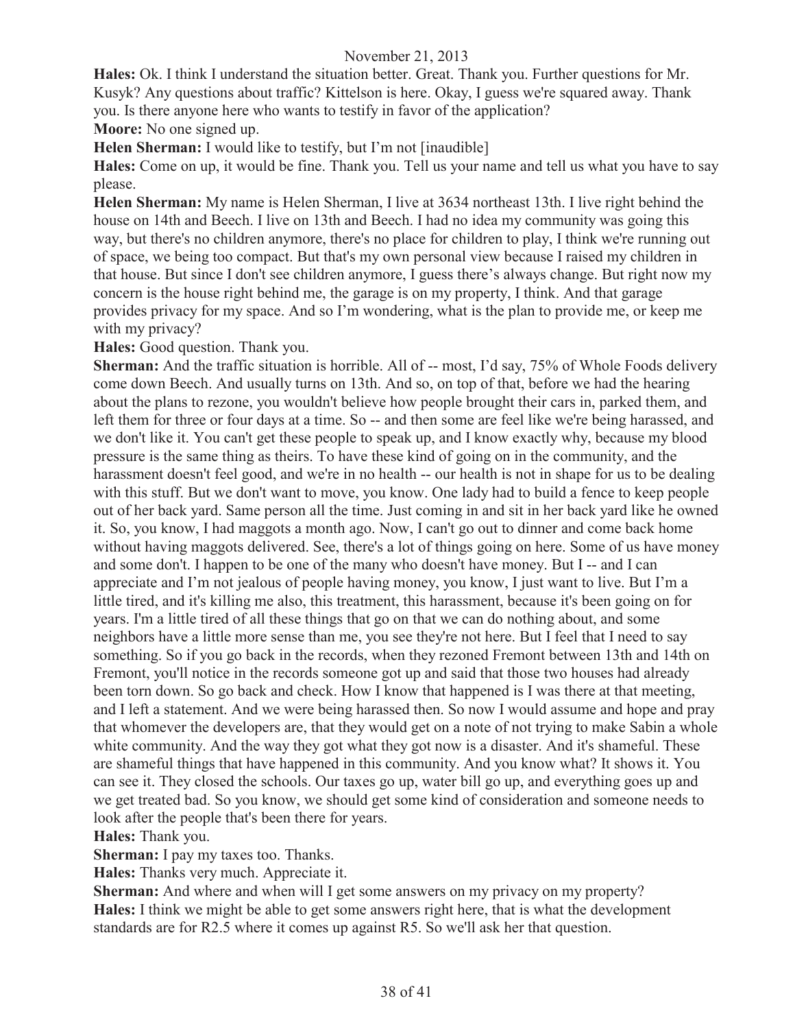**Hales:** Ok. I think I understand the situation better. Great. Thank you. Further questions for Mr. Kusyk? Any questions about traffic? Kittelson is here. Okay, I guess we're squared away. Thank you. Is there anyone here who wants to testify in favor of the application?

**Moore:** No one signed up.

**Helen Sherman:** I would like to testify, but I'm not [inaudible]

**Hales:** Come on up, it would be fine. Thank you. Tell us your name and tell us what you have to say please.

**Helen Sherman:** My name is Helen Sherman, I live at 3634 northeast 13th. I live right behind the house on 14th and Beech. I live on 13th and Beech. I had no idea my community was going this way, but there's no children anymore, there's no place for children to play, I think we're running out of space, we being too compact. But that's my own personal view because I raised my children in that house. But since I don't see children anymore, I guess there's always change. But right now my concern is the house right behind me, the garage is on my property, I think. And that garage provides privacy for my space. And so I'm wondering, what is the plan to provide me, or keep me with my privacy?

**Hales:** Good question. Thank you.

**Sherman:** And the traffic situation is horrible. All of -- most, I'd say, 75% of Whole Foods delivery come down Beech. And usually turns on 13th. And so, on top of that, before we had the hearing about the plans to rezone, you wouldn't believe how people brought their cars in, parked them, and left them for three or four days at a time. So -- and then some are feel like we're being harassed, and we don't like it. You can't get these people to speak up, and I know exactly why, because my blood pressure is the same thing as theirs. To have these kind of going on in the community, and the harassment doesn't feel good, and we're in no health -- our health is not in shape for us to be dealing with this stuff. But we don't want to move, you know. One lady had to build a fence to keep people out of her back yard. Same person all the time. Just coming in and sit in her back yard like he owned it. So, you know, I had maggots a month ago. Now, I can't go out to dinner and come back home without having maggots delivered. See, there's a lot of things going on here. Some of us have money and some don't. I happen to be one of the many who doesn't have money. But I -- and I can appreciate and I'm not jealous of people having money, you know, I just want to live. But I'm a little tired, and it's killing me also, this treatment, this harassment, because it's been going on for years. I'm a little tired of all these things that go on that we can do nothing about, and some neighbors have a little more sense than me, you see they're not here. But I feel that I need to say something. So if you go back in the records, when they rezoned Fremont between 13th and 14th on Fremont, you'll notice in the records someone got up and said that those two houses had already been torn down. So go back and check. How I know that happened is I was there at that meeting, and I left a statement. And we were being harassed then. So now I would assume and hope and pray that whomever the developers are, that they would get on a note of not trying to make Sabin a whole white community. And the way they got what they got now is a disaster. And it's shameful. These are shameful things that have happened in this community. And you know what? It shows it. You can see it. They closed the schools. Our taxes go up, water bill go up, and everything goes up and we get treated bad. So you know, we should get some kind of consideration and someone needs to look after the people that's been there for years.

**Hales:** Thank you.

**Sherman:** I pay my taxes too. Thanks.

**Hales:** Thanks very much. Appreciate it.

**Sherman:** And where and when will I get some answers on my privacy on my property?

**Hales:** I think we might be able to get some answers right here, that is what the development standards are for R2.5 where it comes up against R5. So we'll ask her that question.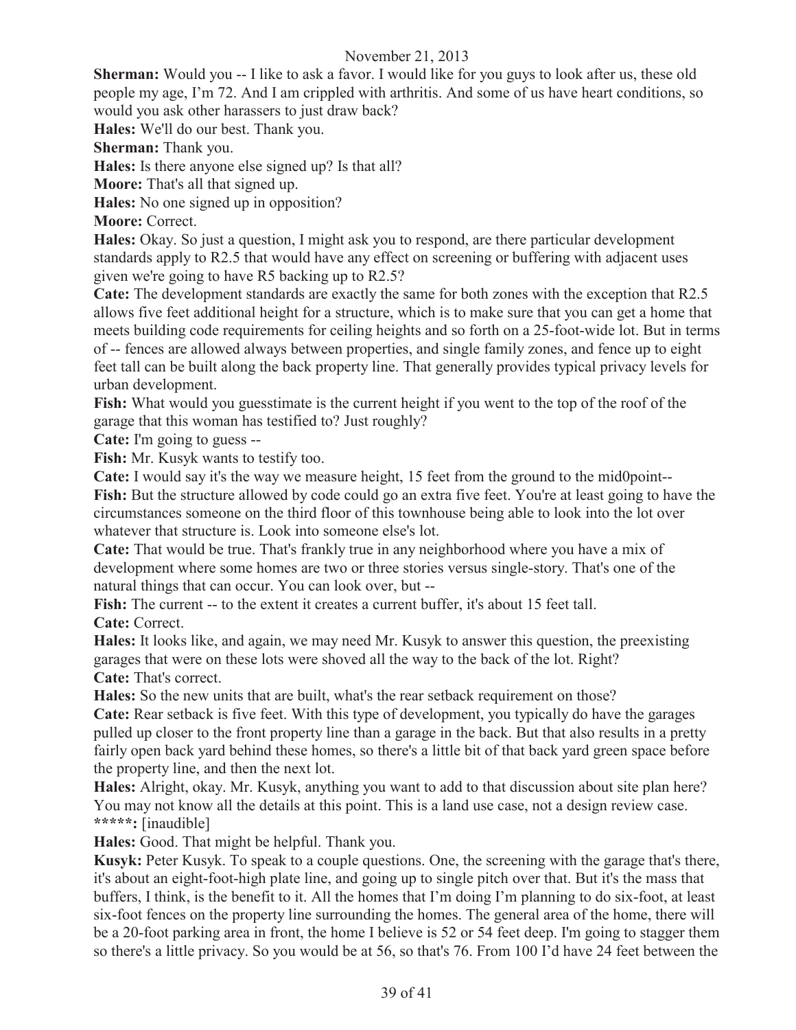**Sherman:** Would you -- I like to ask a favor. I would like for you guys to look after us, these old people my age, I'm 72. And I am crippled with arthritis. And some of us have heart conditions, so would you ask other harassers to just draw back?

**Hales:** We'll do our best. Thank you.

**Sherman:** Thank you.

**Hales:** Is there anyone else signed up? Is that all?

**Moore:** That's all that signed up.

**Hales:** No one signed up in opposition?

**Moore:** Correct.

**Hales:** Okay. So just a question, I might ask you to respond, are there particular development standards apply to R2.5 that would have any effect on screening or buffering with adjacent uses given we're going to have R5 backing up to R2.5?

**Cate:** The development standards are exactly the same for both zones with the exception that R2.5 allows five feet additional height for a structure, which is to make sure that you can get a home that meets building code requirements for ceiling heights and so forth on a 25-foot-wide lot. But in terms of -- fences are allowed always between properties, and single family zones, and fence up to eight feet tall can be built along the back property line. That generally provides typical privacy levels for urban development.

**Fish:** What would you guesstimate is the current height if you went to the top of the roof of the garage that this woman has testified to? Just roughly?

**Cate:** I'm going to guess --

**Fish:** Mr. Kusyk wants to testify too.

**Cate:** I would say it's the way we measure height, 15 feet from the ground to the mid0point--

**Fish:** But the structure allowed by code could go an extra five feet. You're at least going to have the circumstances someone on the third floor of this townhouse being able to look into the lot over whatever that structure is. Look into someone else's lot.

**Cate:** That would be true. That's frankly true in any neighborhood where you have a mix of development where some homes are two or three stories versus single-story. That's one of the natural things that can occur. You can look over, but --

**Fish:** The current -- to the extent it creates a current buffer, it's about 15 feet tall.

**Cate:** Correct.

**Hales:** It looks like, and again, we may need Mr. Kusyk to answer this question, the preexisting garages that were on these lots were shoved all the way to the back of the lot. Right?

**Cate:** That's correct.

**Hales:** So the new units that are built, what's the rear setback requirement on those?

**Cate:** Rear setback is five feet. With this type of development, you typically do have the garages pulled up closer to the front property line than a garage in the back. But that also results in a pretty fairly open back yard behind these homes, so there's a little bit of that back yard green space before the property line, and then the next lot.

**Hales:** Alright, okay. Mr. Kusyk, anything you want to add to that discussion about site plan here? You may not know all the details at this point. This is a land use case, not a design review case.

**\*\*\*\*\*:** [inaudible]

**Hales:** Good. That might be helpful. Thank you.

**Kusyk:** Peter Kusyk. To speak to a couple questions. One, the screening with the garage that's there, it's about an eight-foot-high plate line, and going up to single pitch over that. But it's the mass that buffers, I think, is the benefit to it. All the homes that I'm doing I'm planning to do six-foot, at least six-foot fences on the property line surrounding the homes. The general area of the home, there will be a 20-foot parking area in front, the home I believe is 52 or 54 feet deep. I'm going to stagger them so there's a little privacy. So you would be at 56, so that's 76. From 100 I'd have 24 feet between the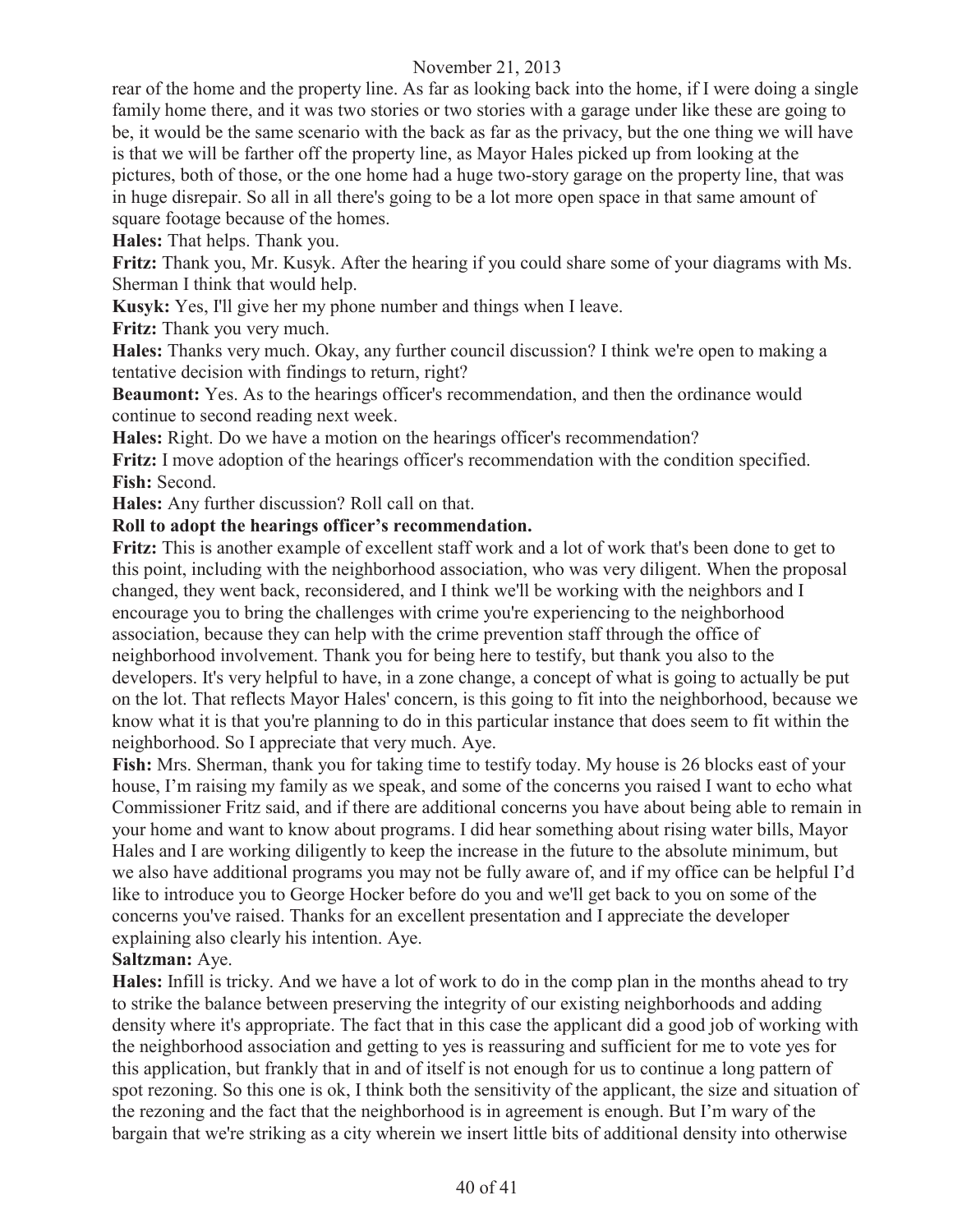rear of the home and the property line. As far as looking back into the home, if I were doing a single family home there, and it was two stories or two stories with a garage under like these are going to be, it would be the same scenario with the back as far as the privacy, but the one thing we will have is that we will be farther off the property line, as Mayor Hales picked up from looking at the pictures, both of those, or the one home had a huge two-story garage on the property line, that was in huge disrepair. So all in all there's going to be a lot more open space in that same amount of square footage because of the homes.

**Hales:** That helps. Thank you.

**Fritz:** Thank you, Mr. Kusyk. After the hearing if you could share some of your diagrams with Ms. Sherman I think that would help.

**Kusyk:** Yes, I'll give her my phone number and things when I leave.

**Fritz:** Thank you very much.

**Hales:** Thanks very much. Okay, any further council discussion? I think we're open to making a tentative decision with findings to return, right?

**Beaumont:** Yes. As to the hearings officer's recommendation, and then the ordinance would continue to second reading next week.

**Hales:** Right. Do we have a motion on the hearings officer's recommendation?

**Fritz:** I move adoption of the hearings officer's recommendation with the condition specified.

**Fish:** Second.

**Hales:** Any further discussion? Roll call on that.

**Roll to adopt the hearings officer's recommendation.**

**Fritz:** This is another example of excellent staff work and a lot of work that's been done to get to this point, including with the neighborhood association, who was very diligent. When the proposal changed, they went back, reconsidered, and I think we'll be working with the neighbors and I encourage you to bring the challenges with crime you're experiencing to the neighborhood association, because they can help with the crime prevention staff through the office of neighborhood involvement. Thank you for being here to testify, but thank you also to the developers. It's very helpful to have, in a zone change, a concept of what is going to actually be put on the lot. That reflects Mayor Hales' concern, is this going to fit into the neighborhood, because we know what it is that you're planning to do in this particular instance that does seem to fit within the neighborhood. So I appreciate that very much. Aye.

**Fish:** Mrs. Sherman, thank you for taking time to testify today. My house is 26 blocks east of your house, I'm raising my family as we speak, and some of the concerns you raised I want to echo what Commissioner Fritz said, and if there are additional concerns you have about being able to remain in your home and want to know about programs. I did hear something about rising water bills, Mayor Hales and I are working diligently to keep the increase in the future to the absolute minimum, but we also have additional programs you may not be fully aware of, and if my office can be helpful I'd like to introduce you to George Hocker before do you and we'll get back to you on some of the concerns you've raised. Thanks for an excellent presentation and I appreciate the developer explaining also clearly his intention. Aye.

**Saltzman:** Aye.

**Hales:** Infill is tricky. And we have a lot of work to do in the comp plan in the months ahead to try to strike the balance between preserving the integrity of our existing neighborhoods and adding density where it's appropriate. The fact that in this case the applicant did a good job of working with the neighborhood association and getting to yes is reassuring and sufficient for me to vote yes for this application, but frankly that in and of itself is not enough for us to continue a long pattern of spot rezoning. So this one is ok, I think both the sensitivity of the applicant, the size and situation of the rezoning and the fact that the neighborhood is in agreement is enough. But I'm wary of the bargain that we're striking as a city wherein we insert little bits of additional density into otherwise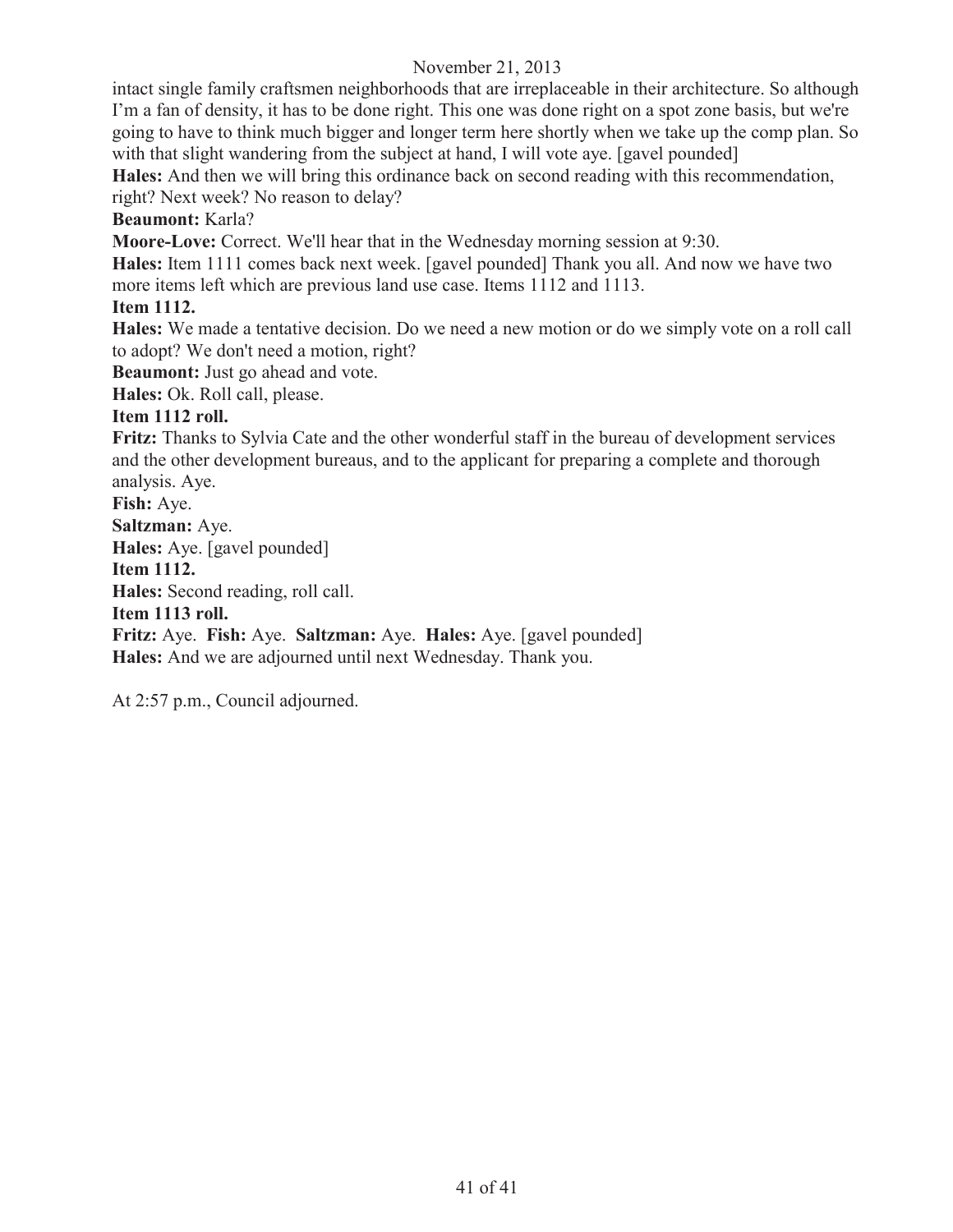intact single family craftsmen neighborhoods that are irreplaceable in their architecture. So although I'm a fan of density, it has to be done right. This one was done right on a spot zone basis, but we're going to have to think much bigger and longer term here shortly when we take up the comp plan. So with that slight wandering from the subject at hand, I will vote aye. [gavel pounded]

**Hales:** And then we will bring this ordinance back on second reading with this recommendation, right? Next week? No reason to delay?

**Beaumont:** Karla?

**Moore-Love:** Correct. We'll hear that in the Wednesday morning session at 9:30.

**Hales:** Item 1111 comes back next week. [gavel pounded] Thank you all. And now we have two more items left which are previous land use case. Items 1112 and 1113.

**Item 1112.**

**Hales:** We made a tentative decision. Do we need a new motion or do we simply vote on a roll call to adopt? We don't need a motion, right?

**Beaumont:** Just go ahead and vote.

**Hales:** Ok. Roll call, please.

**Item 1112 roll.**

**Fritz:** Thanks to Sylvia Cate and the other wonderful staff in the bureau of development services and the other development bureaus, and to the applicant for preparing a complete and thorough analysis. Aye.

**Fish:** Aye.

**Saltzman:** Aye.

**Hales:** Aye. [gavel pounded]

**Item 1112.**

**Hales:** Second reading, roll call.

**Item 1113 roll.**

**Fritz:** Aye. **Fish:** Aye. **Saltzman:** Aye. **Hales:** Aye. [gavel pounded]

**Hales:** And we are adjourned until next Wednesday. Thank you.

At 2:57 p.m., Council adjourned.